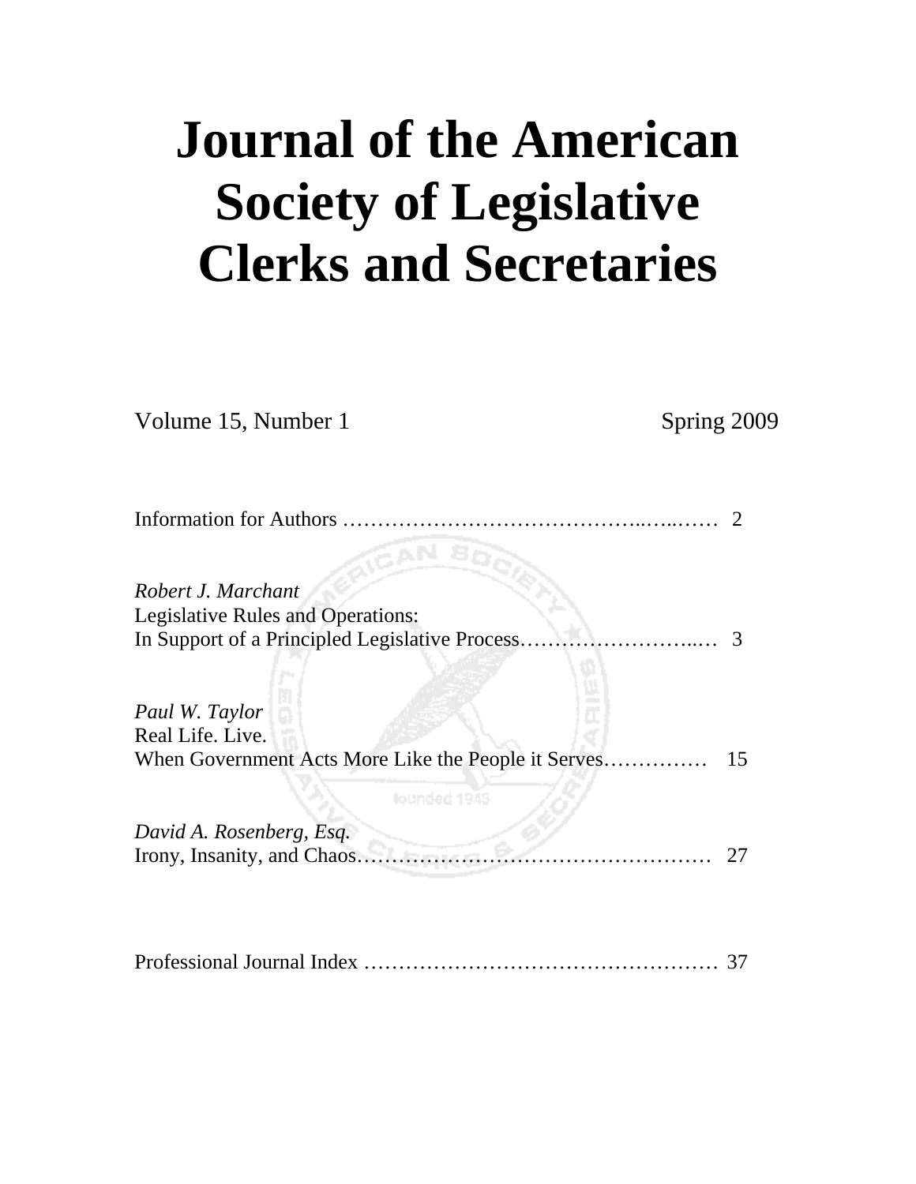# Journal of the American Society of Legislative Clerks and Secretaries

Volume 15, Number 1 Spring 2009

Information for Authors ………………………………………..…...…… 2

*Robert J. Marchant*
Legislative Rules and Operations:
In Support of a Principled Legislative Process……………………...… 3

*Paul W. Taylor*
Real Life. Live.
When Government Acts More Like the People it Serves…………… 15

*David A. Rosenberg, Esq.*
Irony, Insanity, and Chaos…………………………………………… 27

Professional Journal Index …………………………………………… 37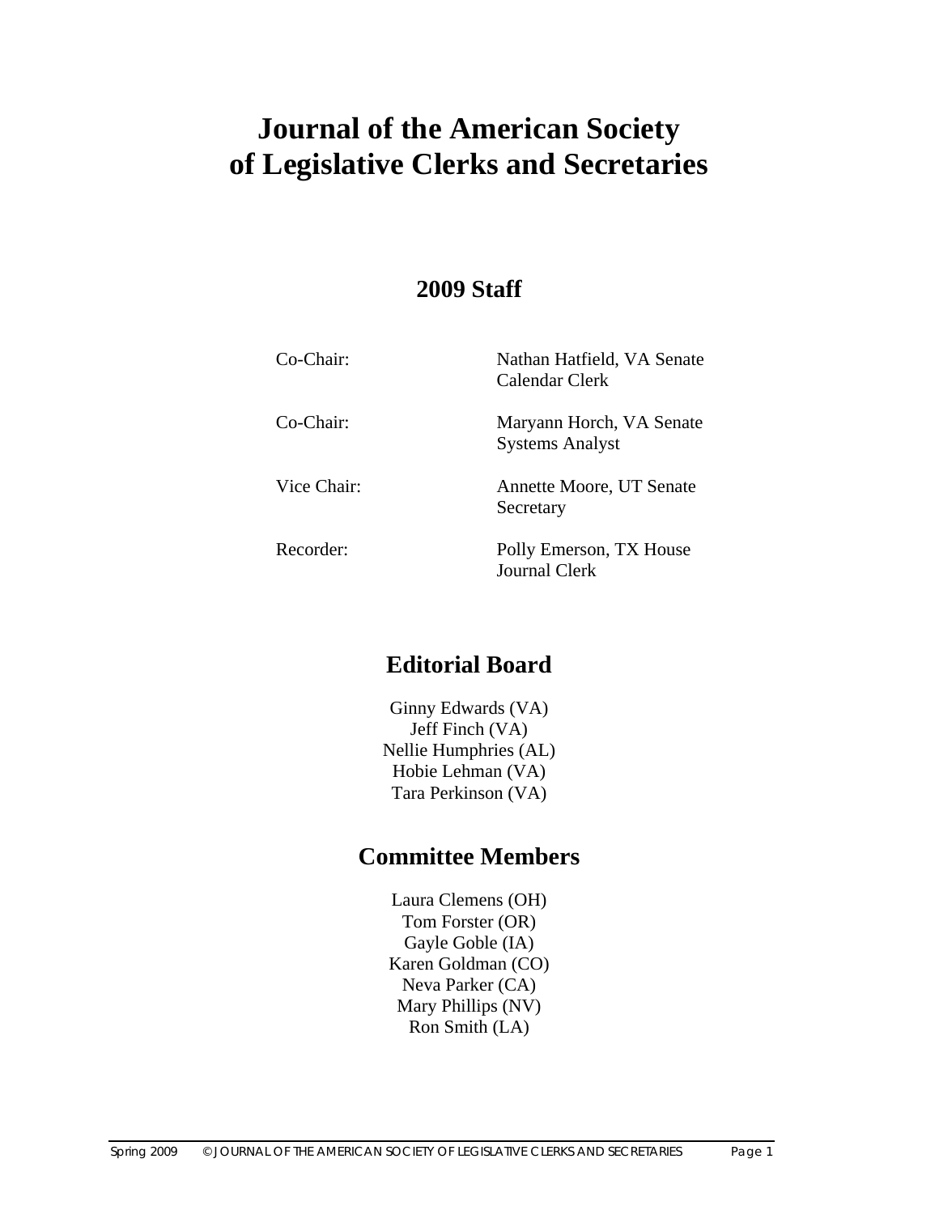# Journal of the American Society of Legislative Clerks and Secretaries

## 2009 Staff

| | |
|---|---|
| Co-Chair: | Nathan Hatfield, VA Senate Calendar Clerk |
| Co-Chair: | Maryann Horch, VA Senate Systems Analyst |
| Vice Chair: | Annette Moore, UT Senate Secretary |
| Recorder: | Polly Emerson, TX House Journal Clerk |

## Editorial Board

Ginny Edwards (VA)
Jeff Finch (VA)
Nellie Humphries (AL)
Hobie Lehman (VA)
Tara Perkinson (VA)

## Committee Members

Laura Clemens (OH)
Tom Forster (OR)
Gayle Goble (IA)
Karen Goldman (CO)
Neva Parker (CA)
Mary Phillips (NV)
Ron Smith (LA)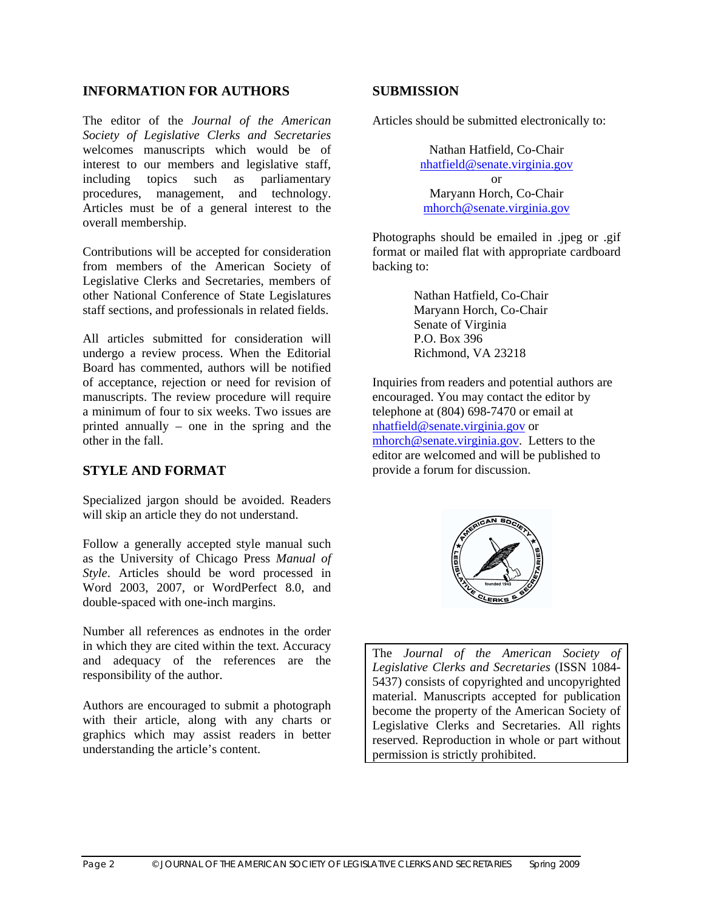## INFORMATION FOR AUTHORS

The editor of the *Journal of the American Society of Legislative Clerks and Secretaries* welcomes manuscripts which would be of interest to our members and legislative staff, including topics such as parliamentary procedures, management, and technology. Articles must be of a general interest to the overall membership.

Contributions will be accepted for consideration from members of the American Society of Legislative Clerks and Secretaries, members of other National Conference of State Legislatures staff sections, and professionals in related fields.

All articles submitted for consideration will undergo a review process. When the Editorial Board has commented, authors will be notified of acceptance, rejection or need for revision of manuscripts. The review procedure will require a minimum of four to six weeks. Two issues are printed annually – one in the spring and the other in the fall.

## STYLE AND FORMAT

Specialized jargon should be avoided. Readers will skip an article they do not understand.

Follow a generally accepted style manual such as the University of Chicago Press *Manual of Style*. Articles should be word processed in Word 2003, 2007, or WordPerfect 8.0, and double-spaced with one-inch margins.

Number all references as endnotes in the order in which they are cited within the text. Accuracy and adequacy of the references are the responsibility of the author.

Authors are encouraged to submit a photograph with their article, along with any charts or graphics which may assist readers in better understanding the article's content.

## SUBMISSION

Articles should be submitted electronically to:

Nathan Hatfield, Co-Chair
nhatfield@senate.virginia.gov
or
Maryann Horch, Co-Chair
mhorch@senate.virginia.gov

Photographs should be emailed in .jpeg or .gif format or mailed flat with appropriate cardboard backing to:

Nathan Hatfield, Co-Chair
Maryann Horch, Co-Chair
Senate of Virginia
P.O. Box 396
Richmond, VA 23218

Inquiries from readers and potential authors are encouraged. You may contact the editor by telephone at (804) 698-7470 or email at nhatfield@senate.virginia.gov or mhorch@senate.virginia.gov. Letters to the editor are welcomed and will be published to provide a forum for discussion.

The *Journal of the American Society of Legislative Clerks and Secretaries* (ISSN 1084-5437) consists of copyrighted and uncopyrighted material. Manuscripts accepted for publication become the property of the American Society of Legislative Clerks and Secretaries. All rights reserved. Reproduction in whole or part without permission is strictly prohibited.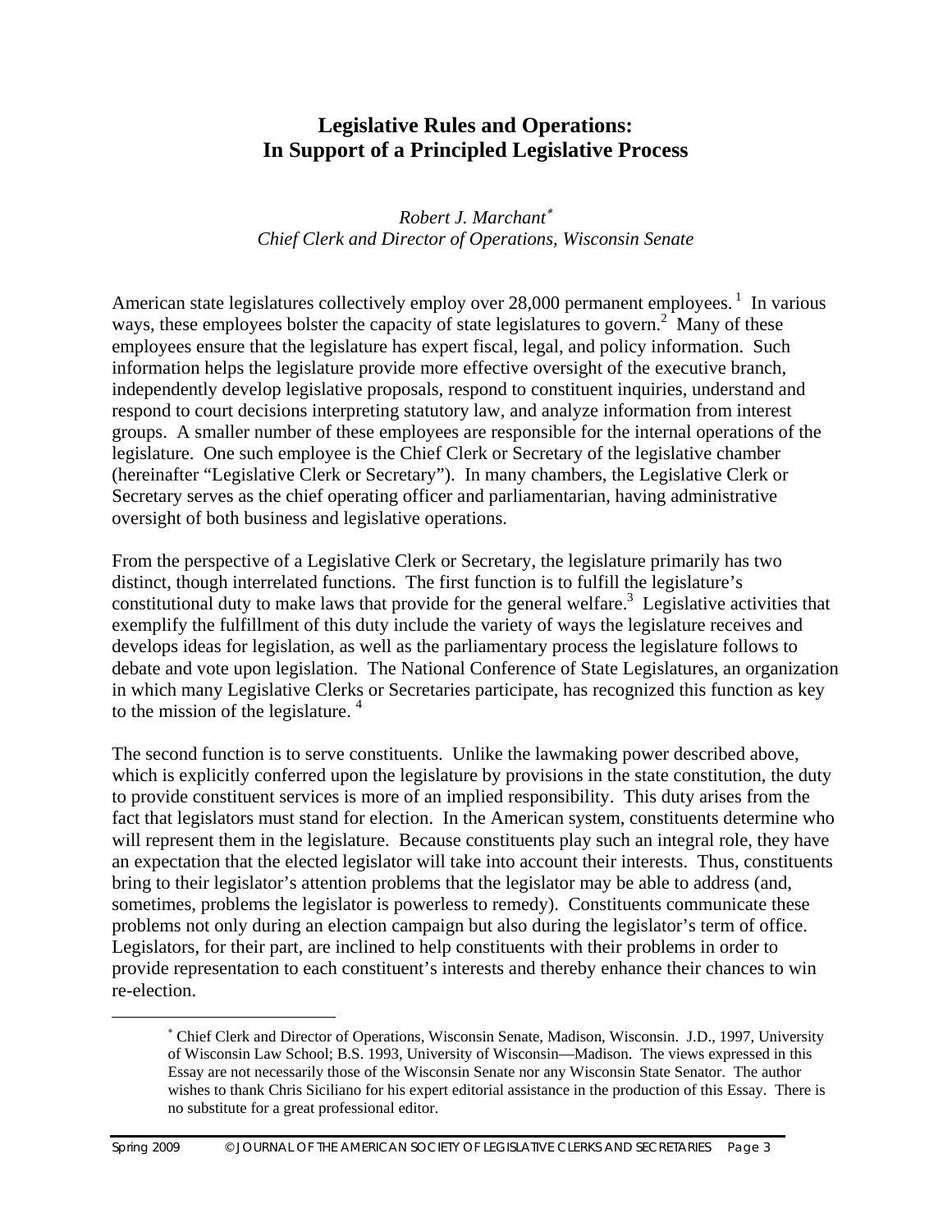# Legislative Rules and Operations: In Support of a Principled Legislative Process

*Robert J. Marchant[*]*
*Chief Clerk and Director of Operations, Wisconsin Senate*

American state legislatures collectively employ over 28,000 permanent employees.[1] In various ways, these employees bolster the capacity of state legislatures to govern.[2] Many of these employees ensure that the legislature has expert fiscal, legal, and policy information. Such information helps the legislature provide more effective oversight of the executive branch, independently develop legislative proposals, respond to constituent inquiries, understand and respond to court decisions interpreting statutory law, and analyze information from interest groups. A smaller number of these employees are responsible for the internal operations of the legislature. One such employee is the Chief Clerk or Secretary of the legislative chamber (hereinafter "Legislative Clerk or Secretary"). In many chambers, the Legislative Clerk or Secretary serves as the chief operating officer and parliamentarian, having administrative oversight of both business and legislative operations.

From the perspective of a Legislative Clerk or Secretary, the legislature primarily has two distinct, though interrelated functions. The first function is to fulfill the legislature's constitutional duty to make laws that provide for the general welfare.[3] Legislative activities that exemplify the fulfillment of this duty include the variety of ways the legislature receives and develops ideas for legislation, as well as the parliamentary process the legislature follows to debate and vote upon legislation. The National Conference of State Legislatures, an organization in which many Legislative Clerks or Secretaries participate, has recognized this function as key to the mission of the legislature.[4]

The second function is to serve constituents. Unlike the lawmaking power described above, which is explicitly conferred upon the legislature by provisions in the state constitution, the duty to provide constituent services is more of an implied responsibility. This duty arises from the fact that legislators must stand for election. In the American system, constituents determine who will represent them in the legislature. Because constituents play such an integral role, they have an expectation that the elected legislator will take into account their interests. Thus, constituents bring to their legislator's attention problems that the legislator may be able to address (and, sometimes, problems the legislator is powerless to remedy). Constituents communicate these problems not only during an election campaign but also during the legislator's term of office. Legislators, for their part, are inclined to help constituents with their problems in order to provide representation to each constituent's interests and thereby enhance their chances to win re-election.

---

[*] Chief Clerk and Director of Operations, Wisconsin Senate, Madison, Wisconsin. J.D., 1997, University of Wisconsin Law School; B.S. 1993, University of Wisconsin—Madison. The views expressed in this Essay are not necessarily those of the Wisconsin Senate nor any Wisconsin State Senator. The author wishes to thank Chris Siciliano for his expert editorial assistance in the production of this Essay. There is no substitute for a great professional editor.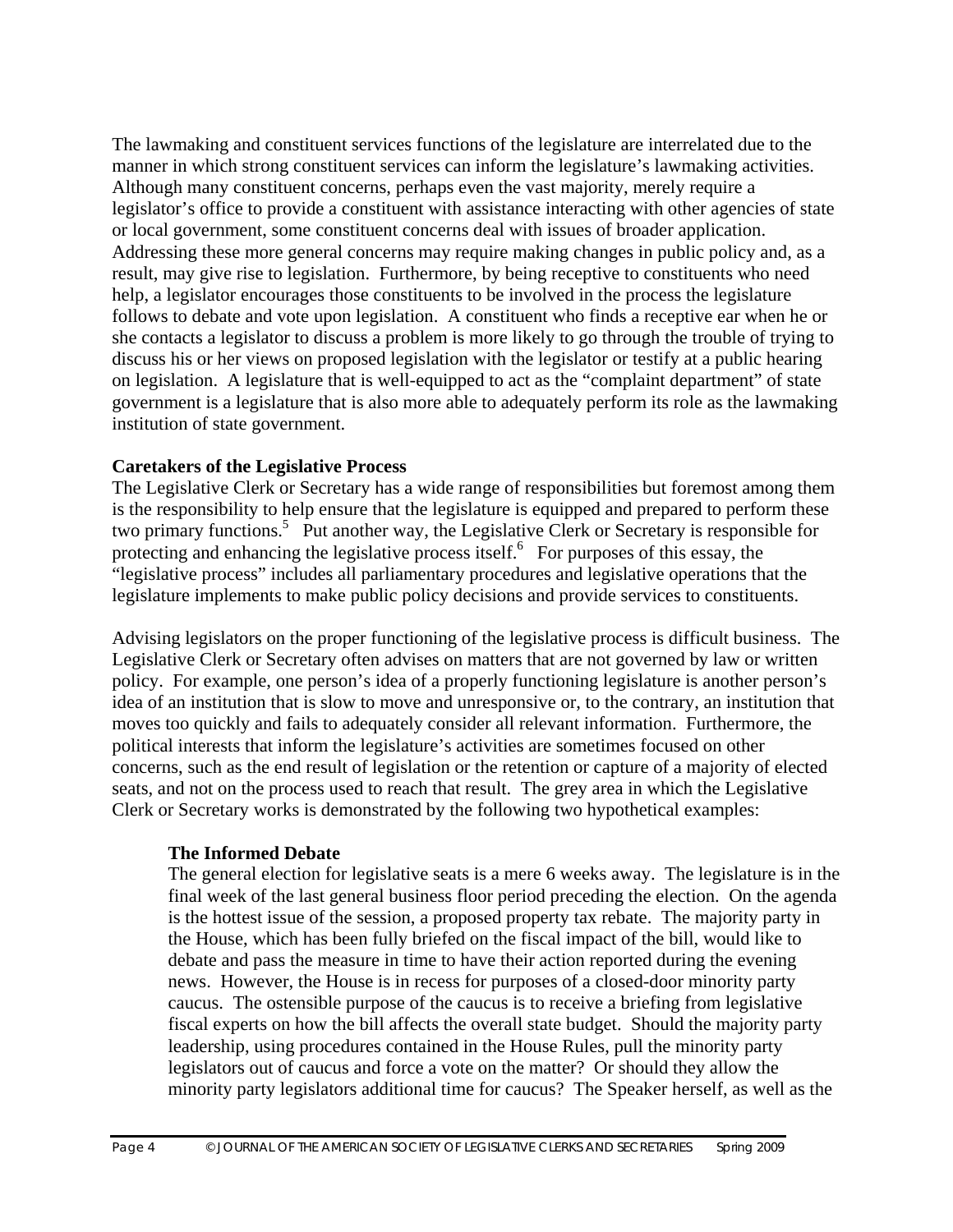The lawmaking and constituent services functions of the legislature are interrelated due to the manner in which strong constituent services can inform the legislature's lawmaking activities. Although many constituent concerns, perhaps even the vast majority, merely require a legislator's office to provide a constituent with assistance interacting with other agencies of state or local government, some constituent concerns deal with issues of broader application. Addressing these more general concerns may require making changes in public policy and, as a result, may give rise to legislation. Furthermore, by being receptive to constituents who need help, a legislator encourages those constituents to be involved in the process the legislature follows to debate and vote upon legislation. A constituent who finds a receptive ear when he or she contacts a legislator to discuss a problem is more likely to go through the trouble of trying to discuss his or her views on proposed legislation with the legislator or testify at a public hearing on legislation. A legislature that is well-equipped to act as the "complaint department" of state government is a legislature that is also more able to adequately perform its role as the lawmaking institution of state government.

**Caretakers of the Legislative Process**

The Legislative Clerk or Secretary has a wide range of responsibilities but foremost among them is the responsibility to help ensure that the legislature is equipped and prepared to perform these two primary functions.[5] Put another way, the Legislative Clerk or Secretary is responsible for protecting and enhancing the legislative process itself.[6] For purposes of this essay, the "legislative process" includes all parliamentary procedures and legislative operations that the legislature implements to make public policy decisions and provide services to constituents.

Advising legislators on the proper functioning of the legislative process is difficult business. The Legislative Clerk or Secretary often advises on matters that are not governed by law or written policy. For example, one person's idea of a properly functioning legislature is another person's idea of an institution that is slow to move and unresponsive or, to the contrary, an institution that moves too quickly and fails to adequately consider all relevant information. Furthermore, the political interests that inform the legislature's activities are sometimes focused on other concerns, such as the end result of legislation or the retention or capture of a majority of elected seats, and not on the process used to reach that result. The grey area in which the Legislative Clerk or Secretary works is demonstrated by the following two hypothetical examples:

**The Informed Debate**

The general election for legislative seats is a mere 6 weeks away. The legislature is in the final week of the last general business floor period preceding the election. On the agenda is the hottest issue of the session, a proposed property tax rebate. The majority party in the House, which has been fully briefed on the fiscal impact of the bill, would like to debate and pass the measure in time to have their action reported during the evening news. However, the House is in recess for purposes of a closed-door minority party caucus. The ostensible purpose of the caucus is to receive a briefing from legislative fiscal experts on how the bill affects the overall state budget. Should the majority party leadership, using procedures contained in the House Rules, pull the minority party legislators out of caucus and force a vote on the matter? Or should they allow the minority party legislators additional time for caucus? The Speaker herself, as well as the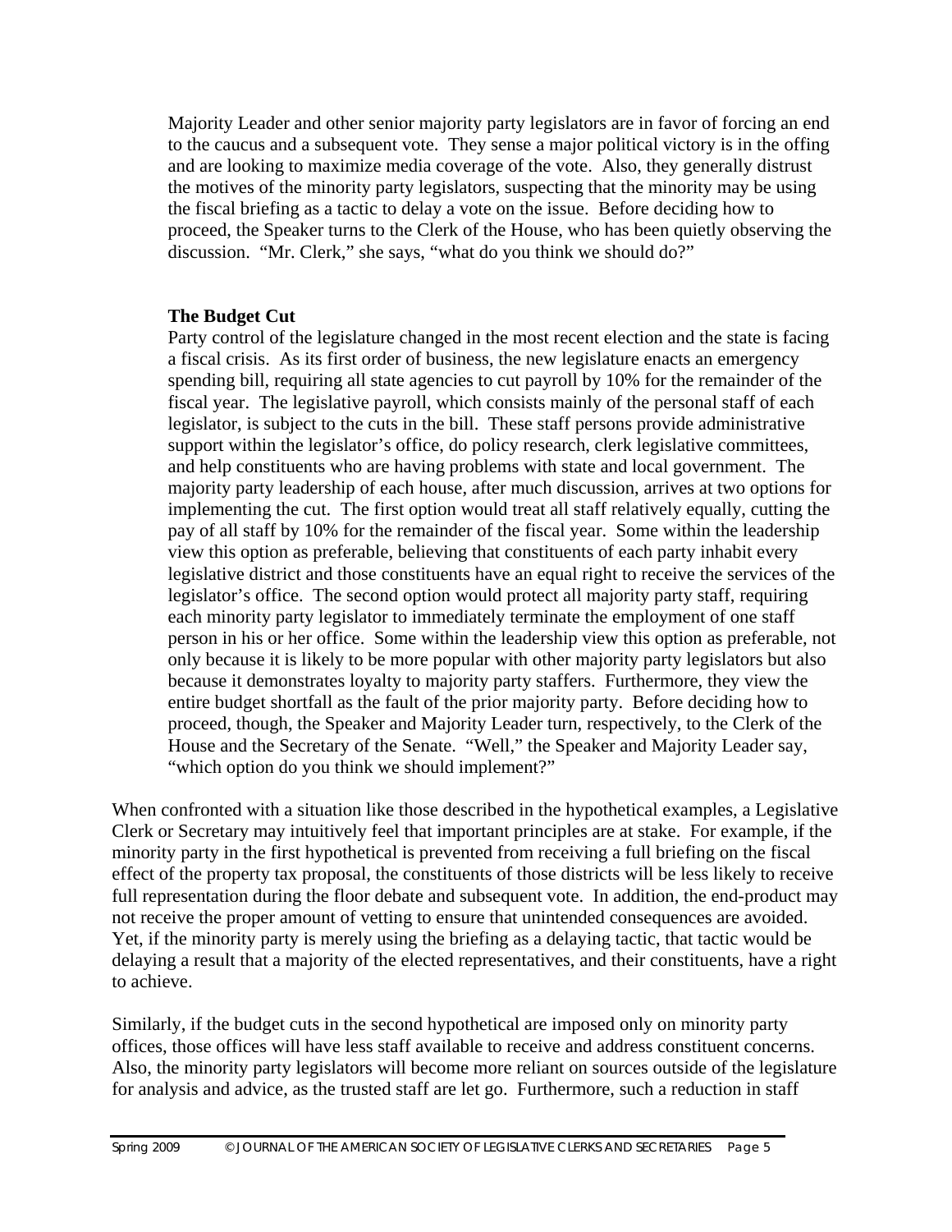Majority Leader and other senior majority party legislators are in favor of forcing an end to the caucus and a subsequent vote. They sense a major political victory is in the offing and are looking to maximize media coverage of the vote. Also, they generally distrust the motives of the minority party legislators, suspecting that the minority may be using the fiscal briefing as a tactic to delay a vote on the issue. Before deciding how to proceed, the Speaker turns to the Clerk of the House, who has been quietly observing the discussion. "Mr. Clerk," she says, "what do you think we should do?"

**The Budget Cut**

Party control of the legislature changed in the most recent election and the state is facing a fiscal crisis. As its first order of business, the new legislature enacts an emergency spending bill, requiring all state agencies to cut payroll by 10% for the remainder of the fiscal year. The legislative payroll, which consists mainly of the personal staff of each legislator, is subject to the cuts in the bill. These staff persons provide administrative support within the legislator's office, do policy research, clerk legislative committees, and help constituents who are having problems with state and local government. The majority party leadership of each house, after much discussion, arrives at two options for implementing the cut. The first option would treat all staff relatively equally, cutting the pay of all staff by 10% for the remainder of the fiscal year. Some within the leadership view this option as preferable, believing that constituents of each party inhabit every legislative district and those constituents have an equal right to receive the services of the legislator's office. The second option would protect all majority party staff, requiring each minority party legislator to immediately terminate the employment of one staff person in his or her office. Some within the leadership view this option as preferable, not only because it is likely to be more popular with other majority party legislators but also because it demonstrates loyalty to majority party staffers. Furthermore, they view the entire budget shortfall as the fault of the prior majority party. Before deciding how to proceed, though, the Speaker and Majority Leader turn, respectively, to the Clerk of the House and the Secretary of the Senate. "Well," the Speaker and Majority Leader say, "which option do you think we should implement?"

When confronted with a situation like those described in the hypothetical examples, a Legislative Clerk or Secretary may intuitively feel that important principles are at stake. For example, if the minority party in the first hypothetical is prevented from receiving a full briefing on the fiscal effect of the property tax proposal, the constituents of those districts will be less likely to receive full representation during the floor debate and subsequent vote. In addition, the end-product may not receive the proper amount of vetting to ensure that unintended consequences are avoided. Yet, if the minority party is merely using the briefing as a delaying tactic, that tactic would be delaying a result that a majority of the elected representatives, and their constituents, have a right to achieve.

Similarly, if the budget cuts in the second hypothetical are imposed only on minority party offices, those offices will have less staff available to receive and address constituent concerns. Also, the minority party legislators will become more reliant on sources outside of the legislature for analysis and advice, as the trusted staff are let go. Furthermore, such a reduction in staff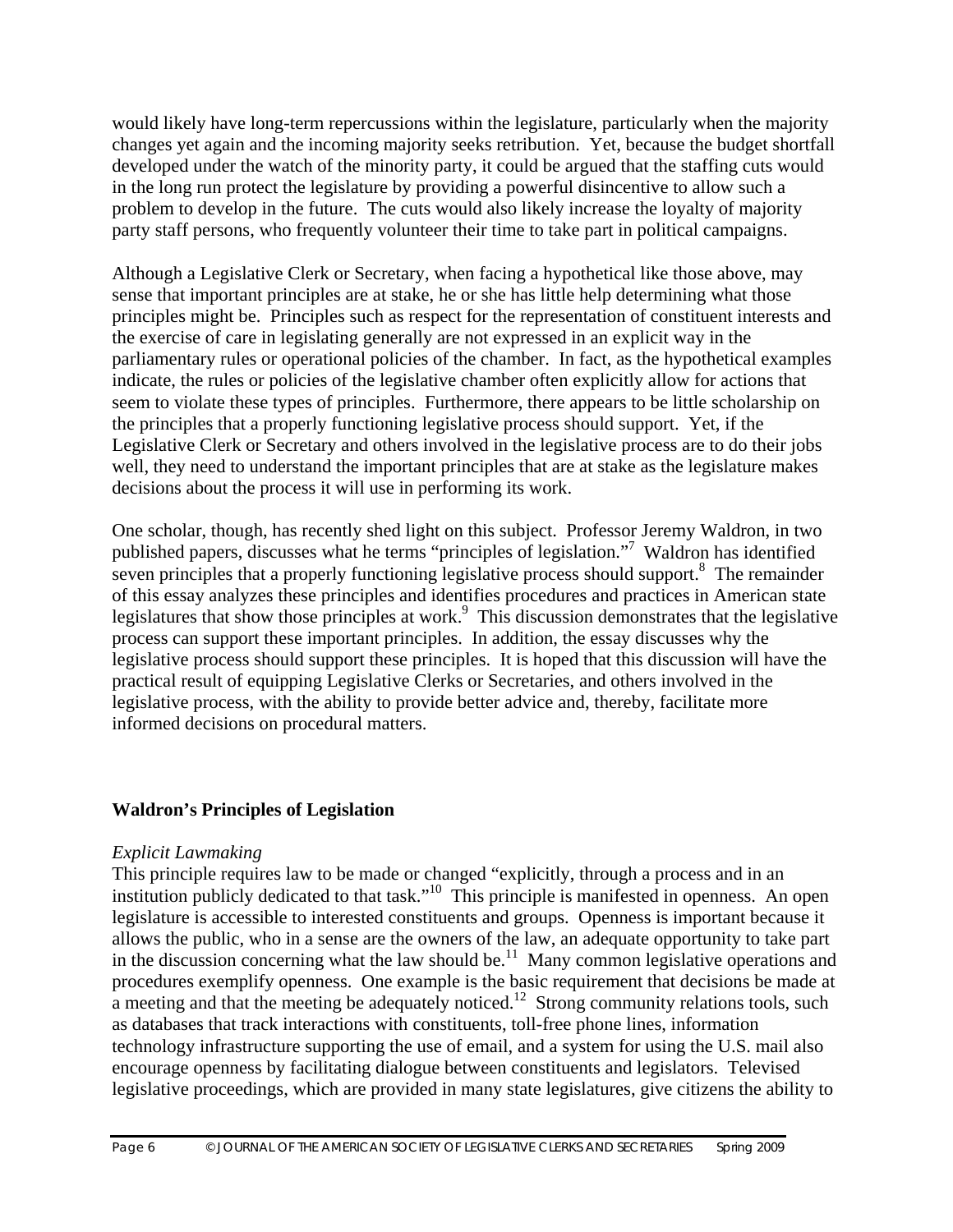would likely have long-term repercussions within the legislature, particularly when the majority changes yet again and the incoming majority seeks retribution. Yet, because the budget shortfall developed under the watch of the minority party, it could be argued that the staffing cuts would in the long run protect the legislature by providing a powerful disincentive to allow such a problem to develop in the future. The cuts would also likely increase the loyalty of majority party staff persons, who frequently volunteer their time to take part in political campaigns.

Although a Legislative Clerk or Secretary, when facing a hypothetical like those above, may sense that important principles are at stake, he or she has little help determining what those principles might be. Principles such as respect for the representation of constituent interests and the exercise of care in legislating generally are not expressed in an explicit way in the parliamentary rules or operational policies of the chamber. In fact, as the hypothetical examples indicate, the rules or policies of the legislative chamber often explicitly allow for actions that seem to violate these types of principles. Furthermore, there appears to be little scholarship on the principles that a properly functioning legislative process should support. Yet, if the Legislative Clerk or Secretary and others involved in the legislative process are to do their jobs well, they need to understand the important principles that are at stake as the legislature makes decisions about the process it will use in performing its work.

One scholar, though, has recently shed light on this subject. Professor Jeremy Waldron, in two published papers, discusses what he terms "principles of legislation."[7] Waldron has identified seven principles that a properly functioning legislative process should support.[8] The remainder of this essay analyzes these principles and identifies procedures and practices in American state legislatures that show those principles at work.[9] This discussion demonstrates that the legislative process can support these important principles. In addition, the essay discusses why the legislative process should support these principles. It is hoped that this discussion will have the practical result of equipping Legislative Clerks or Secretaries, and others involved in the legislative process, with the ability to provide better advice and, thereby, facilitate more informed decisions on procedural matters.

## Waldron's Principles of Legislation

*Explicit Lawmaking*

This principle requires law to be made or changed "explicitly, through a process and in an institution publicly dedicated to that task."[10] This principle is manifested in openness. An open legislature is accessible to interested constituents and groups. Openness is important because it allows the public, who in a sense are the owners of the law, an adequate opportunity to take part in the discussion concerning what the law should be.[11] Many common legislative operations and procedures exemplify openness. One example is the basic requirement that decisions be made at a meeting and that the meeting be adequately noticed.[12] Strong community relations tools, such as databases that track interactions with constituents, toll-free phone lines, information technology infrastructure supporting the use of email, and a system for using the U.S. mail also encourage openness by facilitating dialogue between constituents and legislators. Televised legislative proceedings, which are provided in many state legislatures, give citizens the ability to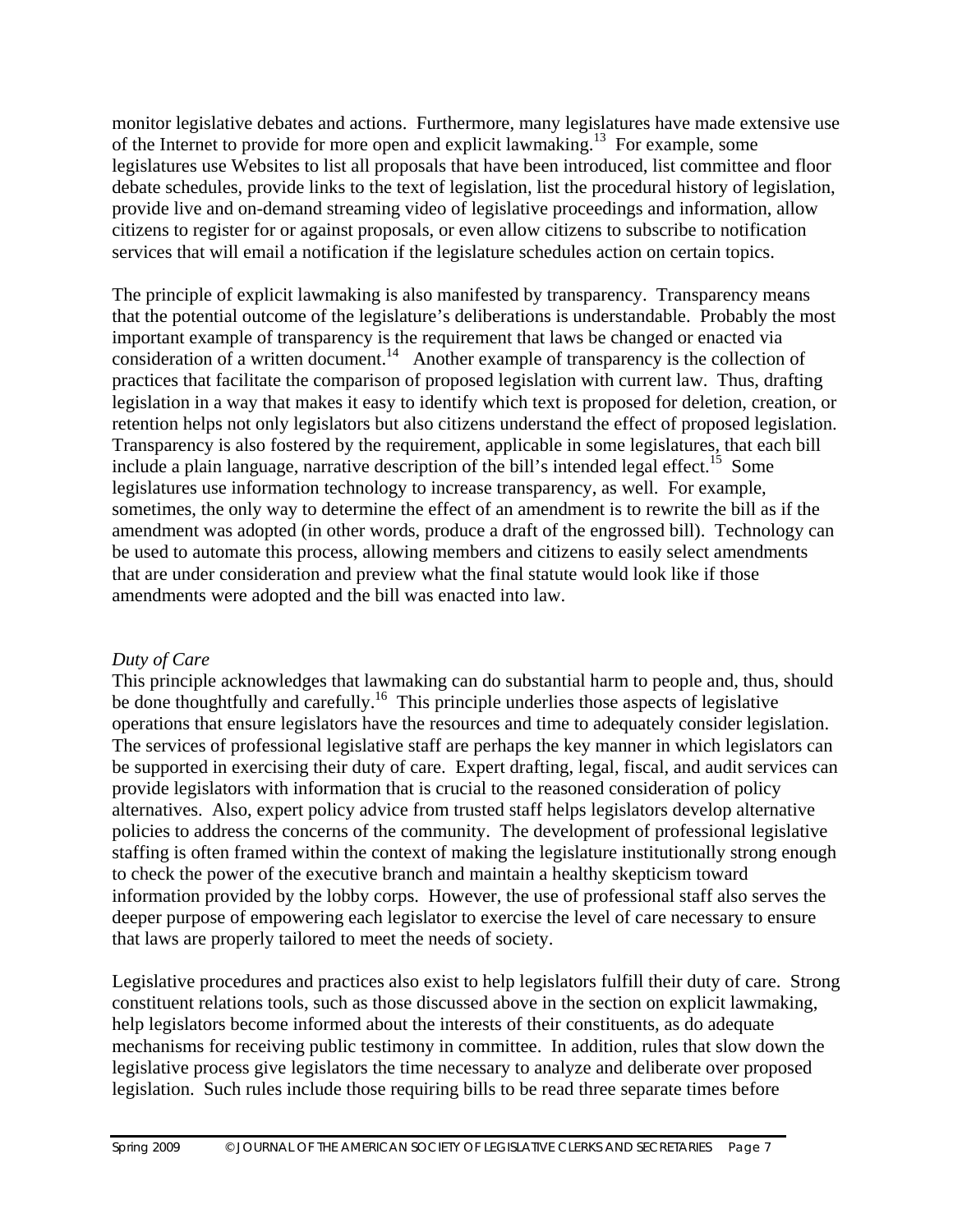monitor legislative debates and actions. Furthermore, many legislatures have made extensive use of the Internet to provide for more open and explicit lawmaking.[13] For example, some legislatures use Websites to list all proposals that have been introduced, list committee and floor debate schedules, provide links to the text of legislation, list the procedural history of legislation, provide live and on-demand streaming video of legislative proceedings and information, allow citizens to register for or against proposals, or even allow citizens to subscribe to notification services that will email a notification if the legislature schedules action on certain topics.

The principle of explicit lawmaking is also manifested by transparency. Transparency means that the potential outcome of the legislature's deliberations is understandable. Probably the most important example of transparency is the requirement that laws be changed or enacted via consideration of a written document.[14] Another example of transparency is the collection of practices that facilitate the comparison of proposed legislation with current law. Thus, drafting legislation in a way that makes it easy to identify which text is proposed for deletion, creation, or retention helps not only legislators but also citizens understand the effect of proposed legislation. Transparency is also fostered by the requirement, applicable in some legislatures, that each bill include a plain language, narrative description of the bill's intended legal effect.[15] Some legislatures use information technology to increase transparency, as well. For example, sometimes, the only way to determine the effect of an amendment is to rewrite the bill as if the amendment was adopted (in other words, produce a draft of the engrossed bill). Technology can be used to automate this process, allowing members and citizens to easily select amendments that are under consideration and preview what the final statute would look like if those amendments were adopted and the bill was enacted into law.

*Duty of Care*

This principle acknowledges that lawmaking can do substantial harm to people and, thus, should be done thoughtfully and carefully.[16] This principle underlies those aspects of legislative operations that ensure legislators have the resources and time to adequately consider legislation. The services of professional legislative staff are perhaps the key manner in which legislators can be supported in exercising their duty of care. Expert drafting, legal, fiscal, and audit services can provide legislators with information that is crucial to the reasoned consideration of policy alternatives. Also, expert policy advice from trusted staff helps legislators develop alternative policies to address the concerns of the community. The development of professional legislative staffing is often framed within the context of making the legislature institutionally strong enough to check the power of the executive branch and maintain a healthy skepticism toward information provided by the lobby corps. However, the use of professional staff also serves the deeper purpose of empowering each legislator to exercise the level of care necessary to ensure that laws are properly tailored to meet the needs of society.

Legislative procedures and practices also exist to help legislators fulfill their duty of care. Strong constituent relations tools, such as those discussed above in the section on explicit lawmaking, help legislators become informed about the interests of their constituents, as do adequate mechanisms for receiving public testimony in committee. In addition, rules that slow down the legislative process give legislators the time necessary to analyze and deliberate over proposed legislation. Such rules include those requiring bills to be read three separate times before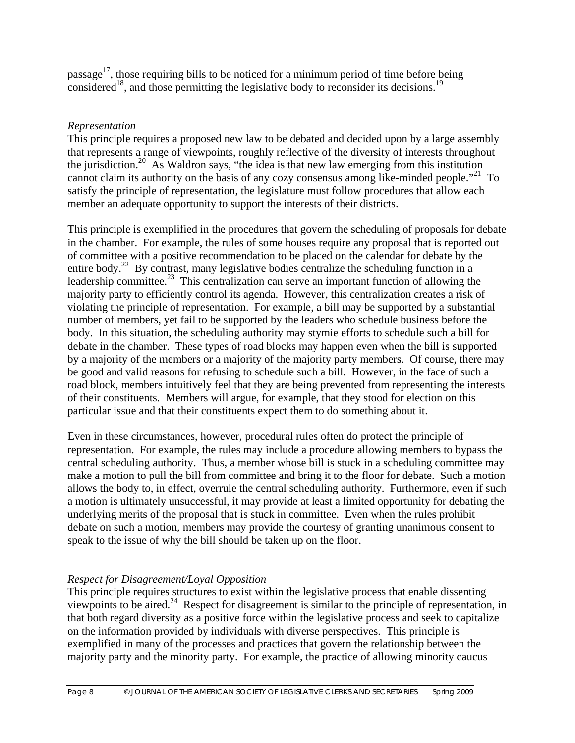passage[17], those requiring bills to be noticed for a minimum period of time before being considered[18], and those permitting the legislative body to reconsider its decisions.[19]

*Representation*

This principle requires a proposed new law to be debated and decided upon by a large assembly that represents a range of viewpoints, roughly reflective of the diversity of interests throughout the jurisdiction.[20] As Waldron says, "the idea is that new law emerging from this institution cannot claim its authority on the basis of any cozy consensus among like-minded people."[21] To satisfy the principle of representation, the legislature must follow procedures that allow each member an adequate opportunity to support the interests of their districts.

This principle is exemplified in the procedures that govern the scheduling of proposals for debate in the chamber. For example, the rules of some houses require any proposal that is reported out of committee with a positive recommendation to be placed on the calendar for debate by the entire body.[22] By contrast, many legislative bodies centralize the scheduling function in a leadership committee.[23] This centralization can serve an important function of allowing the majority party to efficiently control its agenda. However, this centralization creates a risk of violating the principle of representation. For example, a bill may be supported by a substantial number of members, yet fail to be supported by the leaders who schedule business before the body. In this situation, the scheduling authority may stymie efforts to schedule such a bill for debate in the chamber. These types of road blocks may happen even when the bill is supported by a majority of the members or a majority of the majority party members. Of course, there may be good and valid reasons for refusing to schedule such a bill. However, in the face of such a road block, members intuitively feel that they are being prevented from representing the interests of their constituents. Members will argue, for example, that they stood for election on this particular issue and that their constituents expect them to do something about it.

Even in these circumstances, however, procedural rules often do protect the principle of representation. For example, the rules may include a procedure allowing members to bypass the central scheduling authority. Thus, a member whose bill is stuck in a scheduling committee may make a motion to pull the bill from committee and bring it to the floor for debate. Such a motion allows the body to, in effect, overrule the central scheduling authority. Furthermore, even if such a motion is ultimately unsuccessful, it may provide at least a limited opportunity for debating the underlying merits of the proposal that is stuck in committee. Even when the rules prohibit debate on such a motion, members may provide the courtesy of granting unanimous consent to speak to the issue of why the bill should be taken up on the floor.

*Respect for Disagreement/Loyal Opposition*

This principle requires structures to exist within the legislative process that enable dissenting viewpoints to be aired.[24] Respect for disagreement is similar to the principle of representation, in that both regard diversity as a positive force within the legislative process and seek to capitalize on the information provided by individuals with diverse perspectives. This principle is exemplified in many of the processes and practices that govern the relationship between the majority party and the minority party. For example, the practice of allowing minority caucus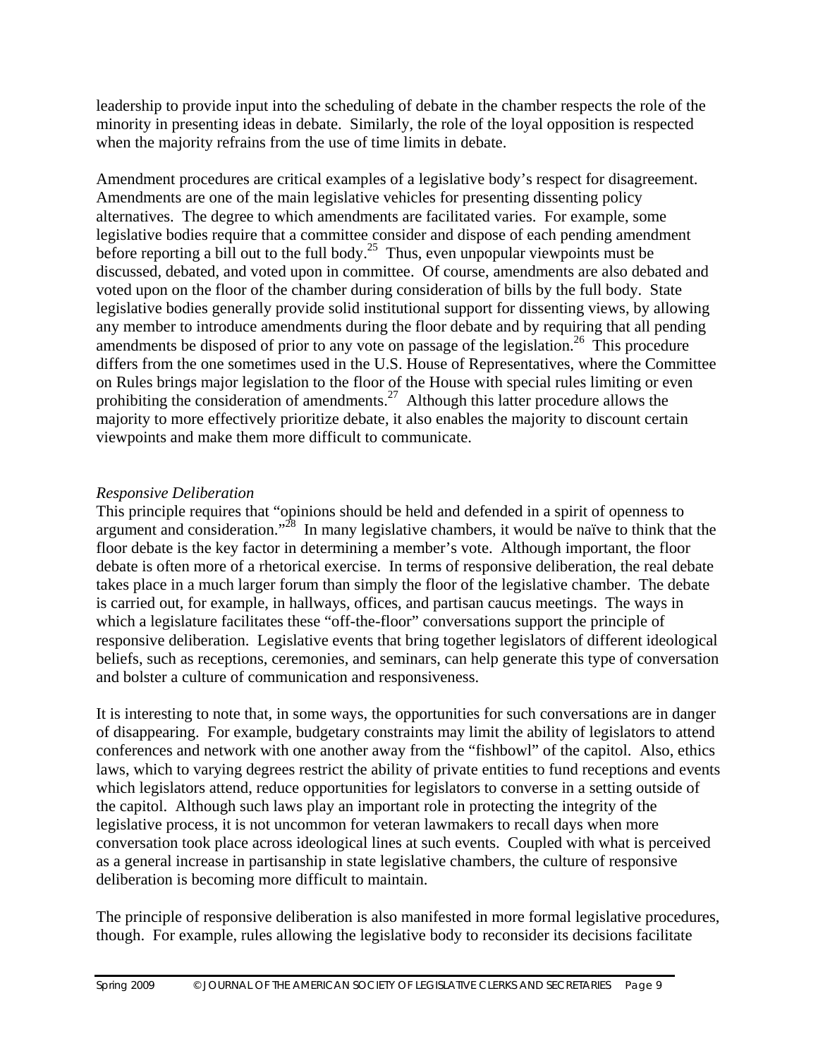leadership to provide input into the scheduling of debate in the chamber respects the role of the minority in presenting ideas in debate. Similarly, the role of the loyal opposition is respected when the majority refrains from the use of time limits in debate.

Amendment procedures are critical examples of a legislative body's respect for disagreement. Amendments are one of the main legislative vehicles for presenting dissenting policy alternatives. The degree to which amendments are facilitated varies. For example, some legislative bodies require that a committee consider and dispose of each pending amendment before reporting a bill out to the full body.[25] Thus, even unpopular viewpoints must be discussed, debated, and voted upon in committee. Of course, amendments are also debated and voted upon on the floor of the chamber during consideration of bills by the full body. State legislative bodies generally provide solid institutional support for dissenting views, by allowing any member to introduce amendments during the floor debate and by requiring that all pending amendments be disposed of prior to any vote on passage of the legislation.[26] This procedure differs from the one sometimes used in the U.S. House of Representatives, where the Committee on Rules brings major legislation to the floor of the House with special rules limiting or even prohibiting the consideration of amendments.[27] Although this latter procedure allows the majority to more effectively prioritize debate, it also enables the majority to discount certain viewpoints and make them more difficult to communicate.

*Responsive Deliberation*

This principle requires that "opinions should be held and defended in a spirit of openness to argument and consideration."[28] In many legislative chambers, it would be naïve to think that the floor debate is the key factor in determining a member's vote. Although important, the floor debate is often more of a rhetorical exercise. In terms of responsive deliberation, the real debate takes place in a much larger forum than simply the floor of the legislative chamber. The debate is carried out, for example, in hallways, offices, and partisan caucus meetings. The ways in which a legislature facilitates these "off-the-floor" conversations support the principle of responsive deliberation. Legislative events that bring together legislators of different ideological beliefs, such as receptions, ceremonies, and seminars, can help generate this type of conversation and bolster a culture of communication and responsiveness.

It is interesting to note that, in some ways, the opportunities for such conversations are in danger of disappearing. For example, budgetary constraints may limit the ability of legislators to attend conferences and network with one another away from the "fishbowl" of the capitol. Also, ethics laws, which to varying degrees restrict the ability of private entities to fund receptions and events which legislators attend, reduce opportunities for legislators to converse in a setting outside of the capitol. Although such laws play an important role in protecting the integrity of the legislative process, it is not uncommon for veteran lawmakers to recall days when more conversation took place across ideological lines at such events. Coupled with what is perceived as a general increase in partisanship in state legislative chambers, the culture of responsive deliberation is becoming more difficult to maintain.

The principle of responsive deliberation is also manifested in more formal legislative procedures, though. For example, rules allowing the legislative body to reconsider its decisions facilitate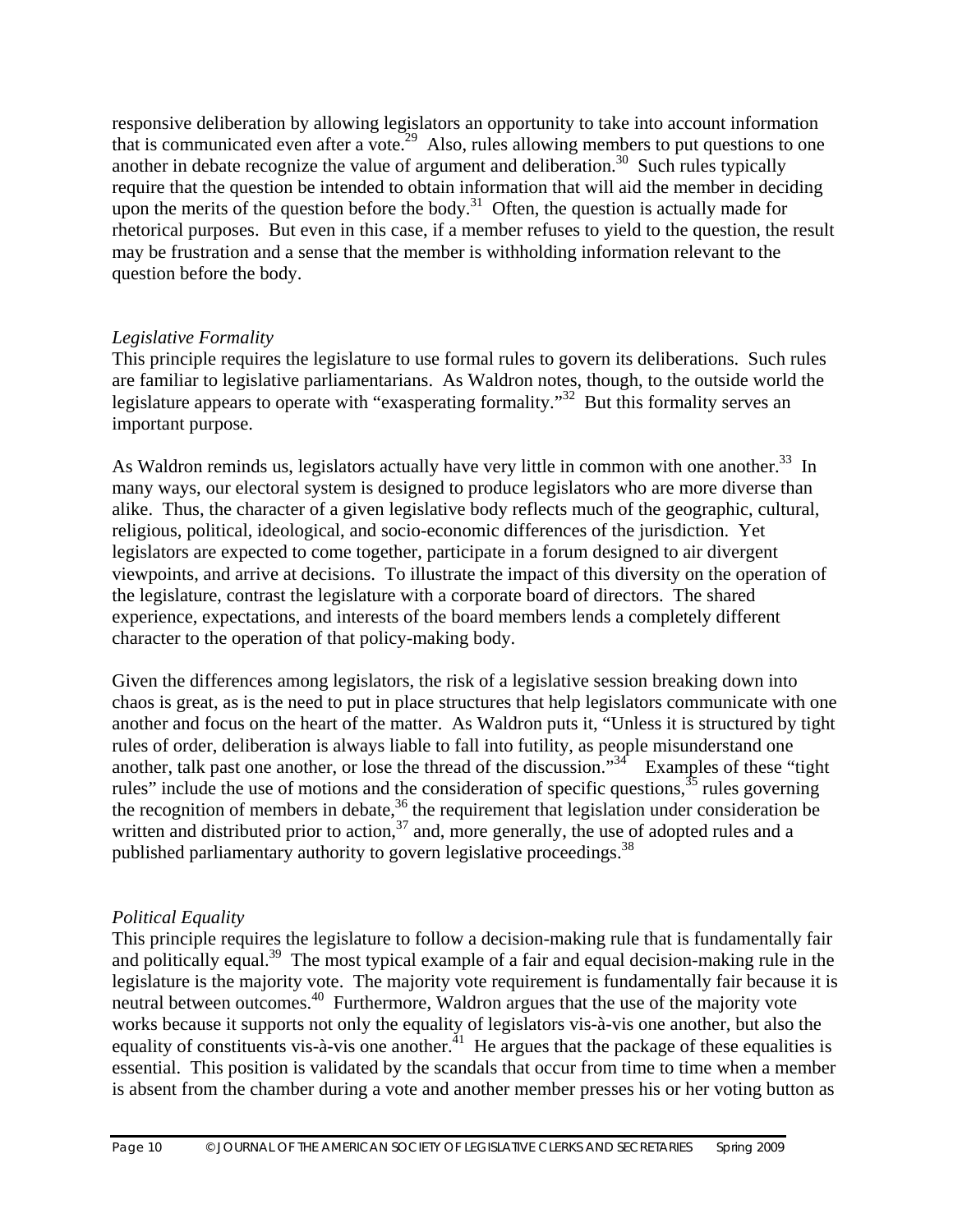responsive deliberation by allowing legislators an opportunity to take into account information that is communicated even after a vote.[29] Also, rules allowing members to put questions to one another in debate recognize the value of argument and deliberation.[30] Such rules typically require that the question be intended to obtain information that will aid the member in deciding upon the merits of the question before the body.[31] Often, the question is actually made for rhetorical purposes. But even in this case, if a member refuses to yield to the question, the result may be frustration and a sense that the member is withholding information relevant to the question before the body.

*Legislative Formality*

This principle requires the legislature to use formal rules to govern its deliberations. Such rules are familiar to legislative parliamentarians. As Waldron notes, though, to the outside world the legislature appears to operate with "exasperating formality."[32] But this formality serves an important purpose.

As Waldron reminds us, legislators actually have very little in common with one another.[33] In many ways, our electoral system is designed to produce legislators who are more diverse than alike. Thus, the character of a given legislative body reflects much of the geographic, cultural, religious, political, ideological, and socio-economic differences of the jurisdiction. Yet legislators are expected to come together, participate in a forum designed to air divergent viewpoints, and arrive at decisions. To illustrate the impact of this diversity on the operation of the legislature, contrast the legislature with a corporate board of directors. The shared experience, expectations, and interests of the board members lends a completely different character to the operation of that policy-making body.

Given the differences among legislators, the risk of a legislative session breaking down into chaos is great, as is the need to put in place structures that help legislators communicate with one another and focus on the heart of the matter. As Waldron puts it, "Unless it is structured by tight rules of order, deliberation is always liable to fall into futility, as people misunderstand one another, talk past one another, or lose the thread of the discussion."[34] Examples of these "tight rules" include the use of motions and the consideration of specific questions,[35] rules governing the recognition of members in debate,[36] the requirement that legislation under consideration be written and distributed prior to action,[37] and, more generally, the use of adopted rules and a published parliamentary authority to govern legislative proceedings.[38]

*Political Equality*

This principle requires the legislature to follow a decision-making rule that is fundamentally fair and politically equal.[39] The most typical example of a fair and equal decision-making rule in the legislature is the majority vote. The majority vote requirement is fundamentally fair because it is neutral between outcomes.[40] Furthermore, Waldron argues that the use of the majority vote works because it supports not only the equality of legislators vis-à-vis one another, but also the equality of constituents vis-à-vis one another.[41] He argues that the package of these equalities is essential. This position is validated by the scandals that occur from time to time when a member is absent from the chamber during a vote and another member presses his or her voting button as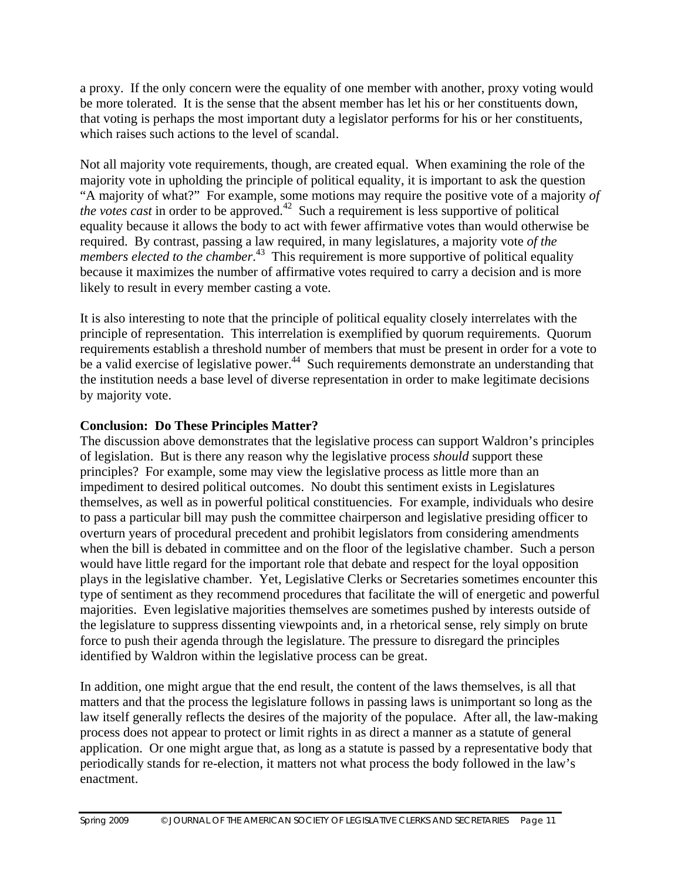a proxy. If the only concern were the equality of one member with another, proxy voting would be more tolerated. It is the sense that the absent member has let his or her constituents down, that voting is perhaps the most important duty a legislator performs for his or her constituents, which raises such actions to the level of scandal.

Not all majority vote requirements, though, are created equal. When examining the role of the majority vote in upholding the principle of political equality, it is important to ask the question "A majority of what?" For example, some motions may require the positive vote of a majority *of the votes cast* in order to be approved.[42] Such a requirement is less supportive of political equality because it allows the body to act with fewer affirmative votes than would otherwise be required. By contrast, passing a law required, in many legislatures, a majority vote *of the members elected to the chamber*.[43] This requirement is more supportive of political equality because it maximizes the number of affirmative votes required to carry a decision and is more likely to result in every member casting a vote.

It is also interesting to note that the principle of political equality closely interrelates with the principle of representation. This interrelation is exemplified by quorum requirements. Quorum requirements establish a threshold number of members that must be present in order for a vote to be a valid exercise of legislative power.[44] Such requirements demonstrate an understanding that the institution needs a base level of diverse representation in order to make legitimate decisions by majority vote.

**Conclusion: Do These Principles Matter?**

The discussion above demonstrates that the legislative process can support Waldron's principles of legislation. But is there any reason why the legislative process *should* support these principles? For example, some may view the legislative process as little more than an impediment to desired political outcomes. No doubt this sentiment exists in Legislatures themselves, as well as in powerful political constituencies. For example, individuals who desire to pass a particular bill may push the committee chairperson and legislative presiding officer to overturn years of procedural precedent and prohibit legislators from considering amendments when the bill is debated in committee and on the floor of the legislative chamber. Such a person would have little regard for the important role that debate and respect for the loyal opposition plays in the legislative chamber. Yet, Legislative Clerks or Secretaries sometimes encounter this type of sentiment as they recommend procedures that facilitate the will of energetic and powerful majorities. Even legislative majorities themselves are sometimes pushed by interests outside of the legislature to suppress dissenting viewpoints and, in a rhetorical sense, rely simply on brute force to push their agenda through the legislature. The pressure to disregard the principles identified by Waldron within the legislative process can be great.

In addition, one might argue that the end result, the content of the laws themselves, is all that matters and that the process the legislature follows in passing laws is unimportant so long as the law itself generally reflects the desires of the majority of the populace. After all, the law-making process does not appear to protect or limit rights in as direct a manner as a statute of general application. Or one might argue that, as long as a statute is passed by a representative body that periodically stands for re-election, it matters not what process the body followed in the law's enactment.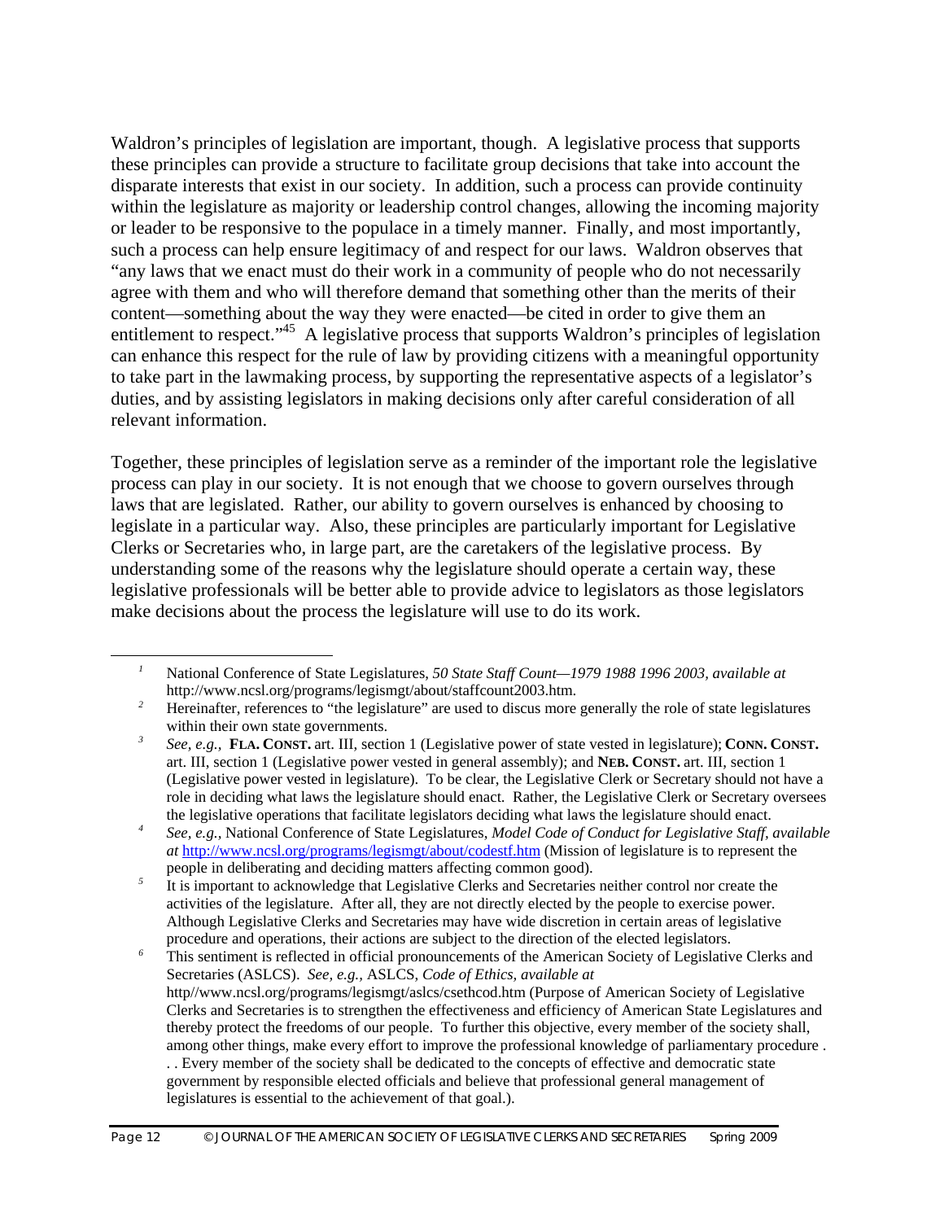Waldron's principles of legislation are important, though. A legislative process that supports these principles can provide a structure to facilitate group decisions that take into account the disparate interests that exist in our society. In addition, such a process can provide continuity within the legislature as majority or leadership control changes, allowing the incoming majority or leader to be responsive to the populace in a timely manner. Finally, and most importantly, such a process can help ensure legitimacy of and respect for our laws. Waldron observes that "any laws that we enact must do their work in a community of people who do not necessarily agree with them and who will therefore demand that something other than the merits of their content—something about the way they were enacted—be cited in order to give them an entitlement to respect."[45] A legislative process that supports Waldron's principles of legislation can enhance this respect for the rule of law by providing citizens with a meaningful opportunity to take part in the lawmaking process, by supporting the representative aspects of a legislator's duties, and by assisting legislators in making decisions only after careful consideration of all relevant information.

Together, these principles of legislation serve as a reminder of the important role the legislative process can play in our society. It is not enough that we choose to govern ourselves through laws that are legislated. Rather, our ability to govern ourselves is enhanced by choosing to legislate in a particular way. Also, these principles are particularly important for Legislative Clerks or Secretaries who, in large part, are the caretakers of the legislative process. By understanding some of the reasons why the legislature should operate a certain way, these legislative professionals will be better able to provide advice to legislators as those legislators make decisions about the process the legislature will use to do its work.

---

[1] National Conference of State Legislatures, *50 State Staff Count—1979 1988 1996 2003, available at* http://www.ncsl.org/programs/legismgt/about/staffcount2003.htm.

[2] Hereinafter, references to "the legislature" are used to discus more generally the role of state legislatures within their own state governments.

[3] *See, e.g.,* **FLA. CONST.** art. III, section 1 (Legislative power of state vested in legislature); **CONN. CONST.** art. III, section 1 (Legislative power vested in general assembly); and **NEB. CONST.** art. III, section 1 (Legislative power vested in legislature). To be clear, the Legislative Clerk or Secretary should not have a role in deciding what laws the legislature should enact. Rather, the Legislative Clerk or Secretary oversees the legislative operations that facilitate legislators deciding what laws the legislature should enact.

[4] *See, e.g.*, National Conference of State Legislatures, *Model Code of Conduct for Legislative Staff, available at* http://www.ncsl.org/programs/legismgt/about/codestf.htm (Mission of legislature is to represent the people in deliberating and deciding matters affecting common good).

[5] It is important to acknowledge that Legislative Clerks and Secretaries neither control nor create the activities of the legislature. After all, they are not directly elected by the people to exercise power. Although Legislative Clerks and Secretaries may have wide discretion in certain areas of legislative procedure and operations, their actions are subject to the direction of the elected legislators.

[6] This sentiment is reflected in official pronouncements of the American Society of Legislative Clerks and Secretaries (ASLCS). *See, e.g.,* ASLCS, *Code of Ethics, available at* http//www.ncsl.org/programs/legismgt/aslcs/csethcod.htm (Purpose of American Society of Legislative Clerks and Secretaries is to strengthen the effectiveness and efficiency of American State Legislatures and thereby protect the freedoms of our people. To further this objective, every member of the society shall, among other things, make every effort to improve the professional knowledge of parliamentary procedure . . . Every member of the society shall be dedicated to the concepts of effective and democratic state government by responsible elected officials and believe that professional general management of legislatures is essential to the achievement of that goal.).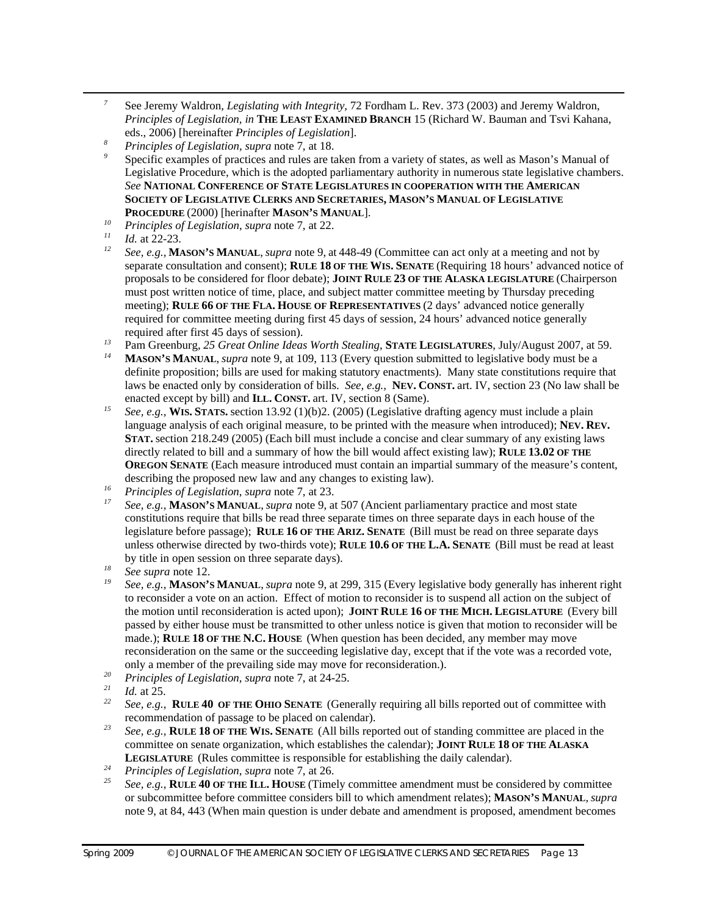[7] See Jeremy Waldron, *Legislating with Integrity,* 72 Fordham L. Rev. 373 (2003) and Jeremy Waldron, *Principles of Legislation, in* **THE LEAST EXAMINED BRANCH** 15 (Richard W. Bauman and Tsvi Kahana, eds., 2006) [hereinafter *Principles of Legislation*].

[8] *Principles of Legislation, supra* note 7, at 18.

[9] Specific examples of practices and rules are taken from a variety of states, as well as Mason's Manual of Legislative Procedure, which is the adopted parliamentary authority in numerous state legislative chambers. *See* **NATIONAL CONFERENCE OF STATE LEGISLATURES IN COOPERATION WITH THE AMERICAN SOCIETY OF LEGISLATIVE CLERKS AND SECRETARIES, MASON'S MANUAL OF LEGISLATIVE PROCEDURE** (2000) [herinafter **MASON'S MANUAL**].

[10] *Principles of Legislation, supra* note 7, at 22.

[11] *Id.* at 22-23.

[12] *See, e.g.,* **MASON'S MANUAL**, *supra* note 9, at 448-49 (Committee can act only at a meeting and not by separate consultation and consent); **RULE 18 OF THE WIS. SENATE** (Requiring 18 hours' advanced notice of proposals to be considered for floor debate); **JOINT RULE 23 OF THE ALASKA LEGISLATURE** (Chairperson must post written notice of time, place, and subject matter committee meeting by Thursday preceding meeting); **RULE 66 OF THE FLA. HOUSE OF REPRESENTATIVES** (2 days' advanced notice generally required for committee meeting during first 45 days of session, 24 hours' advanced notice generally required after first 45 days of session).

[13] Pam Greenburg, *25 Great Online Ideas Worth Stealing,* **STATE LEGISLATURES**, July/August 2007, at 59.

[14] **MASON'S MANUAL**, *supra* note 9, at 109, 113 (Every question submitted to legislative body must be a definite proposition; bills are used for making statutory enactments). Many state constitutions require that laws be enacted only by consideration of bills. *See, e.g.,* **NEV. CONST.** art. IV, section 23 (No law shall be enacted except by bill) and **ILL. CONST.** art. IV, section 8 (Same).

[15] *See, e.g.,* **WIS. STATS.** section 13.92 (1)(b)2. (2005) (Legislative drafting agency must include a plain language analysis of each original measure, to be printed with the measure when introduced); **NEV. REV. STAT.** section 218.249 (2005) (Each bill must include a concise and clear summary of any existing laws directly related to bill and a summary of how the bill would affect existing law); **RULE 13.02 OF THE OREGON SENATE** (Each measure introduced must contain an impartial summary of the measure's content, describing the proposed new law and any changes to existing law).

[16] *Principles of Legislation, supra* note 7, at 23.

[17] *See, e.g.,* **MASON'S MANUAL**, *supra* note 9, at 507 (Ancient parliamentary practice and most state constitutions require that bills be read three separate times on three separate days in each house of the legislature before passage); **RULE 16 OF THE ARIZ. SENATE** (Bill must be read on three separate days unless otherwise directed by two-thirds vote); **RULE 10.6 OF THE L.A. SENATE** (Bill must be read at least by title in open session on three separate days).

[18] *See supra* note 12.

[19] *See, e.g.,* **MASON'S MANUAL**, *supra* note 9, at 299, 315 (Every legislative body generally has inherent right to reconsider a vote on an action. Effect of motion to reconsider is to suspend all action on the subject of the motion until reconsideration is acted upon); **JOINT RULE 16 OF THE MICH. LEGISLATURE** (Every bill passed by either house must be transmitted to other unless notice is given that motion to reconsider will be made.); **RULE 18 OF THE N.C. HOUSE** (When question has been decided, any member may move reconsideration on the same or the succeeding legislative day, except that if the vote was a recorded vote, only a member of the prevailing side may move for reconsideration.).

[20] *Principles of Legislation, supra* note 7, at 24-25.

[21] *Id.* at 25.

[22] *See, e.g.,* **RULE 40 OF THE OHIO SENATE** (Generally requiring all bills reported out of committee with recommendation of passage to be placed on calendar).

[23] *See, e.g.,* **RULE 18 OF THE WIS. SENATE** (All bills reported out of standing committee are placed in the committee on senate organization, which establishes the calendar); **JOINT RULE 18 OF THE ALASKA LEGISLATURE** (Rules committee is responsible for establishing the daily calendar).

[24] *Principles of Legislation, supra* note 7, at 26.

[25] *See, e.g.,* **RULE 40 OF THE ILL. HOUSE** (Timely committee amendment must be considered by committee or subcommittee before committee considers bill to which amendment relates); **MASON'S MANUAL**, *supra* note 9, at 84, 443 (When main question is under debate and amendment is proposed, amendment becomes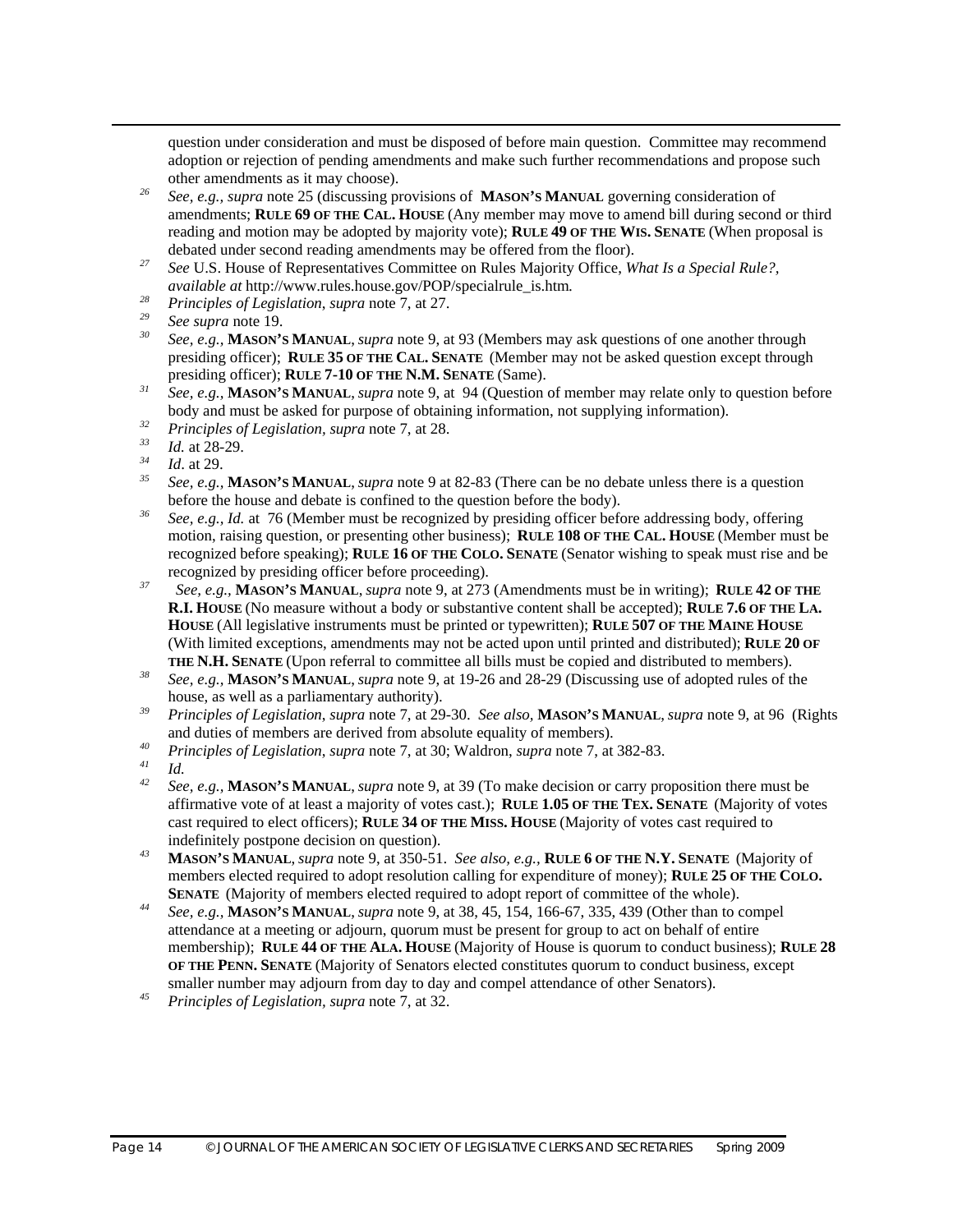question under consideration and must be disposed of before main question. Committee may recommend adoption or rejection of pending amendments and make such further recommendations and propose such other amendments as it may choose).

[26] *See, e.g., supra* note 25 (discussing provisions of **MASON'S MANUAL** governing consideration of amendments; **RULE 69 OF THE CAL. HOUSE** (Any member may move to amend bill during second or third reading and motion may be adopted by majority vote); **RULE 49 OF THE WIS. SENATE** (When proposal is debated under second reading amendments may be offered from the floor).

[27] *See* U.S. House of Representatives Committee on Rules Majority Office, *What Is a Special Rule?*, *available at* http://www.rules.house.gov/POP/specialrule_is.htm.

[28] *Principles of Legislation*, *supra* note 7, at 27.

[29] *See supra* note 19.

[30] *See, e.g.*, **MASON'S MANUAL**, *supra* note 9, at 93 (Members may ask questions of one another through presiding officer); **RULE 35 OF THE CAL. SENATE** (Member may not be asked question except through presiding officer); **RULE 7-10 OF THE N.M. SENATE** (Same).

[31] *See, e.g.*, **MASON'S MANUAL**, *supra* note 9, at 94 (Question of member may relate only to question before body and must be asked for purpose of obtaining information, not supplying information).

[32] *Principles of Legislation, supra* note 7, at 28.

[33] *Id.* at 28-29.

[34] *Id*. at 29.

[35] *See, e.g.,* **MASON'S MANUAL**, *supra* note 9 at 82-83 (There can be no debate unless there is a question before the house and debate is confined to the question before the body).

[36] *See, e.g., Id.* at 76 (Member must be recognized by presiding officer before addressing body, offering motion, raising question, or presenting other business); **RULE 108 OF THE CAL. HOUSE** (Member must be recognized before speaking); **RULE 16 OF THE COLO. SENATE** (Senator wishing to speak must rise and be recognized by presiding officer before proceeding).

[37] *See, e.g.*, **MASON'S MANUAL**, *supra* note 9, at 273 (Amendments must be in writing); **RULE 42 OF THE R.I. HOUSE** (No measure without a body or substantive content shall be accepted); **RULE 7.6 OF THE LA. HOUSE** (All legislative instruments must be printed or typewritten); **RULE 507 OF THE MAINE HOUSE** (With limited exceptions, amendments may not be acted upon until printed and distributed); **RULE 20 OF THE N.H. SENATE** (Upon referral to committee all bills must be copied and distributed to members).

[38] *See, e.g.*, **MASON'S MANUAL**, *supra* note 9, at 19-26 and 28-29 (Discussing use of adopted rules of the house, as well as a parliamentary authority).

[39] *Principles of Legislation*, *supra* note 7, at 29-30. *See also,* **MASON'S MANUAL**, *supra* note 9, at 96 (Rights and duties of members are derived from absolute equality of members).

[40] *Principles of Legislation*, *supra* note 7, at 30; Waldron, *supra* note 7, at 382-83.

[41] *Id.*

[42] *See, e.g.*, **MASON'S MANUAL**, *supra* note 9, at 39 (To make decision or carry proposition there must be affirmative vote of at least a majority of votes cast.); **RULE 1.05 OF THE TEX. SENATE** (Majority of votes cast required to elect officers); **RULE 34 OF THE MISS. HOUSE** (Majority of votes cast required to indefinitely postpone decision on question).

[43] **MASON'S MANUAL**, *supra* note 9, at 350-51. *See also, e.g.,* **RULE 6 OF THE N.Y. SENATE** (Majority of members elected required to adopt resolution calling for expenditure of money); **RULE 25 OF THE COLO. SENATE** (Majority of members elected required to adopt report of committee of the whole).

[44] *See, e.g.*, **MASON'S MANUAL**, *supra* note 9, at 38, 45, 154, 166-67, 335, 439 (Other than to compel attendance at a meeting or adjourn, quorum must be present for group to act on behalf of entire membership); **RULE 44 OF THE ALA. HOUSE** (Majority of House is quorum to conduct business); **RULE 28 OF THE PENN. SENATE** (Majority of Senators elected constitutes quorum to conduct business, except smaller number may adjourn from day to day and compel attendance of other Senators).

[45] *Principles of Legislation, supra* note 7, at 32.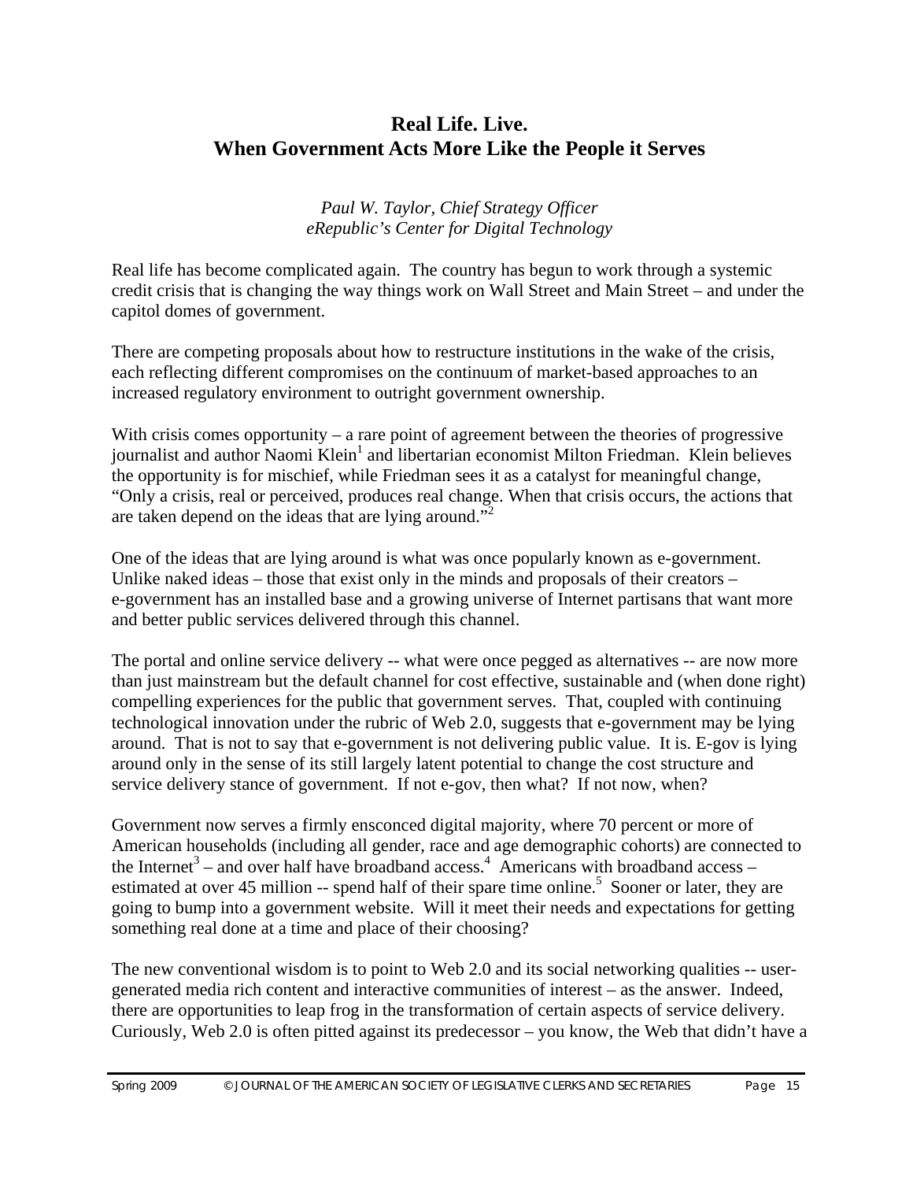# Real Life. Live.
# When Government Acts More Like the People it Serves

*Paul W. Taylor, Chief Strategy Officer*
*eRepublic's Center for Digital Technology*

Real life has become complicated again. The country has begun to work through a systemic credit crisis that is changing the way things work on Wall Street and Main Street – and under the capitol domes of government.

There are competing proposals about how to restructure institutions in the wake of the crisis, each reflecting different compromises on the continuum of market-based approaches to an increased regulatory environment to outright government ownership.

With crisis comes opportunity – a rare point of agreement between the theories of progressive journalist and author Naomi Klein[1] and libertarian economist Milton Friedman. Klein believes the opportunity is for mischief, while Friedman sees it as a catalyst for meaningful change, "Only a crisis, real or perceived, produces real change. When that crisis occurs, the actions that are taken depend on the ideas that are lying around."[2]

One of the ideas that are lying around is what was once popularly known as e-government. Unlike naked ideas – those that exist only in the minds and proposals of their creators – e-government has an installed base and a growing universe of Internet partisans that want more and better public services delivered through this channel.

The portal and online service delivery -- what were once pegged as alternatives -- are now more than just mainstream but the default channel for cost effective, sustainable and (when done right) compelling experiences for the public that government serves. That, coupled with continuing technological innovation under the rubric of Web 2.0, suggests that e-government may be lying around. That is not to say that e-government is not delivering public value. It is. E-gov is lying around only in the sense of its still largely latent potential to change the cost structure and service delivery stance of government. If not e-gov, then what? If not now, when?

Government now serves a firmly ensconced digital majority, where 70 percent or more of American households (including all gender, race and age demographic cohorts) are connected to the Internet[3] – and over half have broadband access.[4] Americans with broadband access – estimated at over 45 million -- spend half of their spare time online.[5] Sooner or later, they are going to bump into a government website. Will it meet their needs and expectations for getting something real done at a time and place of their choosing?

The new conventional wisdom is to point to Web 2.0 and its social networking qualities -- user-generated media rich content and interactive communities of interest – as the answer. Indeed, there are opportunities to leap frog in the transformation of certain aspects of service delivery. Curiously, Web 2.0 is often pitted against its predecessor – you know, the Web that didn't have a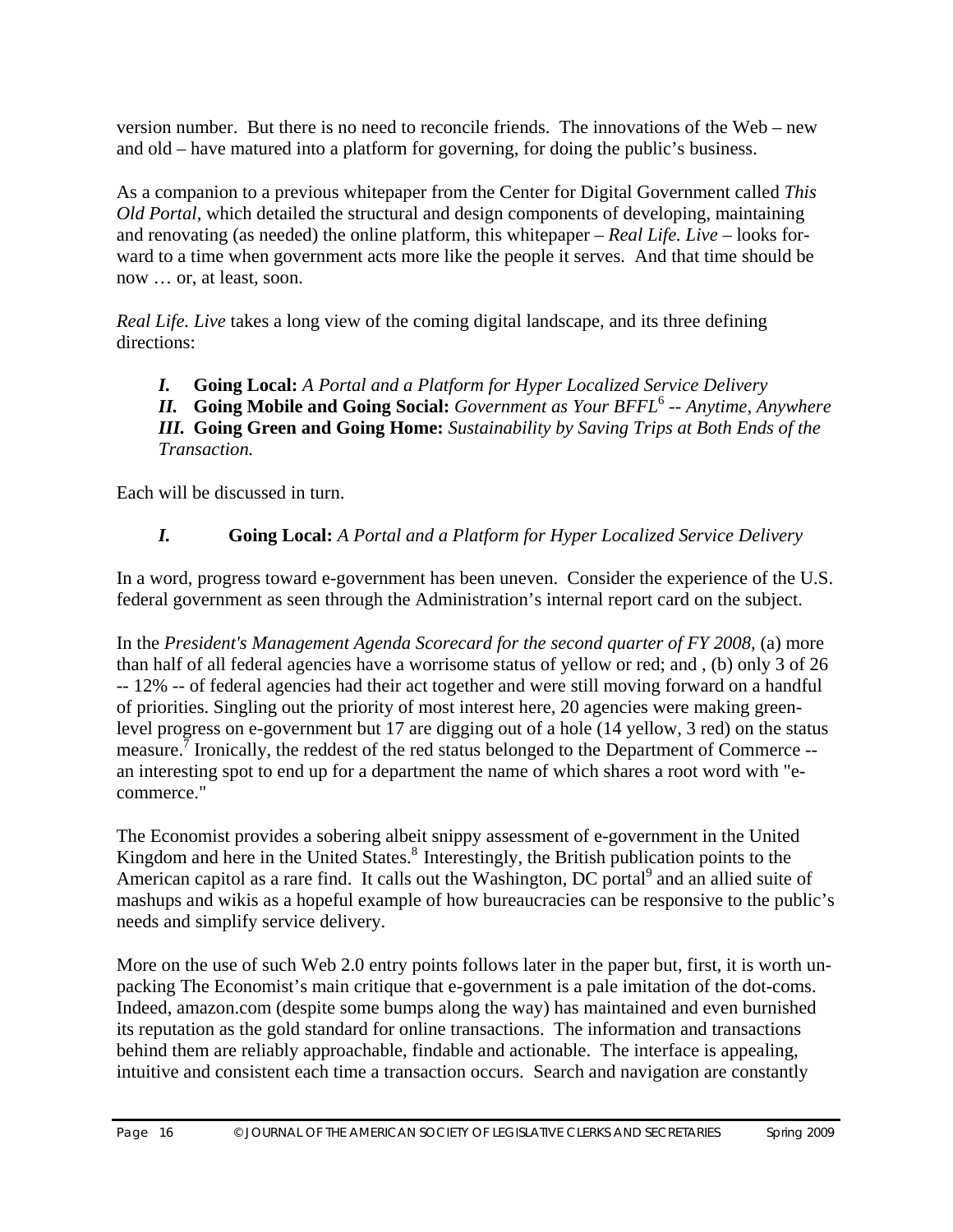version number. But there is no need to reconcile friends. The innovations of the Web – new and old – have matured into a platform for governing, for doing the public's business.

As a companion to a previous whitepaper from the Center for Digital Government called *This Old Portal*, which detailed the structural and design components of developing, maintaining and renovating (as needed) the online platform, this whitepaper – *Real Life. Live* – looks forward to a time when government acts more like the people it serves. And that time should be now … or, at least, soon.

*Real Life. Live* takes a long view of the coming digital landscape, and its three defining directions:

> ***I.*** **Going Local:** *A Portal and a Platform for Hyper Localized Service Delivery*
> ***II.*** **Going Mobile and Going Social:** *Government as Your BFFL*[6] *-- Anytime, Anywhere*
> ***III.*** **Going Green and Going Home:** *Sustainability by Saving Trips at Both Ends of the Transaction.*

Each will be discussed in turn.

## *I.* Going Local: *A Portal and a Platform for Hyper Localized Service Delivery*

In a word, progress toward e-government has been uneven. Consider the experience of the U.S. federal government as seen through the Administration's internal report card on the subject.

In the *President's Management Agenda Scorecard for the second quarter of FY 2008,* (a) more than half of all federal agencies have a worrisome status of yellow or red; and , (b) only 3 of 26 -- 12% -- of federal agencies had their act together and were still moving forward on a handful of priorities. Singling out the priority of most interest here, 20 agencies were making green-level progress on e-government but 17 are digging out of a hole (14 yellow, 3 red) on the status measure.[7] Ironically, the reddest of the red status belonged to the Department of Commerce -- an interesting spot to end up for a department the name of which shares a root word with "e-commerce."

The Economist provides a sobering albeit snippy assessment of e-government in the United Kingdom and here in the United States.[8] Interestingly, the British publication points to the American capitol as a rare find. It calls out the Washington, DC portal[9] and an allied suite of mashups and wikis as a hopeful example of how bureaucracies can be responsive to the public's needs and simplify service delivery.

More on the use of such Web 2.0 entry points follows later in the paper but, first, it is worth unpacking The Economist's main critique that e-government is a pale imitation of the dot-coms. Indeed, amazon.com (despite some bumps along the way) has maintained and even burnished its reputation as the gold standard for online transactions. The information and transactions behind them are reliably approachable, findable and actionable. The interface is appealing, intuitive and consistent each time a transaction occurs. Search and navigation are constantly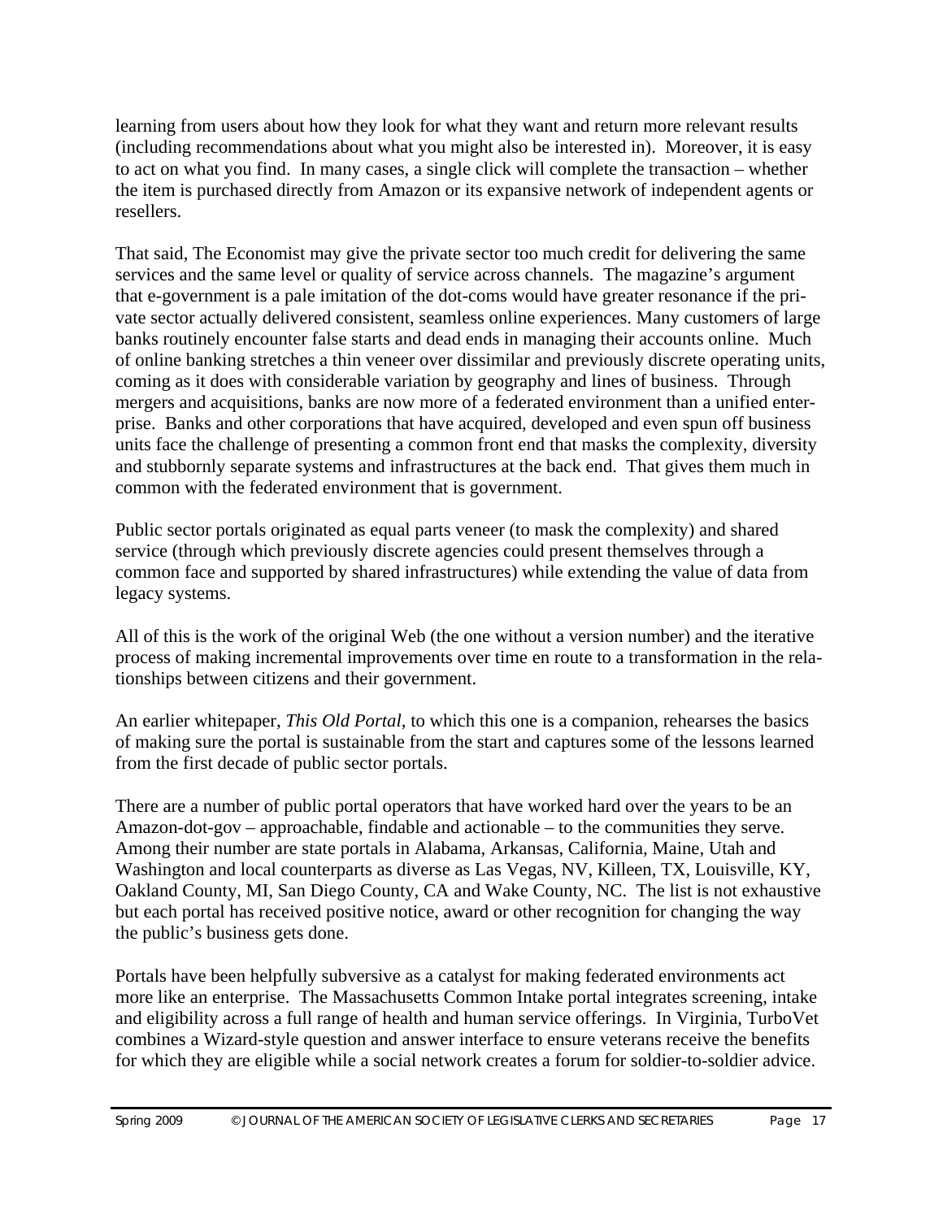learning from users about how they look for what they want and return more relevant results (including recommendations about what you might also be interested in). Moreover, it is easy to act on what you find. In many cases, a single click will complete the transaction – whether the item is purchased directly from Amazon or its expansive network of independent agents or resellers.

That said, The Economist may give the private sector too much credit for delivering the same services and the same level or quality of service across channels. The magazine's argument that e-government is a pale imitation of the dot-coms would have greater resonance if the private sector actually delivered consistent, seamless online experiences. Many customers of large banks routinely encounter false starts and dead ends in managing their accounts online. Much of online banking stretches a thin veneer over dissimilar and previously discrete operating units, coming as it does with considerable variation by geography and lines of business. Through mergers and acquisitions, banks are now more of a federated environment than a unified enterprise. Banks and other corporations that have acquired, developed and even spun off business units face the challenge of presenting a common front end that masks the complexity, diversity and stubbornly separate systems and infrastructures at the back end. That gives them much in common with the federated environment that is government.

Public sector portals originated as equal parts veneer (to mask the complexity) and shared service (through which previously discrete agencies could present themselves through a common face and supported by shared infrastructures) while extending the value of data from legacy systems.

All of this is the work of the original Web (the one without a version number) and the iterative process of making incremental improvements over time en route to a transformation in the relationships between citizens and their government.

An earlier whitepaper, *This Old Portal*, to which this one is a companion, rehearses the basics of making sure the portal is sustainable from the start and captures some of the lessons learned from the first decade of public sector portals.

There are a number of public portal operators that have worked hard over the years to be an Amazon-dot-gov – approachable, findable and actionable – to the communities they serve. Among their number are state portals in Alabama, Arkansas, California, Maine, Utah and Washington and local counterparts as diverse as Las Vegas, NV, Killeen, TX, Louisville, KY, Oakland County, MI, San Diego County, CA and Wake County, NC. The list is not exhaustive but each portal has received positive notice, award or other recognition for changing the way the public's business gets done.

Portals have been helpfully subversive as a catalyst for making federated environments act more like an enterprise. The Massachusetts Common Intake portal integrates screening, intake and eligibility across a full range of health and human service offerings. In Virginia, TurboVet combines a Wizard-style question and answer interface to ensure veterans receive the benefits for which they are eligible while a social network creates a forum for soldier-to-soldier advice.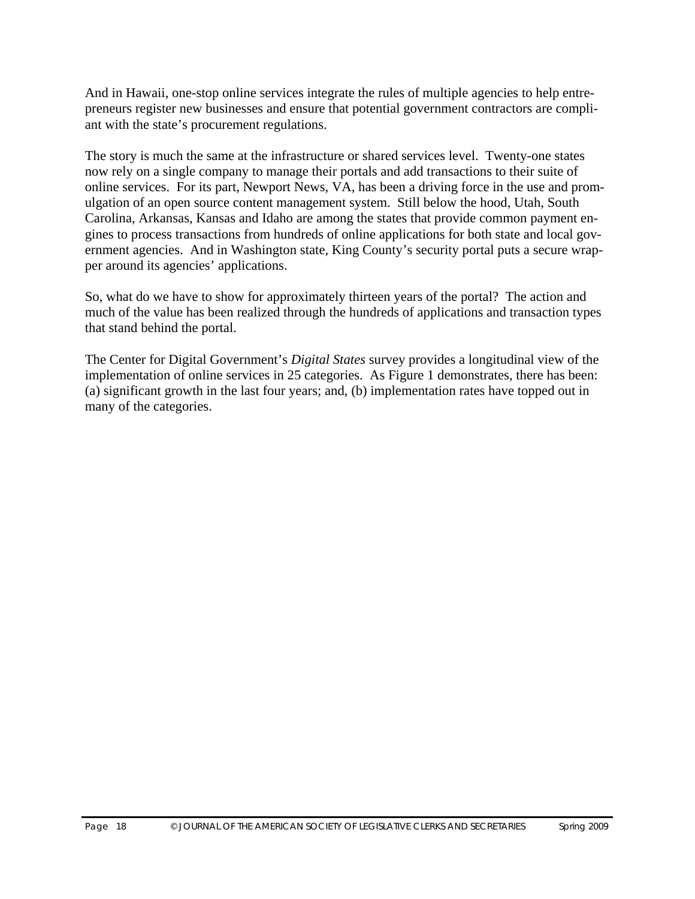And in Hawaii, one-stop online services integrate the rules of multiple agencies to help entrepreneurs register new businesses and ensure that potential government contractors are compliant with the state's procurement regulations.

The story is much the same at the infrastructure or shared services level. Twenty-one states now rely on a single company to manage their portals and add transactions to their suite of online services. For its part, Newport News, VA, has been a driving force in the use and promulgation of an open source content management system. Still below the hood, Utah, South Carolina, Arkansas, Kansas and Idaho are among the states that provide common payment engines to process transactions from hundreds of online applications for both state and local government agencies. And in Washington state, King County's security portal puts a secure wrapper around its agencies' applications.

So, what do we have to show for approximately thirteen years of the portal? The action and much of the value has been realized through the hundreds of applications and transaction types that stand behind the portal.

The Center for Digital Government's *Digital States* survey provides a longitudinal view of the implementation of online services in 25 categories. As Figure 1 demonstrates, there has been: (a) significant growth in the last four years; and, (b) implementation rates have topped out in many of the categories.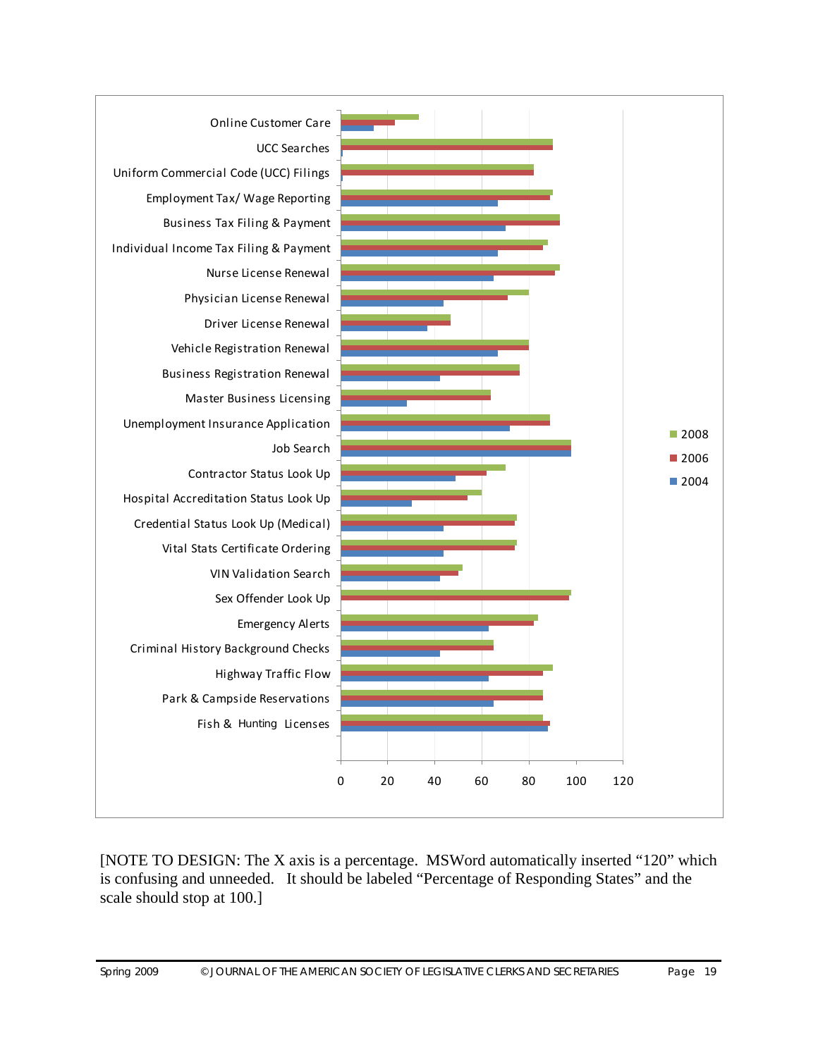| Service | 2008 | 2006 | 2004 |
|---|---|---|---|
| Online Customer Care | | | |
| UCC Searches | | | |
| Uniform Commercial Code (UCC) Filings | | | |
| Employment Tax/ Wage Reporting | | | |
| Business Tax Filing & Payment | | | |
| Individual Income Tax Filing & Payment | | | |
| Nurse License Renewal | | | |
| Physician License Renewal | | | |
| Driver License Renewal | | | |
| Vehicle Registration Renewal | | | |
| Business Registration Renewal | | | |
| Master Business Licensing | | | |
| Unemployment Insurance Application | | | |
| Job Search | | | |
| Contractor Status Look Up | | | |
| Hospital Accreditation Status Look Up | | | |
| Credential Status Look Up (Medical) | | | |
| Vital Stats Certificate Ordering | | | |
| VIN Validation Search | | | |
| Sex Offender Look Up | | | |
| Emergency Alerts | | | |
| Criminal History Background Checks | | | |
| Highway Traffic Flow | | | |
| Park & Campside Reservations | | | |
| Fish & Hunting Licenses | | | |

X axis: 0, 20, 40, 60, 80, 100, 120

[NOTE TO DESIGN: The X axis is a percentage. MSWord automatically inserted "120" which is confusing and unneeded. It should be labeled "Percentage of Responding States" and the scale should stop at 100.]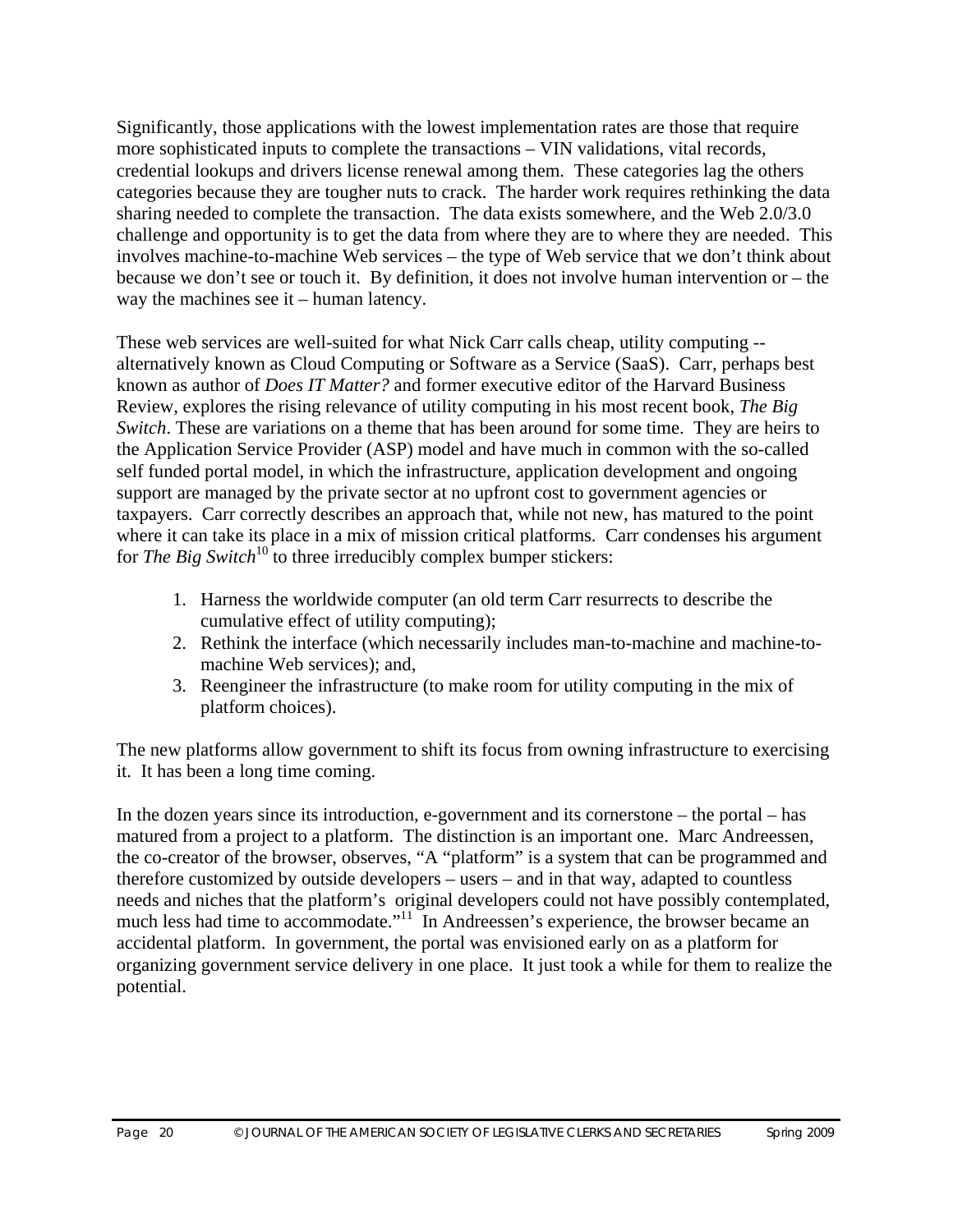Significantly, those applications with the lowest implementation rates are those that require more sophisticated inputs to complete the transactions – VIN validations, vital records, credential lookups and drivers license renewal among them. These categories lag the others categories because they are tougher nuts to crack. The harder work requires rethinking the data sharing needed to complete the transaction. The data exists somewhere, and the Web 2.0/3.0 challenge and opportunity is to get the data from where they are to where they are needed. This involves machine-to-machine Web services – the type of Web service that we don't think about because we don't see or touch it. By definition, it does not involve human intervention or – the way the machines see it – human latency.

These web services are well-suited for what Nick Carr calls cheap, utility computing -- alternatively known as Cloud Computing or Software as a Service (SaaS). Carr, perhaps best known as author of *Does IT Matter?* and former executive editor of the Harvard Business Review, explores the rising relevance of utility computing in his most recent book, *The Big Switch*. These are variations on a theme that has been around for some time. They are heirs to the Application Service Provider (ASP) model and have much in common with the so-called self funded portal model, in which the infrastructure, application development and ongoing support are managed by the private sector at no upfront cost to government agencies or taxpayers. Carr correctly describes an approach that, while not new, has matured to the point where it can take its place in a mix of mission critical platforms. Carr condenses his argument for *The Big Switch*[10] to three irreducibly complex bumper stickers:

1. Harness the worldwide computer (an old term Carr resurrects to describe the cumulative effect of utility computing);
2. Rethink the interface (which necessarily includes man-to-machine and machine-to-machine Web services); and,
3. Reengineer the infrastructure (to make room for utility computing in the mix of platform choices).

The new platforms allow government to shift its focus from owning infrastructure to exercising it. It has been a long time coming.

In the dozen years since its introduction, e-government and its cornerstone – the portal – has matured from a project to a platform. The distinction is an important one. Marc Andreessen, the co-creator of the browser, observes, "A "platform" is a system that can be programmed and therefore customized by outside developers – users – and in that way, adapted to countless needs and niches that the platform's original developers could not have possibly contemplated, much less had time to accommodate."[11] In Andreessen's experience, the browser became an accidental platform. In government, the portal was envisioned early on as a platform for organizing government service delivery in one place. It just took a while for them to realize the potential.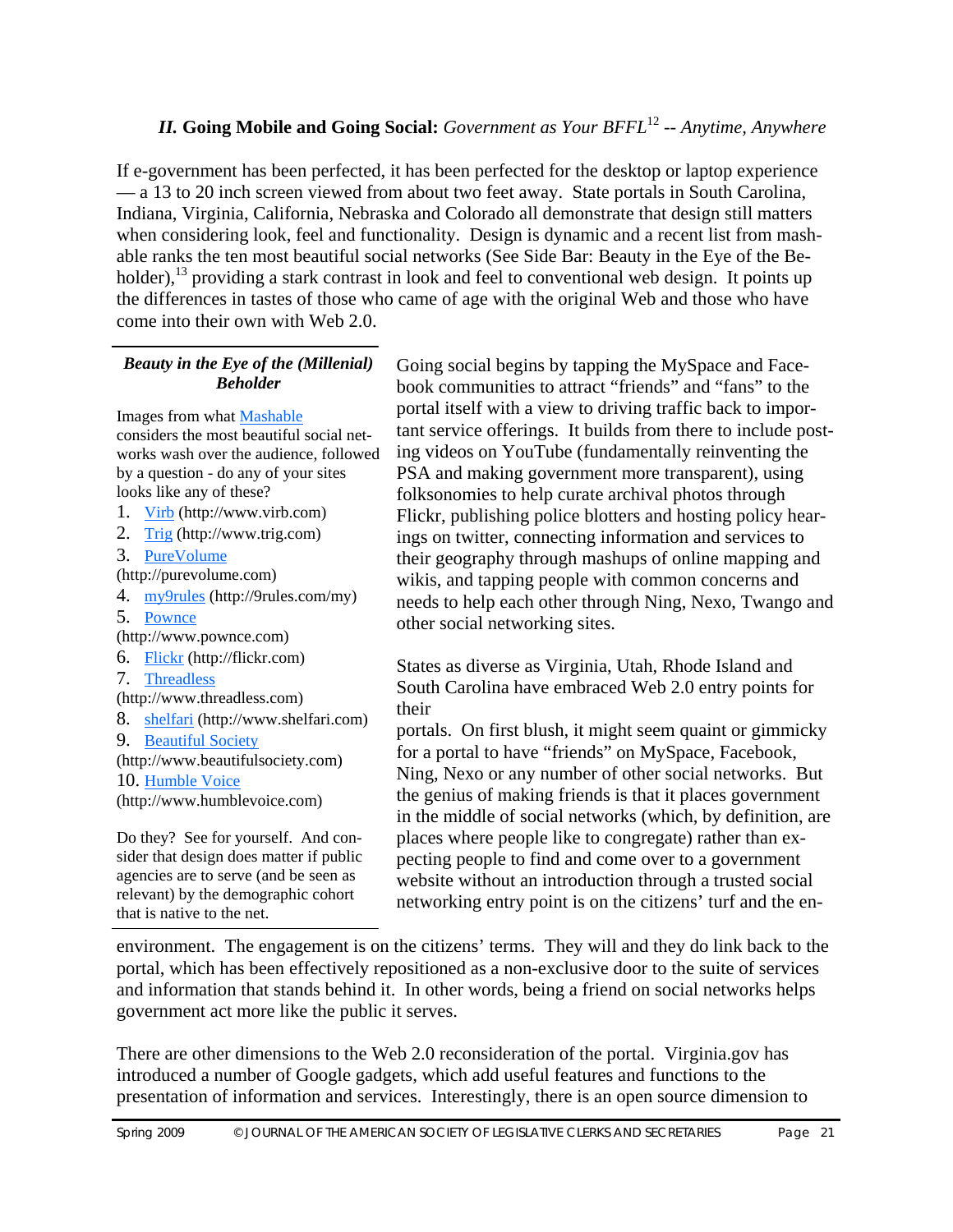### *II.* Going Mobile and Going Social: *Government as Your BFFL*[12] *-- Anytime, Anywhere*

If e-government has been perfected, it has been perfected for the desktop or laptop experience — a 13 to 20 inch screen viewed from about two feet away. State portals in South Carolina, Indiana, Virginia, California, Nebraska and Colorado all demonstrate that design still matters when considering look, feel and functionality. Design is dynamic and a recent list from mashable ranks the ten most beautiful social networks (See Side Bar: Beauty in the Eye of the Beholder),[13] providing a stark contrast in look and feel to conventional web design. It points up the differences in tastes of those who came of age with the original Web and those who have come into their own with Web 2.0.

---

***Beauty in the Eye of the (Millenial) Beholder***

Images from what Mashable considers the most beautiful social networks wash over the audience, followed by a question - do any of your sites looks like any of these?

1. Virb (http://www.virb.com)
2. Trig (http://www.trig.com)
3. PureVolume (http://purevolume.com)
4. my9rules (http://9rules.com/my)
5. Pownce (http://www.pownce.com)
6. Flickr (http://flickr.com)
7. Threadless (http://www.threadless.com)
8. shelfari (http://www.shelfari.com)
9. Beautiful Society (http://www.beautifulsociety.com)
10. Humble Voice (http://www.humblevoice.com)

Do they? See for yourself. And consider that design does matter if public agencies are to serve (and be seen as relevant) by the demographic cohort that is native to the net.

---

Going social begins by tapping the MySpace and Facebook communities to attract "friends" and "fans" to the portal itself with a view to driving traffic back to important service offerings. It builds from there to include posting videos on YouTube (fundamentally reinventing the PSA and making government more transparent), using folksonomies to help curate archival photos through Flickr, publishing police blotters and hosting policy hearings on twitter, connecting information and services to their geography through mashups of online mapping and wikis, and tapping people with common concerns and needs to help each other through Ning, Nexo, Twango and other social networking sites.

States as diverse as Virginia, Utah, Rhode Island and South Carolina have embraced Web 2.0 entry points for their portals. On first blush, it might seem quaint or gimmicky for a portal to have "friends" on MySpace, Facebook, Ning, Nexo or any number of other social networks. But the genius of making friends is that it places government in the middle of social networks (which, by definition, are places where people like to congregate) rather than expecting people to find and come over to a government website without an introduction through a trusted social networking entry point is on the citizens' turf and the environment. The engagement is on the citizens' terms. They will and they do link back to the portal, which has been effectively repositioned as a non-exclusive door to the suite of services and information that stands behind it. In other words, being a friend on social networks helps government act more like the public it serves.

There are other dimensions to the Web 2.0 reconsideration of the portal. Virginia.gov has introduced a number of Google gadgets, which add useful features and functions to the presentation of information and services. Interestingly, there is an open source dimension to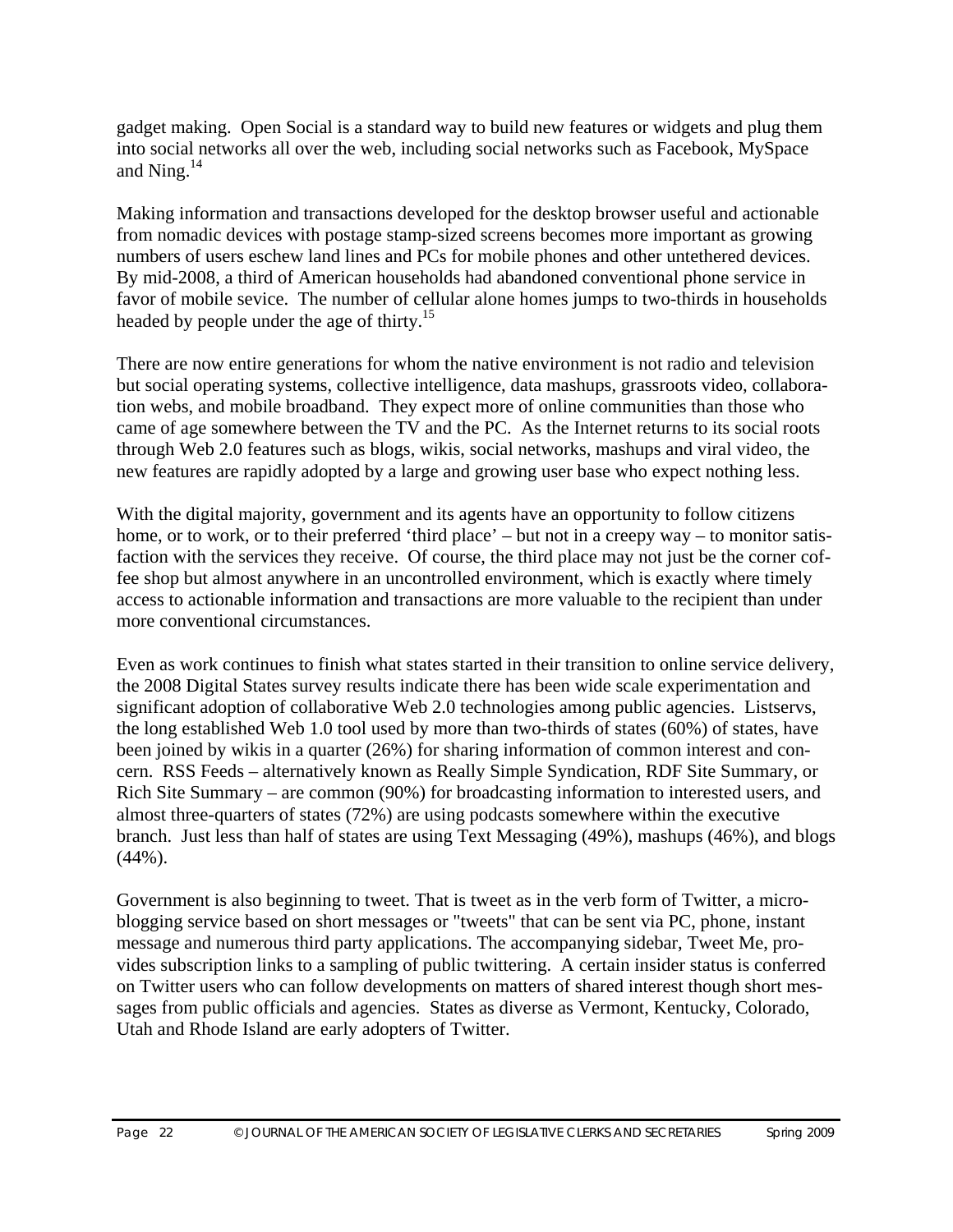gadget making. Open Social is a standard way to build new features or widgets and plug them into social networks all over the web, including social networks such as Facebook, MySpace and Ning.[14]

Making information and transactions developed for the desktop browser useful and actionable from nomadic devices with postage stamp-sized screens becomes more important as growing numbers of users eschew land lines and PCs for mobile phones and other untethered devices. By mid-2008, a third of American households had abandoned conventional phone service in favor of mobile sevice. The number of cellular alone homes jumps to two-thirds in households headed by people under the age of thirty.[15]

There are now entire generations for whom the native environment is not radio and television but social operating systems, collective intelligence, data mashups, grassroots video, collaboration webs, and mobile broadband. They expect more of online communities than those who came of age somewhere between the TV and the PC. As the Internet returns to its social roots through Web 2.0 features such as blogs, wikis, social networks, mashups and viral video, the new features are rapidly adopted by a large and growing user base who expect nothing less.

With the digital majority, government and its agents have an opportunity to follow citizens home, or to work, or to their preferred 'third place' – but not in a creepy way – to monitor satisfaction with the services they receive. Of course, the third place may not just be the corner coffee shop but almost anywhere in an uncontrolled environment, which is exactly where timely access to actionable information and transactions are more valuable to the recipient than under more conventional circumstances.

Even as work continues to finish what states started in their transition to online service delivery, the 2008 Digital States survey results indicate there has been wide scale experimentation and significant adoption of collaborative Web 2.0 technologies among public agencies. Listservs, the long established Web 1.0 tool used by more than two-thirds of states (60%) of states, have been joined by wikis in a quarter (26%) for sharing information of common interest and concern. RSS Feeds – alternatively known as Really Simple Syndication, RDF Site Summary, or Rich Site Summary – are common (90%) for broadcasting information to interested users, and almost three-quarters of states (72%) are using podcasts somewhere within the executive branch. Just less than half of states are using Text Messaging (49%), mashups (46%), and blogs (44%).

Government is also beginning to tweet. That is tweet as in the verb form of Twitter, a microblogging service based on short messages or "tweets" that can be sent via PC, phone, instant message and numerous third party applications. The accompanying sidebar, Tweet Me, provides subscription links to a sampling of public twittering. A certain insider status is conferred on Twitter users who can follow developments on matters of shared interest though short messages from public officials and agencies. States as diverse as Vermont, Kentucky, Colorado, Utah and Rhode Island are early adopters of Twitter.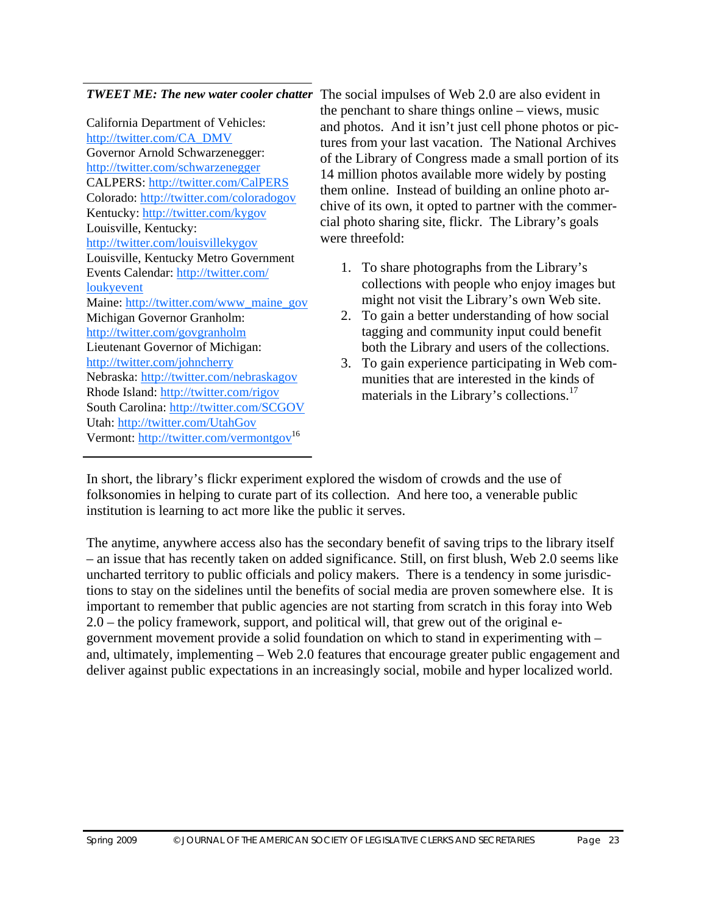***TWEET ME: The new water cooler chatter***

California Department of Vehicles: http://twitter.com/CA_DMV
Governor Arnold Schwarzenegger: http://twitter.com/schwarzenegger
CALPERS: http://twitter.com/CalPERS
Colorado: http://twitter.com/coloradogov
Kentucky: http://twitter.com/kygov
Louisville, Kentucky: http://twitter.com/louisvillekygov
Louisville, Kentucky Metro Government Events Calendar: http://twitter.com/loukyevent
Maine: http://twitter.com/www_maine_gov
Michigan Governor Granholm: http://twitter.com/govgranholm
Lieutenant Governor of Michigan: http://twitter.com/johncherry
Nebraska: http://twitter.com/nebraskagov
Rhode Island: http://twitter.com/rigov
South Carolina: http://twitter.com/SCGOV
Utah: http://twitter.com/UtahGov
Vermont: http://twitter.com/vermontgov[16]

The social impulses of Web 2.0 are also evident in the penchant to share things online – views, music and photos. And it isn't just cell phone photos or pictures from your last vacation. The National Archives of the Library of Congress made a small portion of its 14 million photos available more widely by posting them online. Instead of building an online photo archive of its own, it opted to partner with the commercial photo sharing site, flickr. The Library's goals were threefold:

1. To share photographs from the Library's collections with people who enjoy images but might not visit the Library's own Web site.
2. To gain a better understanding of how social tagging and community input could benefit both the Library and users of the collections.
3. To gain experience participating in Web communities that are interested in the kinds of materials in the Library's collections.[17]

In short, the library's flickr experiment explored the wisdom of crowds and the use of folksonomies in helping to curate part of its collection. And here too, a venerable public institution is learning to act more like the public it serves.

The anytime, anywhere access also has the secondary benefit of saving trips to the library itself – an issue that has recently taken on added significance. Still, on first blush, Web 2.0 seems like uncharted territory to public officials and policy makers. There is a tendency in some jurisdictions to stay on the sidelines until the benefits of social media are proven somewhere else. It is important to remember that public agencies are not starting from scratch in this foray into Web 2.0 – the policy framework, support, and political will, that grew out of the original e-government movement provide a solid foundation on which to stand in experimenting with – and, ultimately, implementing – Web 2.0 features that encourage greater public engagement and deliver against public expectations in an increasingly social, mobile and hyper localized world.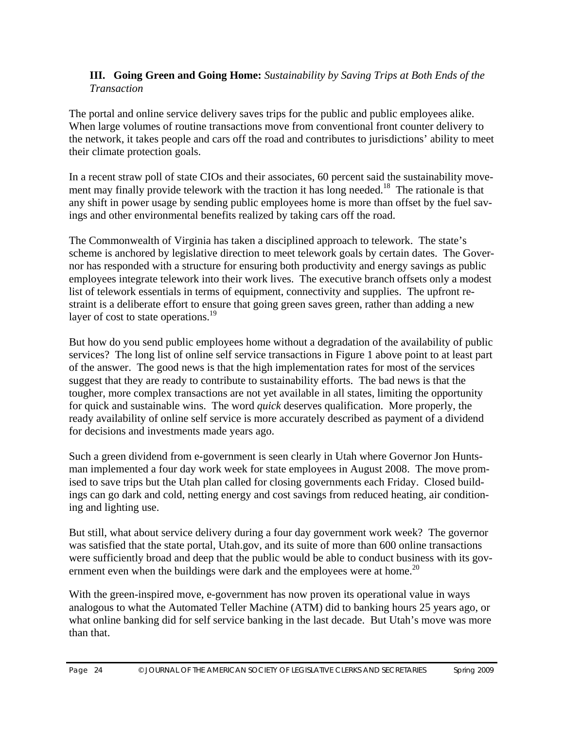### III. Going Green and Going Home: *Sustainability by Saving Trips at Both Ends of the Transaction*

The portal and online service delivery saves trips for the public and public employees alike. When large volumes of routine transactions move from conventional front counter delivery to the network, it takes people and cars off the road and contributes to jurisdictions' ability to meet their climate protection goals.

In a recent straw poll of state CIOs and their associates, 60 percent said the sustainability movement may finally provide telework with the traction it has long needed.[18] The rationale is that any shift in power usage by sending public employees home is more than offset by the fuel savings and other environmental benefits realized by taking cars off the road.

The Commonwealth of Virginia has taken a disciplined approach to telework. The state's scheme is anchored by legislative direction to meet telework goals by certain dates. The Governor has responded with a structure for ensuring both productivity and energy savings as public employees integrate telework into their work lives. The executive branch offsets only a modest list of telework essentials in terms of equipment, connectivity and supplies. The upfront restraint is a deliberate effort to ensure that going green saves green, rather than adding a new layer of cost to state operations.[19]

But how do you send public employees home without a degradation of the availability of public services? The long list of online self service transactions in Figure 1 above point to at least part of the answer. The good news is that the high implementation rates for most of the services suggest that they are ready to contribute to sustainability efforts. The bad news is that the tougher, more complex transactions are not yet available in all states, limiting the opportunity for quick and sustainable wins. The word *quick* deserves qualification. More properly, the ready availability of online self service is more accurately described as payment of a dividend for decisions and investments made years ago.

Such a green dividend from e-government is seen clearly in Utah where Governor Jon Huntsman implemented a four day work week for state employees in August 2008. The move promised to save trips but the Utah plan called for closing governments each Friday. Closed buildings can go dark and cold, netting energy and cost savings from reduced heating, air conditioning and lighting use.

But still, what about service delivery during a four day government work week? The governor was satisfied that the state portal, Utah.gov, and its suite of more than 600 online transactions were sufficiently broad and deep that the public would be able to conduct business with its government even when the buildings were dark and the employees were at home.[20]

With the green-inspired move, e-government has now proven its operational value in ways analogous to what the Automated Teller Machine (ATM) did to banking hours 25 years ago, or what online banking did for self service banking in the last decade. But Utah's move was more than that.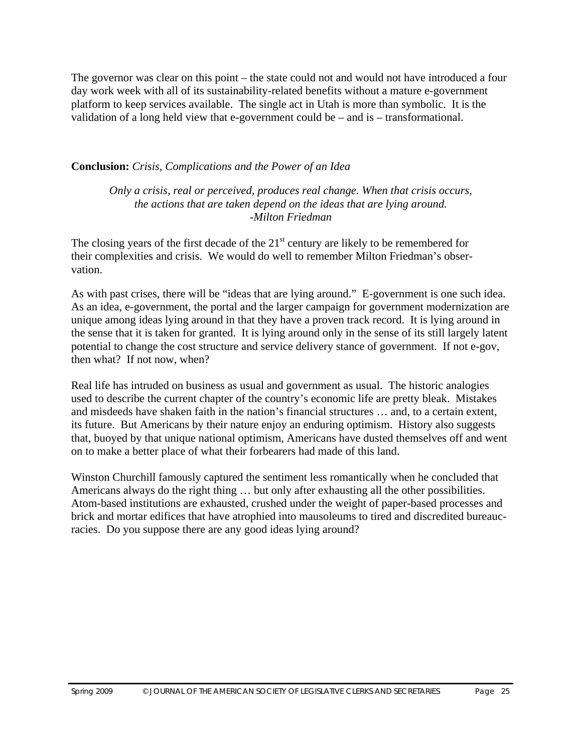The governor was clear on this point – the state could not and would not have introduced a four day work week with all of its sustainability-related benefits without a mature e-government platform to keep services available. The single act in Utah is more than symbolic. It is the validation of a long held view that e-government could be – and is – transformational.

**Conclusion:** *Crisis, Complications and the Power of an Idea*

> *Only a crisis, real or perceived, produces real change. When that crisis occurs, the actions that are taken depend on the ideas that are lying around.*
> *-Milton Friedman*

The closing years of the first decade of the 21st century are likely to be remembered for their complexities and crisis. We would do well to remember Milton Friedman's observation.

As with past crises, there will be "ideas that are lying around." E-government is one such idea. As an idea, e-government, the portal and the larger campaign for government modernization are unique among ideas lying around in that they have a proven track record. It is lying around in the sense that it is taken for granted. It is lying around only in the sense of its still largely latent potential to change the cost structure and service delivery stance of government. If not e-gov, then what? If not now, when?

Real life has intruded on business as usual and government as usual. The historic analogies used to describe the current chapter of the country's economic life are pretty bleak. Mistakes and misdeeds have shaken faith in the nation's financial structures … and, to a certain extent, its future. But Americans by their nature enjoy an enduring optimism. History also suggests that, buoyed by that unique national optimism, Americans have dusted themselves off and went on to make a better place of what their forbearers had made of this land.

Winston Churchill famously captured the sentiment less romantically when he concluded that Americans always do the right thing … but only after exhausting all the other possibilities. Atom-based institutions are exhausted, crushed under the weight of paper-based processes and brick and mortar edifices that have atrophied into mausoleums to tired and discredited bureaucracies. Do you suppose there are any good ideas lying around?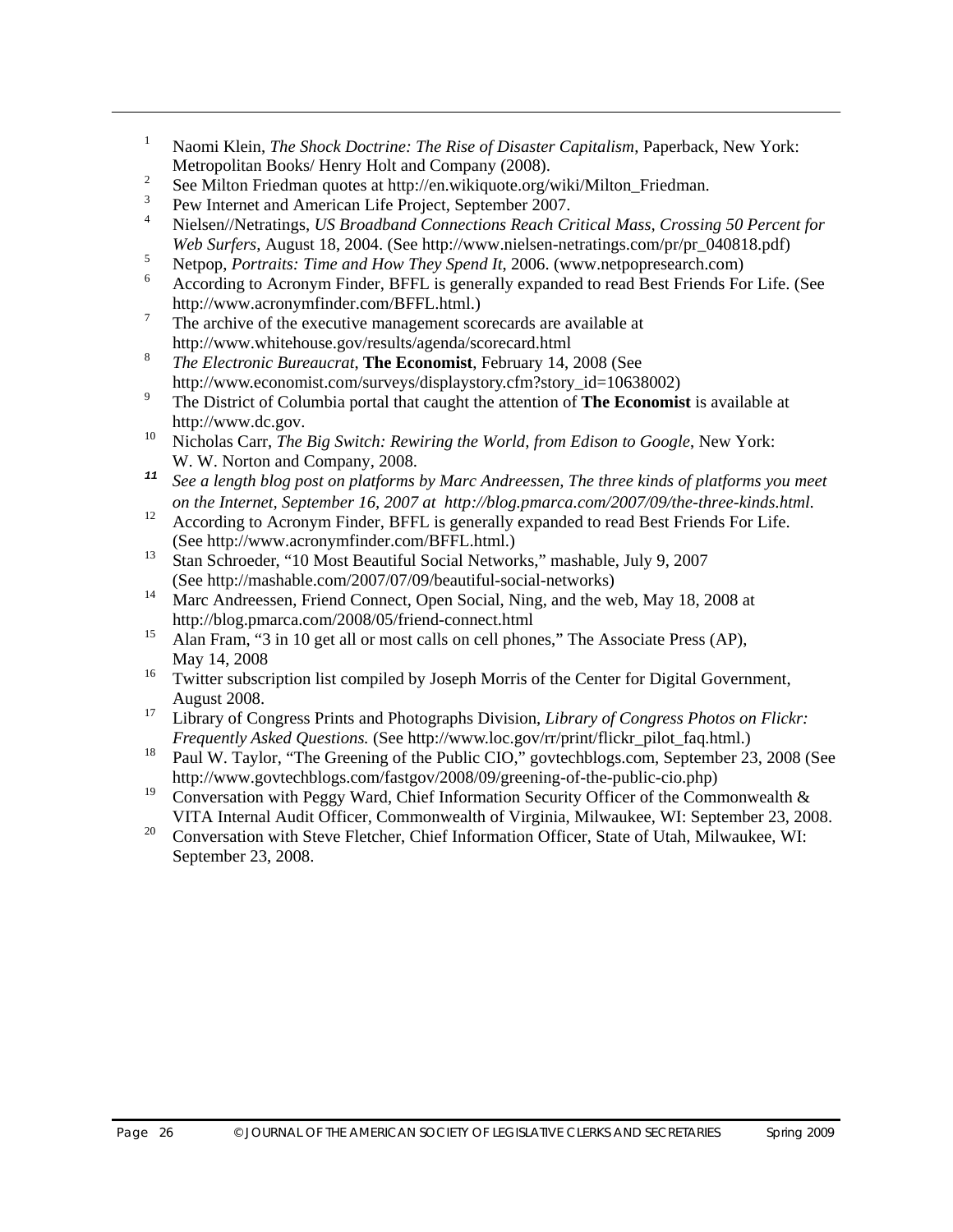[1] Naomi Klein, *The Shock Doctrine: The Rise of Disaster Capitalism*, Paperback, New York: Metropolitan Books/ Henry Holt and Company (2008).

[2] See Milton Friedman quotes at http://en.wikiquote.org/wiki/Milton_Friedman.

[3] Pew Internet and American Life Project, September 2007.

[4] Nielsen//Netratings, *US Broadband Connections Reach Critical Mass, Crossing 50 Percent for Web Surfers*, August 18, 2004. (See http://www.nielsen-netratings.com/pr/pr_040818.pdf)

[5] Netpop, *Portraits: Time and How They Spend It*, 2006. (www.netpopresearch.com)

[6] According to Acronym Finder, BFFL is generally expanded to read Best Friends For Life. (See http://www.acronymfinder.com/BFFL.html.)

[7] The archive of the executive management scorecards are available at http://www.whitehouse.gov/results/agenda/scorecard.html

[8] *The Electronic Bureaucrat*, **The Economist**, February 14, 2008 (See http://www.economist.com/surveys/displaystory.cfm?story_id=10638002)

[9] The District of Columbia portal that caught the attention of **The Economist** is available at http://www.dc.gov.

[10] Nicholas Carr, *The Big Switch: Rewiring the World, from Edison to Google*, New York: W. W. Norton and Company, 2008.

[11] *See a length blog post on platforms by Marc Andreessen, The three kinds of platforms you meet on the Internet, September 16, 2007 at http://blog.pmarca.com/2007/09/the-three-kinds.html.*

[12] According to Acronym Finder, BFFL is generally expanded to read Best Friends For Life. (See http://www.acronymfinder.com/BFFL.html.)

[13] Stan Schroeder, "10 Most Beautiful Social Networks," mashable, July 9, 2007 (See http://mashable.com/2007/07/09/beautiful-social-networks)

[14] Marc Andreessen, Friend Connect, Open Social, Ning, and the web, May 18, 2008 at http://blog.pmarca.com/2008/05/friend-connect.html

[15] Alan Fram, "3 in 10 get all or most calls on cell phones," The Associate Press (AP), May 14, 2008

[16] Twitter subscription list compiled by Joseph Morris of the Center for Digital Government, August 2008.

[17] Library of Congress Prints and Photographs Division, *Library of Congress Photos on Flickr: Frequently Asked Questions.* (See http://www.loc.gov/rr/print/flickr_pilot_faq.html.)

[18] Paul W. Taylor, "The Greening of the Public CIO," govtechblogs.com, September 23, 2008 (See http://www.govtechblogs.com/fastgov/2008/09/greening-of-the-public-cio.php)

[19] Conversation with Peggy Ward, Chief Information Security Officer of the Commonwealth & VITA Internal Audit Officer, Commonwealth of Virginia, Milwaukee, WI: September 23, 2008.

[20] Conversation with Steve Fletcher, Chief Information Officer, State of Utah, Milwaukee, WI: September 23, 2008.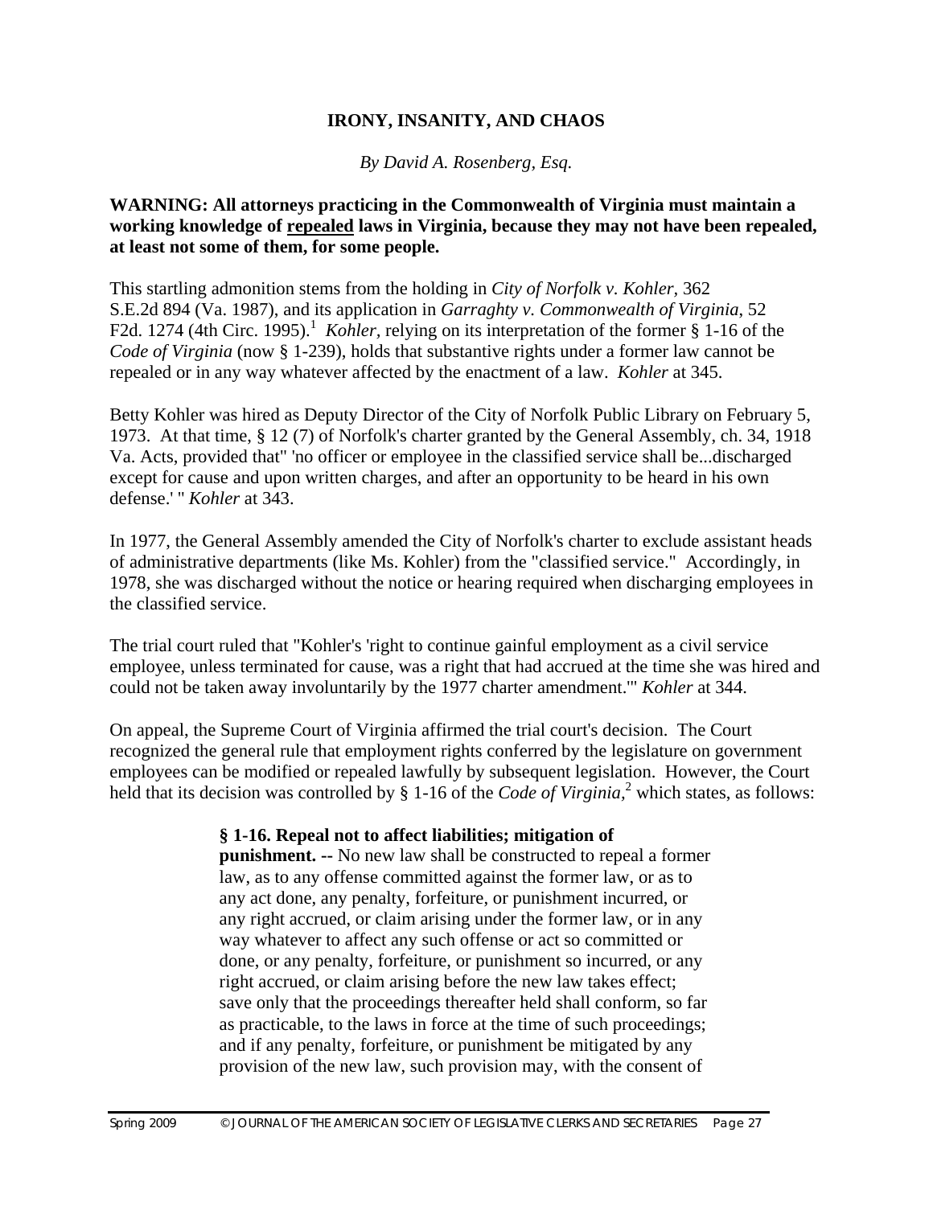**IRONY, INSANITY, AND CHAOS**

*By David A. Rosenberg, Esq.*

**WARNING: All attorneys practicing in the Commonwealth of Virginia must maintain a working knowledge of <u>repealed</u> laws in Virginia, because they may not have been repealed, at least not some of them, for some people.**

This startling admonition stems from the holding in *City of Norfolk v. Kohler*, 362 S.E.2d 894 (Va. 1987), and its application in *Garraghty v. Commonwealth of Virginia*, 52 F2d. 1274 (4th Circ. 1995).[1] *Kohler*, relying on its interpretation of the former § 1-16 of the *Code of Virginia* (now § 1-239), holds that substantive rights under a former law cannot be repealed or in any way whatever affected by the enactment of a law. *Kohler* at 345.

Betty Kohler was hired as Deputy Director of the City of Norfolk Public Library on February 5, 1973. At that time, § 12 (7) of Norfolk's charter granted by the General Assembly, ch. 34, 1918 Va. Acts, provided that" 'no officer or employee in the classified service shall be...discharged except for cause and upon written charges, and after an opportunity to be heard in his own defense.' " *Kohler* at 343.

In 1977, the General Assembly amended the City of Norfolk's charter to exclude assistant heads of administrative departments (like Ms. Kohler) from the "classified service." Accordingly, in 1978, she was discharged without the notice or hearing required when discharging employees in the classified service.

The trial court ruled that "Kohler's 'right to continue gainful employment as a civil service employee, unless terminated for cause, was a right that had accrued at the time she was hired and could not be taken away involuntarily by the 1977 charter amendment.'" *Kohler* at 344.

On appeal, the Supreme Court of Virginia affirmed the trial court's decision. The Court recognized the general rule that employment rights conferred by the legislature on government employees can be modified or repealed lawfully by subsequent legislation. However, the Court held that its decision was controlled by § 1-16 of the *Code of Virginia*,[2] which states, as follows:

> **§ 1-16. Repeal not to affect liabilities; mitigation of punishment. --** No new law shall be constructed to repeal a former law, as to any offense committed against the former law, or as to any act done, any penalty, forfeiture, or punishment incurred, or any right accrued, or claim arising under the former law, or in any way whatever to affect any such offense or act so committed or done, or any penalty, forfeiture, or punishment so incurred, or any right accrued, or claim arising before the new law takes effect; save only that the proceedings thereafter held shall conform, so far as practicable, to the laws in force at the time of such proceedings; and if any penalty, forfeiture, or punishment be mitigated by any provision of the new law, such provision may, with the consent of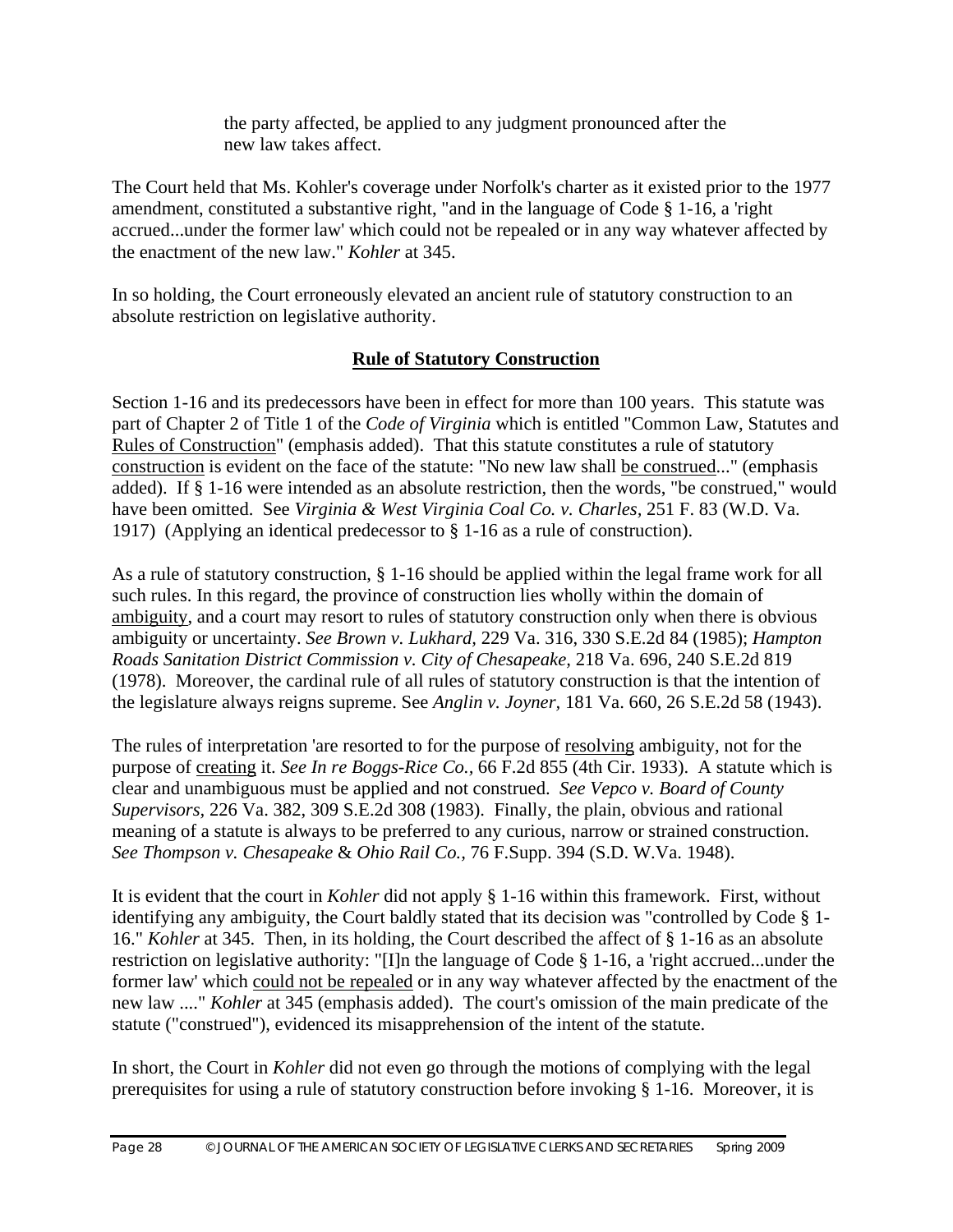the party affected, be applied to any judgment pronounced after the new law takes affect.

The Court held that Ms. Kohler's coverage under Norfolk's charter as it existed prior to the 1977 amendment, constituted a substantive right, "and in the language of Code § 1-16, a 'right accrued...under the former law' which could not be repealed or in any way whatever affected by the enactment of the new law." *Kohler* at 345.

In so holding, the Court erroneously elevated an ancient rule of statutory construction to an absolute restriction on legislative authority.

**Rule of Statutory Construction**

Section 1-16 and its predecessors have been in effect for more than 100 years. This statute was part of Chapter 2 of Title 1 of the *Code of Virginia* which is entitled "Common Law, Statutes and Rules of Construction" (emphasis added). That this statute constitutes a rule of statutory construction is evident on the face of the statute: "No new law shall be construed..." (emphasis added). If § 1-16 were intended as an absolute restriction, then the words, "be construed," would have been omitted. See *Virginia & West Virginia Coal Co. v. Charles*, 251 F. 83 (W.D. Va. 1917) (Applying an identical predecessor to § 1-16 as a rule of construction).

As a rule of statutory construction, § 1-16 should be applied within the legal frame work for all such rules. In this regard, the province of construction lies wholly within the domain of ambiguity, and a court may resort to rules of statutory construction only when there is obvious ambiguity or uncertainty. *See Brown v. Lukhard*, 229 Va. 316, 330 S.E.2d 84 (1985); *Hampton Roads Sanitation District Commission v. City of Chesapeake*, 218 Va. 696, 240 S.E.2d 819 (1978). Moreover, the cardinal rule of all rules of statutory construction is that the intention of the legislature always reigns supreme. See *Anglin v. Joyner*, 181 Va. 660, 26 S.E.2d 58 (1943).

The rules of interpretation 'are resorted to for the purpose of resolving ambiguity, not for the purpose of creating it. *See In re Boggs-Rice Co.*, 66 F.2d 855 (4th Cir. 1933). A statute which is clear and unambiguous must be applied and not construed. *See Vepco v. Board of County Supervisors*, 226 Va. 382, 309 S.E.2d 308 (1983). Finally, the plain, obvious and rational meaning of a statute is always to be preferred to any curious, narrow or strained construction. *See Thompson v. Chesapeake & Ohio Rail Co.*, 76 F.Supp. 394 (S.D. W.Va. 1948).

It is evident that the court in *Kohler* did not apply § 1-16 within this framework. First, without identifying any ambiguity, the Court baldly stated that its decision was "controlled by Code § 1-16." *Kohler* at 345. Then, in its holding, the Court described the affect of § 1-16 as an absolute restriction on legislative authority: "[I]n the language of Code § 1-16, a 'right accrued...under the former law' which could not be repealed or in any way whatever affected by the enactment of the new law ...." *Kohler* at 345 (emphasis added). The court's omission of the main predicate of the statute ("construed"), evidenced its misapprehension of the intent of the statute.

In short, the Court in *Kohler* did not even go through the motions of complying with the legal prerequisites for using a rule of statutory construction before invoking § 1-16. Moreover, it is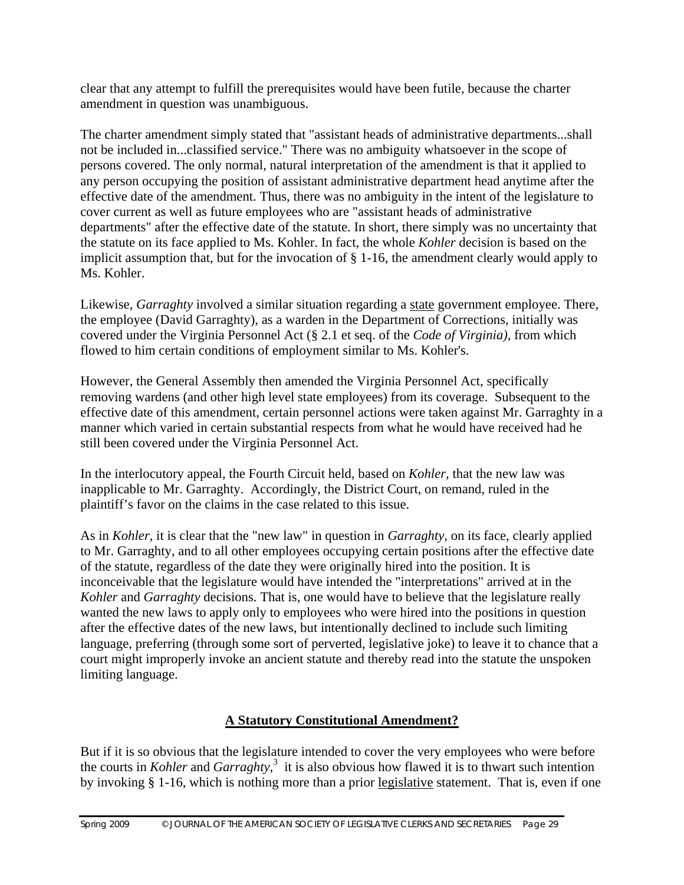clear that any attempt to fulfill the prerequisites would have been futile, because the charter amendment in question was unambiguous.

The charter amendment simply stated that "assistant heads of administrative departments...shall not be included in...classified service." There was no ambiguity whatsoever in the scope of persons covered. The only normal, natural interpretation of the amendment is that it applied to any person occupying the position of assistant administrative department head anytime after the effective date of the amendment. Thus, there was no ambiguity in the intent of the legislature to cover current as well as future employees who are "assistant heads of administrative departments" after the effective date of the statute. In short, there simply was no uncertainty that the statute on its face applied to Ms. Kohler. In fact, the whole *Kohler* decision is based on the implicit assumption that, but for the invocation of § 1-16, the amendment clearly would apply to Ms. Kohler.

Likewise, *Garraghty* involved a similar situation regarding a state government employee. There, the employee (David Garraghty), as a warden in the Department of Corrections, initially was covered under the Virginia Personnel Act (§ 2.1 et seq. of the *Code of Virginia)*, from which flowed to him certain conditions of employment similar to Ms. Kohler's.

However, the General Assembly then amended the Virginia Personnel Act, specifically removing wardens (and other high level state employees) from its coverage. Subsequent to the effective date of this amendment, certain personnel actions were taken against Mr. Garraghty in a manner which varied in certain substantial respects from what he would have received had he still been covered under the Virginia Personnel Act.

In the interlocutory appeal, the Fourth Circuit held, based on *Kohler*, that the new law was inapplicable to Mr. Garraghty. Accordingly, the District Court, on remand, ruled in the plaintiff's favor on the claims in the case related to this issue.

As in *Kohler*, it is clear that the "new law" in question in *Garraghty*, on its face, clearly applied to Mr. Garraghty, and to all other employees occupying certain positions after the effective date of the statute, regardless of the date they were originally hired into the position. It is inconceivable that the legislature would have intended the "interpretations" arrived at in the *Kohler* and *Garraghty* decisions. That is, one would have to believe that the legislature really wanted the new laws to apply only to employees who were hired into the positions in question after the effective dates of the new laws, but intentionally declined to include such limiting language, preferring (through some sort of perverted, legislative joke) to leave it to chance that a court might improperly invoke an ancient statute and thereby read into the statute the unspoken limiting language.

## A Statutory Constitutional Amendment?

But if it is so obvious that the legislature intended to cover the very employees who were before the courts in *Kohler* and *Garraghty*,[3] it is also obvious how flawed it is to thwart such intention by invoking § 1-16, which is nothing more than a prior legislative statement. That is, even if one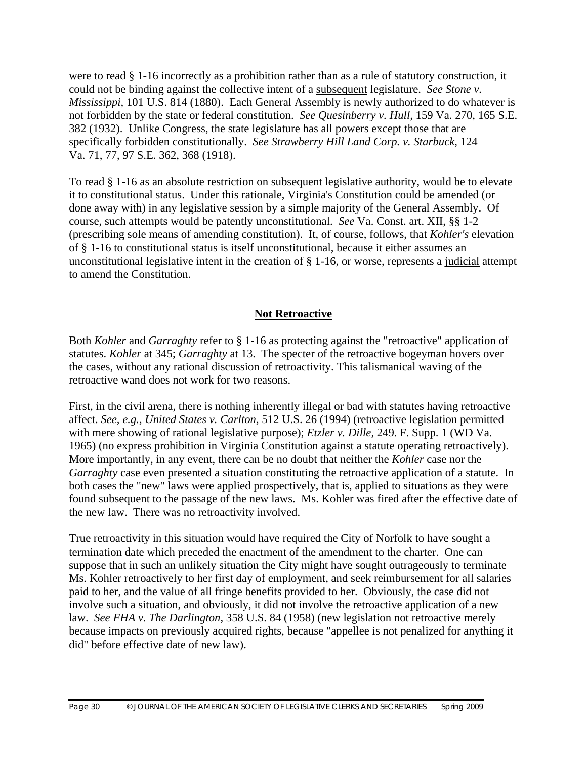were to read § 1-16 incorrectly as a prohibition rather than as a rule of statutory construction, it could not be binding against the collective intent of a subsequent legislature. *See Stone v. Mississippi*, 101 U.S. 814 (1880). Each General Assembly is newly authorized to do whatever is not forbidden by the state or federal constitution. *See Quesinberry v. Hull*, 159 Va. 270, 165 S.E. 382 (1932). Unlike Congress, the state legislature has all powers except those that are specifically forbidden constitutionally. *See Strawberry Hill Land Corp. v. Starbuck*, 124 Va. 71, 77, 97 S.E. 362, 368 (1918).

To read § 1-16 as an absolute restriction on subsequent legislative authority, would be to elevate it to constitutional status. Under this rationale, Virginia's Constitution could be amended (or done away with) in any legislative session by a simple majority of the General Assembly. Of course, such attempts would be patently unconstitutional. *See* Va. Const. art. XII, §§ 1-2 (prescribing sole means of amending constitution). It, of course, follows, that *Kohler's* elevation of § 1-16 to constitutional status is itself unconstitutional, because it either assumes an unconstitutional legislative intent in the creation of § 1-16, or worse, represents a judicial attempt to amend the Constitution.

## Not Retroactive

Both *Kohler* and *Garraghty* refer to § 1-16 as protecting against the "retroactive" application of statutes. *Kohler* at 345; *Garraghty* at 13. The specter of the retroactive bogeyman hovers over the cases, without any rational discussion of retroactivity. This talismanical waving of the retroactive wand does not work for two reasons.

First, in the civil arena, there is nothing inherently illegal or bad with statutes having retroactive affect. *See, e.g., United States v. Carlton*, 512 U.S. 26 (1994) (retroactive legislation permitted with mere showing of rational legislative purpose); *Etzler v. Dille*, 249. F. Supp. 1 (WD Va. 1965) (no express prohibition in Virginia Constitution against a statute operating retroactively). More importantly, in any event, there can be no doubt that neither the *Kohler* case nor the *Garraghty* case even presented a situation constituting the retroactive application of a statute. In both cases the "new" laws were applied prospectively, that is, applied to situations as they were found subsequent to the passage of the new laws. Ms. Kohler was fired after the effective date of the new law. There was no retroactivity involved.

True retroactivity in this situation would have required the City of Norfolk to have sought a termination date which preceded the enactment of the amendment to the charter. One can suppose that in such an unlikely situation the City might have sought outrageously to terminate Ms. Kohler retroactively to her first day of employment, and seek reimbursement for all salaries paid to her, and the value of all fringe benefits provided to her. Obviously, the case did not involve such a situation, and obviously, it did not involve the retroactive application of a new law. *See FHA v. The Darlington*, 358 U.S. 84 (1958) (new legislation not retroactive merely because impacts on previously acquired rights, because "appellee is not penalized for anything it did" before effective date of new law).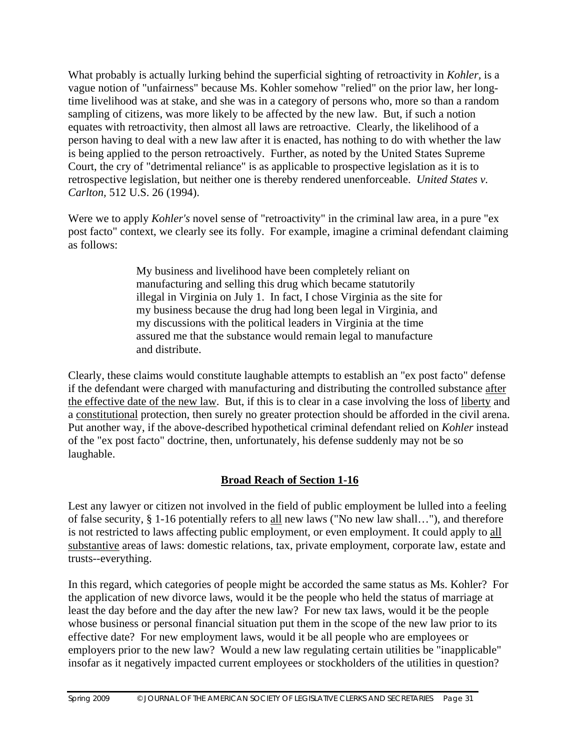What probably is actually lurking behind the superficial sighting of retroactivity in *Kohler,* is a vague notion of "unfairness" because Ms. Kohler somehow "relied" on the prior law, her long-time livelihood was at stake, and she was in a category of persons who, more so than a random sampling of citizens, was more likely to be affected by the new law. But, if such a notion equates with retroactivity, then almost all laws are retroactive. Clearly, the likelihood of a person having to deal with a new law after it is enacted, has nothing to do with whether the law is being applied to the person retroactively. Further, as noted by the United States Supreme Court, the cry of "detrimental reliance" is as applicable to prospective legislation as it is to retrospective legislation, but neither one is thereby rendered unenforceable. *United States v. Carlton*, 512 U.S. 26 (1994).

Were we to apply *Kohler's* novel sense of "retroactivity" in the criminal law area, in a pure "ex post facto" context, we clearly see its folly. For example, imagine a criminal defendant claiming as follows:

> My business and livelihood have been completely reliant on manufacturing and selling this drug which became statutorily illegal in Virginia on July 1. In fact, I chose Virginia as the site for my business because the drug had long been legal in Virginia, and my discussions with the political leaders in Virginia at the time assured me that the substance would remain legal to manufacture and distribute.

Clearly, these claims would constitute laughable attempts to establish an "ex post facto" defense if the defendant were charged with manufacturing and distributing the controlled substance <u>after the effective date of the new law</u>. But, if this is to clear in a case involving the loss of <u>liberty</u> and a <u>constitutional</u> protection, then surely no greater protection should be afforded in the civil arena. Put another way, if the above-described hypothetical criminal defendant relied on *Kohler* instead of the "ex post facto" doctrine, then, unfortunately, his defense suddenly may not be so laughable.

## **<u>Broad Reach of Section 1-16</u>**

Lest any lawyer or citizen not involved in the field of public employment be lulled into a feeling of false security, § 1-16 potentially refers to <u>all</u> new laws ("No new law shall…"), and therefore is not restricted to laws affecting public employment, or even employment. It could apply to <u>all substantive</u> areas of laws: domestic relations, tax, private employment, corporate law, estate and trusts--everything.

In this regard, which categories of people might be accorded the same status as Ms. Kohler? For the application of new divorce laws, would it be the people who held the status of marriage at least the day before and the day after the new law? For new tax laws, would it be the people whose business or personal financial situation put them in the scope of the new law prior to its effective date? For new employment laws, would it be all people who are employees or employers prior to the new law? Would a new law regulating certain utilities be "inapplicable" insofar as it negatively impacted current employees or stockholders of the utilities in question?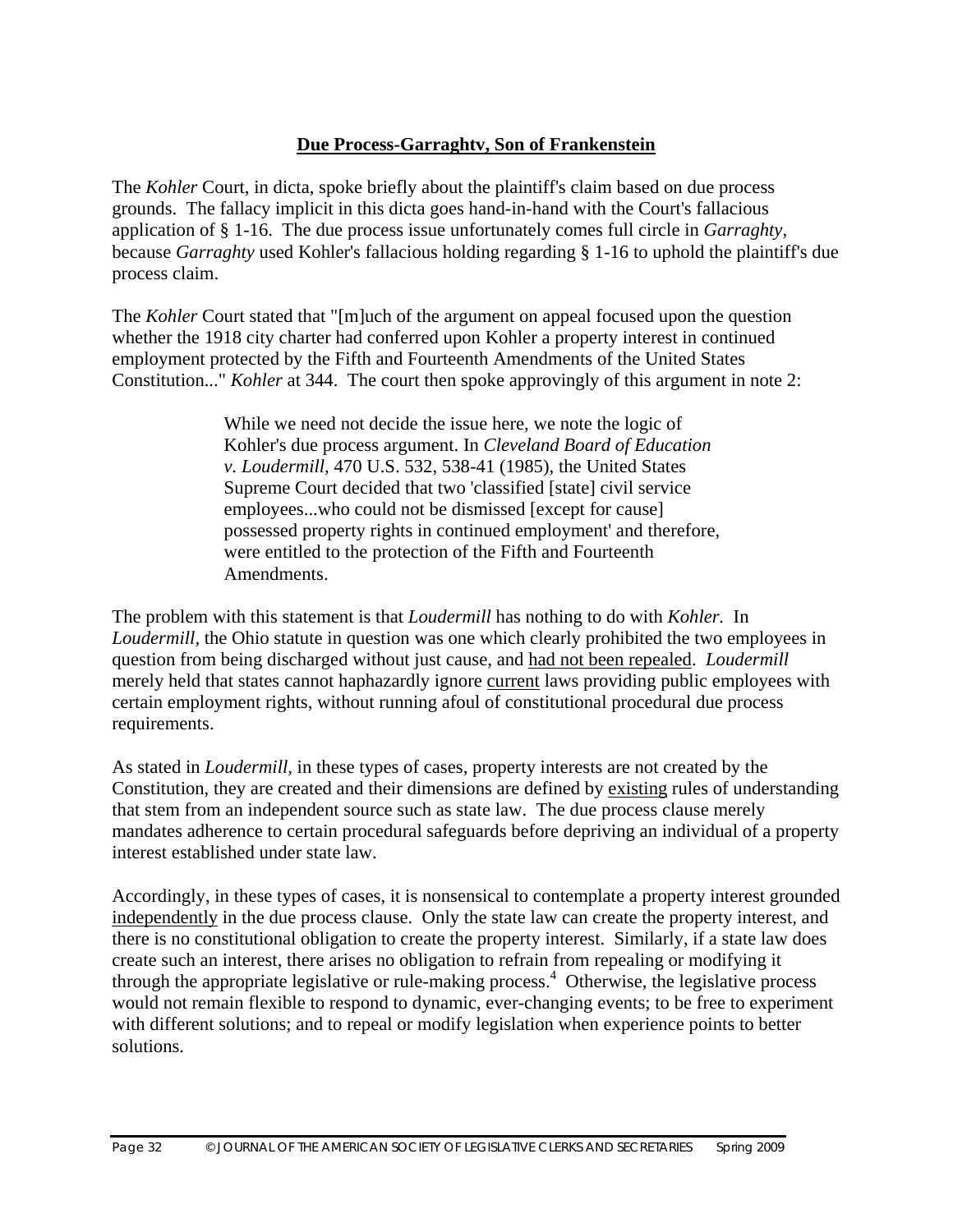## Due Process-Garraghty, Son of Frankenstein

The *Kohler* Court, in dicta, spoke briefly about the plaintiff's claim based on due process grounds. The fallacy implicit in this dicta goes hand-in-hand with the Court's fallacious application of § 1-16. The due process issue unfortunately comes full circle in *Garraghty*, because *Garraghty* used Kohler's fallacious holding regarding § 1-16 to uphold the plaintiff's due process claim.

The *Kohler* Court stated that "[m]uch of the argument on appeal focused upon the question whether the 1918 city charter had conferred upon Kohler a property interest in continued employment protected by the Fifth and Fourteenth Amendments of the United States Constitution..." *Kohler* at 344. The court then spoke approvingly of this argument in note 2:

> While we need not decide the issue here, we note the logic of Kohler's due process argument. In *Cleveland Board of Education v. Loudermill,* 470 U.S. 532, 538-41 (1985), the United States Supreme Court decided that two 'classified [state] civil service employees...who could not be dismissed [except for cause] possessed property rights in continued employment' and therefore, were entitled to the protection of the Fifth and Fourteenth Amendments.

The problem with this statement is that *Loudermill* has nothing to do with *Kohler.* In *Loudermill,* the Ohio statute in question was one which clearly prohibited the two employees in question from being discharged without just cause, and <u>had not been repealed</u>. *Loudermill* merely held that states cannot haphazardly ignore <u>current</u> laws providing public employees with certain employment rights, without running afoul of constitutional procedural due process requirements.

As stated in *Loudermill,* in these types of cases, property interests are not created by the Constitution, they are created and their dimensions are defined by <u>existing</u> rules of understanding that stem from an independent source such as state law. The due process clause merely mandates adherence to certain procedural safeguards before depriving an individual of a property interest established under state law.

Accordingly, in these types of cases, it is nonsensical to contemplate a property interest grounded <u>independently</u> in the due process clause. Only the state law can create the property interest, and there is no constitutional obligation to create the property interest. Similarly, if a state law does create such an interest, there arises no obligation to refrain from repealing or modifying it through the appropriate legislative or rule-making process.[4] Otherwise, the legislative process would not remain flexible to respond to dynamic, ever-changing events; to be free to experiment with different solutions; and to repeal or modify legislation when experience points to better solutions.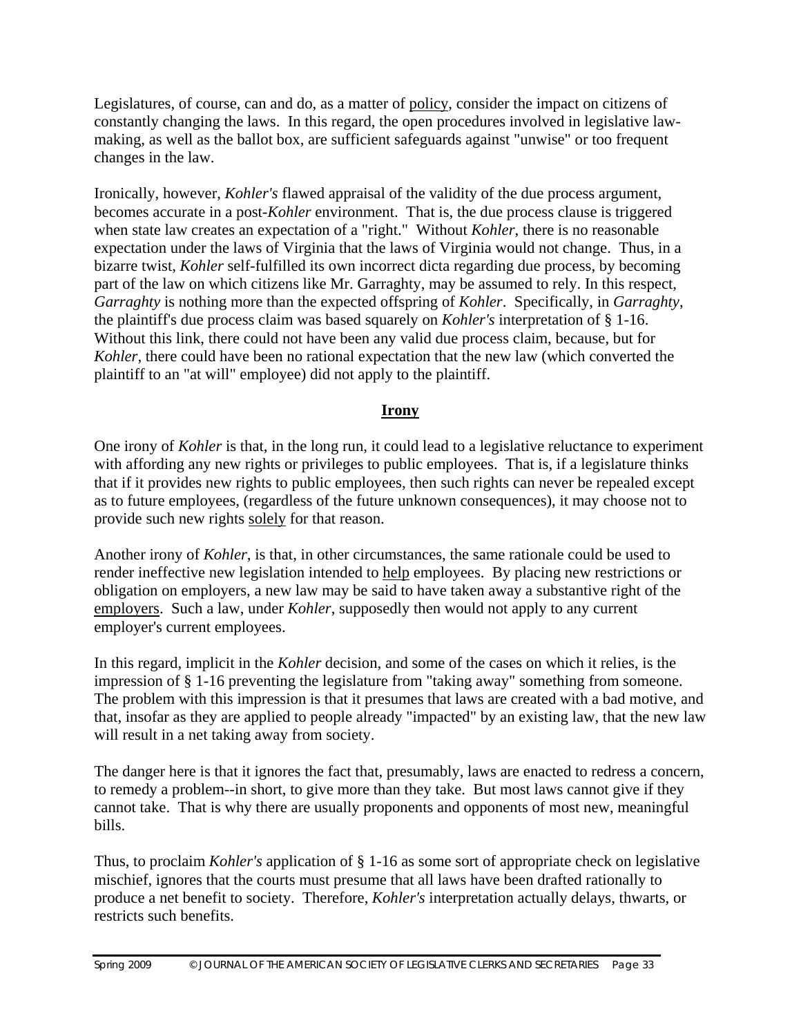Legislatures, of course, can and do, as a matter of <u>policy</u>, consider the impact on citizens of constantly changing the laws. In this regard, the open procedures involved in legislative law-making, as well as the ballot box, are sufficient safeguards against "unwise" or too frequent changes in the law.

Ironically, however, *Kohler's* flawed appraisal of the validity of the due process argument, becomes accurate in a post-*Kohler* environment. That is, the due process clause is triggered when state law creates an expectation of a "right." Without *Kohler*, there is no reasonable expectation under the laws of Virginia that the laws of Virginia would not change. Thus, in a bizarre twist, *Kohler* self-fulfilled its own incorrect dicta regarding due process, by becoming part of the law on which citizens like Mr. Garraghty, may be assumed to rely. In this respect, *Garraghty* is nothing more than the expected offspring of *Kohler*. Specifically, in *Garraghty*, the plaintiff's due process claim was based squarely on *Kohler's* interpretation of § 1-16. Without this link, there could not have been any valid due process claim, because, but for *Kohler*, there could have been no rational expectation that the new law (which converted the plaintiff to an "at will" employee) did not apply to the plaintiff.

## **Irony**

One irony of *Kohler* is that, in the long run, it could lead to a legislative reluctance to experiment with affording any new rights or privileges to public employees. That is, if a legislature thinks that if it provides new rights to public employees, then such rights can never be repealed except as to future employees, (regardless of the future unknown consequences), it may choose not to provide such new rights <u>solely</u> for that reason.

Another irony of *Kohler*, is that, in other circumstances, the same rationale could be used to render ineffective new legislation intended to <u>help</u> employees. By placing new restrictions or obligation on employers, a new law may be said to have taken away a substantive right of the <u>employers</u>. Such a law, under *Kohler*, supposedly then would not apply to any current employer's current employees.

In this regard, implicit in the *Kohler* decision, and some of the cases on which it relies, is the impression of § 1-16 preventing the legislature from "taking away" something from someone. The problem with this impression is that it presumes that laws are created with a bad motive, and that, insofar as they are applied to people already "impacted" by an existing law, that the new law will result in a net taking away from society.

The danger here is that it ignores the fact that, presumably, laws are enacted to redress a concern, to remedy a problem--in short, to give more than they take. But most laws cannot give if they cannot take. That is why there are usually proponents and opponents of most new, meaningful bills.

Thus, to proclaim *Kohler's* application of § 1-16 as some sort of appropriate check on legislative mischief, ignores that the courts must presume that all laws have been drafted rationally to produce a net benefit to society. Therefore, *Kohler's* interpretation actually delays, thwarts, or restricts such benefits.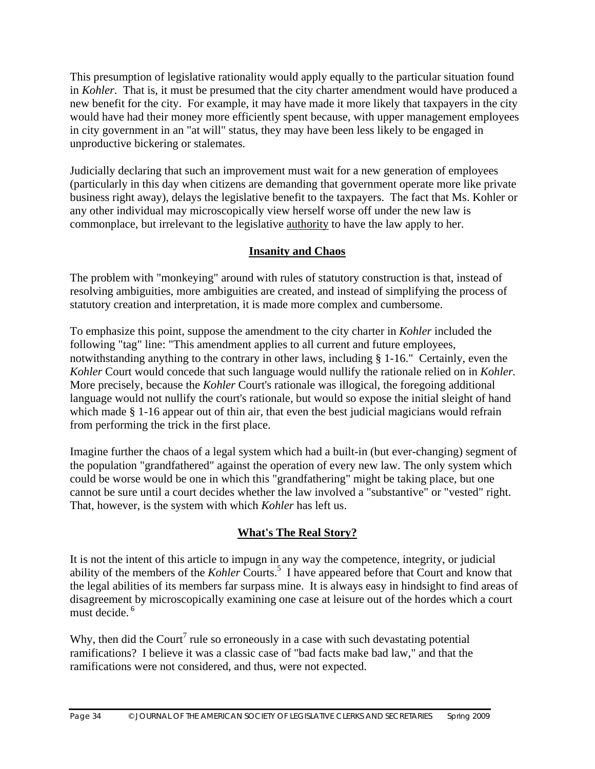This presumption of legislative rationality would apply equally to the particular situation found in *Kohler*. That is, it must be presumed that the city charter amendment would have produced a new benefit for the city. For example, it may have made it more likely that taxpayers in the city would have had their money more efficiently spent because, with upper management employees in city government in an "at will" status, they may have been less likely to be engaged in unproductive bickering or stalemates.

Judicially declaring that such an improvement must wait for a new generation of employees (particularly in this day when citizens are demanding that government operate more like private business right away), delays the legislative benefit to the taxpayers. The fact that Ms. Kohler or any other individual may microscopically view herself worse off under the new law is commonplace, but irrelevant to the legislative <u>authority</u> to have the law apply to her.

## Insanity and Chaos

The problem with "monkeying" around with rules of statutory construction is that, instead of resolving ambiguities, more ambiguities are created, and instead of simplifying the process of statutory creation and interpretation, it is made more complex and cumbersome.

To emphasize this point, suppose the amendment to the city charter in *Kohler* included the following "tag" line: "This amendment applies to all current and future employees, notwithstanding anything to the contrary in other laws, including § 1-16." Certainly, even the *Kohler* Court would concede that such language would nullify the rationale relied on in *Kohler.* More precisely, because the *Kohler* Court's rationale was illogical, the foregoing additional language would not nullify the court's rationale, but would so expose the initial sleight of hand which made § 1-16 appear out of thin air, that even the best judicial magicians would refrain from performing the trick in the first place.

Imagine further the chaos of a legal system which had a built-in (but ever-changing) segment of the population "grandfathered" against the operation of every new law. The only system which could be worse would be one in which this "grandfathering" might be taking place, but one cannot be sure until a court decides whether the law involved a "substantive" or "vested" right. That, however, is the system with which *Kohler* has left us.

## What's The Real Story?

It is not the intent of this article to impugn in any way the competence, integrity, or judicial ability of the members of the *Kohler* Courts.[5] I have appeared before that Court and know that the legal abilities of its members far surpass mine. It is always easy in hindsight to find areas of disagreement by microscopically examining one case at leisure out of the hordes which a court must decide.[6]

Why, then did the Court[7] rule so erroneously in a case with such devastating potential ramifications? I believe it was a classic case of "bad facts make bad law," and that the ramifications were not considered, and thus, were not expected.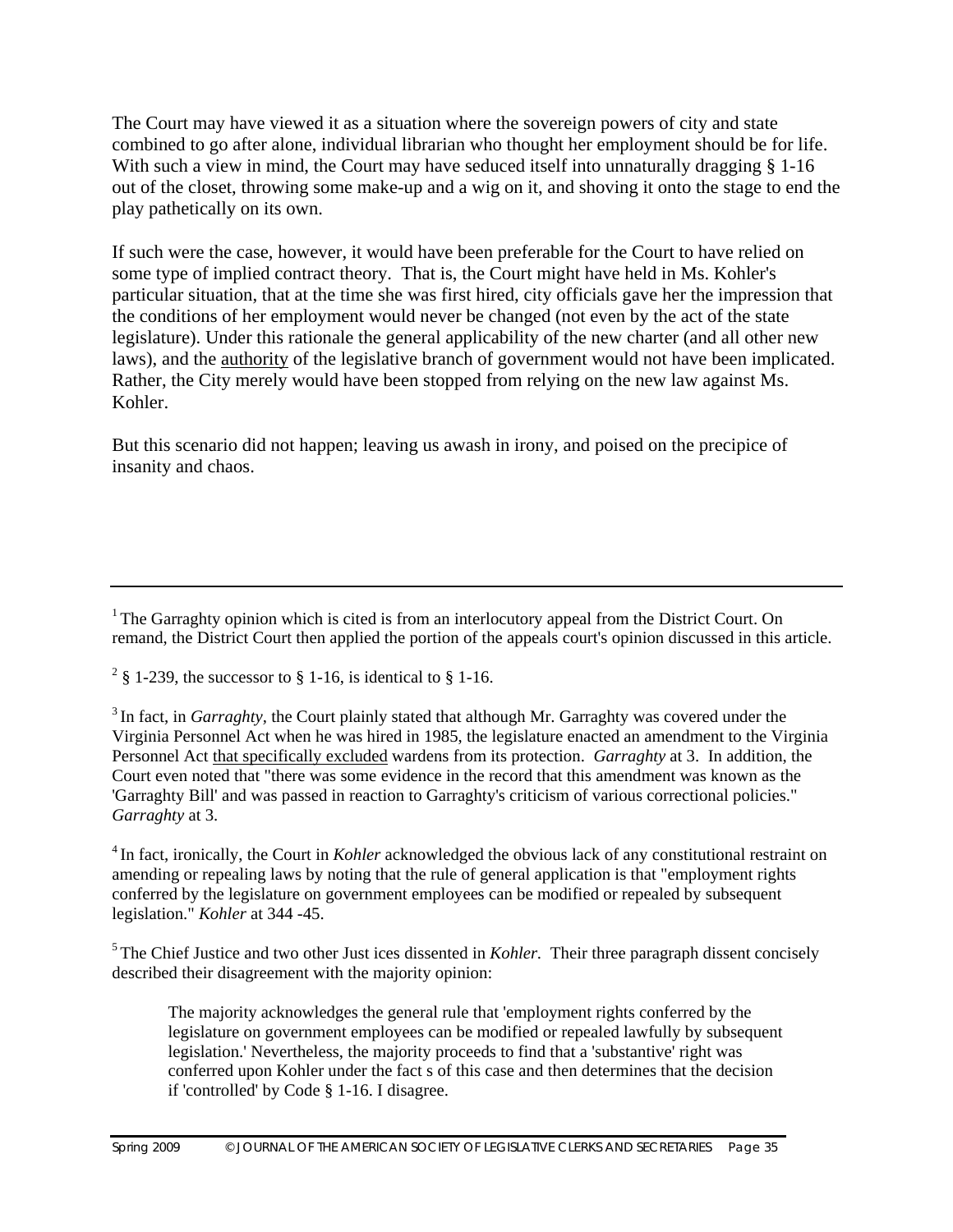The Court may have viewed it as a situation where the sovereign powers of city and state combined to go after alone, individual librarian who thought her employment should be for life. With such a view in mind, the Court may have seduced itself into unnaturally dragging § 1-16 out of the closet, throwing some make-up and a wig on it, and shoving it onto the stage to end the play pathetically on its own.

If such were the case, however, it would have been preferable for the Court to have relied on some type of implied contract theory. That is, the Court might have held in Ms. Kohler's particular situation, that at the time she was first hired, city officials gave her the impression that the conditions of her employment would never be changed (not even by the act of the state legislature). Under this rationale the general applicability of the new charter (and all other new laws), and the <u>authority</u> of the legislative branch of government would not have been implicated. Rather, the City merely would have been stopped from relying on the new law against Ms. Kohler.

But this scenario did not happen; leaving us awash in irony, and poised on the precipice of insanity and chaos.

---

[1] The Garraghty opinion which is cited is from an interlocutory appeal from the District Court. On remand, the District Court then applied the portion of the appeals court's opinion discussed in this article.

[2] § 1-239, the successor to § 1-16, is identical to § 1-16.

[3] In fact, in *Garraghty*, the Court plainly stated that although Mr. Garraghty was covered under the Virginia Personnel Act when he was hired in 1985, the legislature enacted an amendment to the Virginia Personnel Act <u>that specifically excluded</u> wardens from its protection. *Garraghty* at 3. In addition, the Court even noted that "there was some evidence in the record that this amendment was known as the 'Garraghty Bill' and was passed in reaction to Garraghty's criticism of various correctional policies." *Garraghty* at 3.

[4] In fact, ironically, the Court in *Kohler* acknowledged the obvious lack of any constitutional restraint on amending or repealing laws by noting that the rule of general application is that "employment rights conferred by the legislature on government employees can be modified or repealed by subsequent legislation." *Kohler* at 344 -45.

[5] The Chief Justice and two other Just ices dissented in *Kohler.* Their three paragraph dissent concisely described their disagreement with the majority opinion:

> The majority acknowledges the general rule that 'employment rights conferred by the legislature on government employees can be modified or repealed lawfully by subsequent legislation.' Nevertheless, the majority proceeds to find that a 'substantive' right was conferred upon Kohler under the fact s of this case and then determines that the decision if 'controlled' by Code § 1-16. I disagree.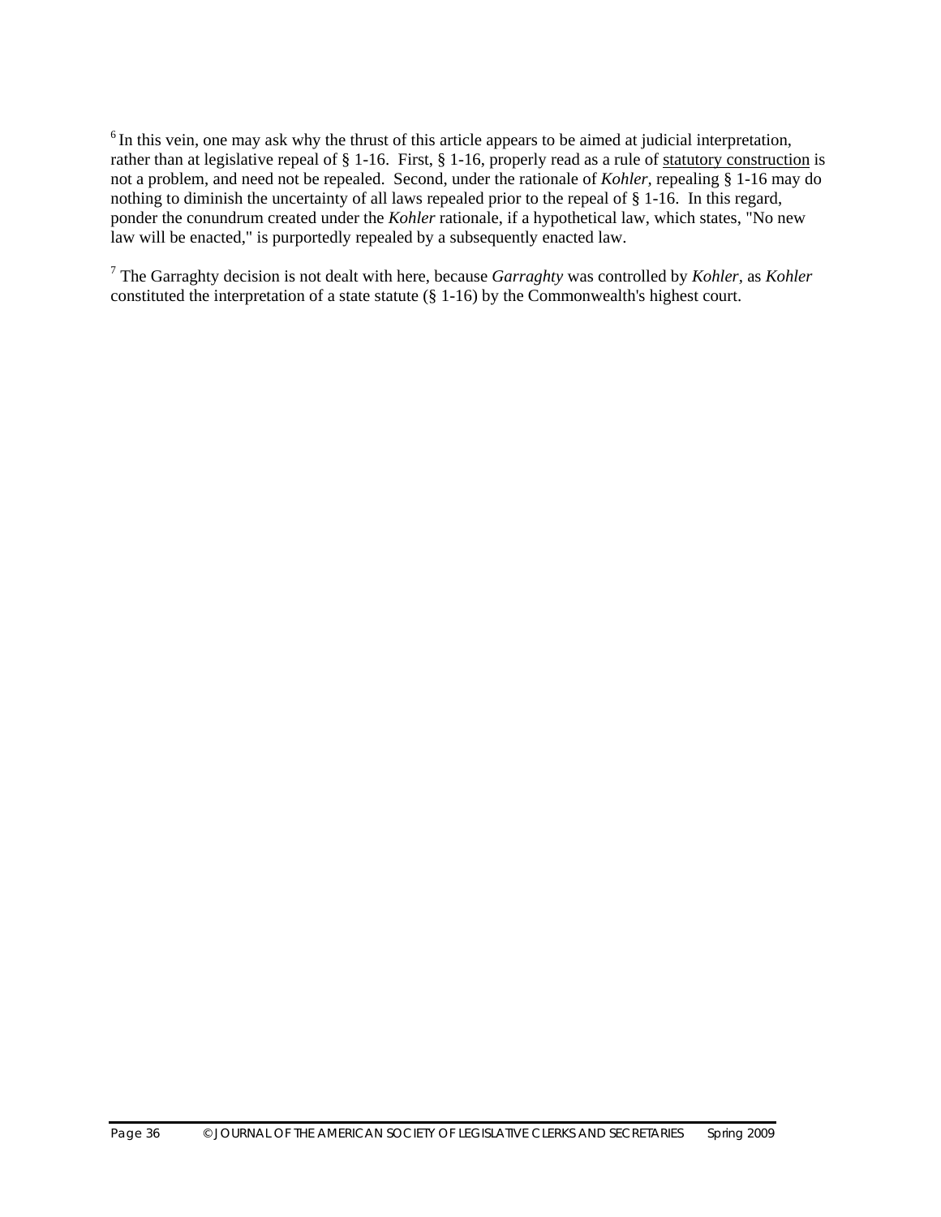[6] In this vein, one may ask why the thrust of this article appears to be aimed at judicial interpretation, rather than at legislative repeal of § 1-16. First, § 1-16, properly read as a rule of statutory construction is not a problem, and need not be repealed. Second, under the rationale of *Kohler,* repealing § 1-16 may do nothing to diminish the uncertainty of all laws repealed prior to the repeal of § 1-16. In this regard, ponder the conundrum created under the *Kohler* rationale, if a hypothetical law, which states, "No new law will be enacted," is purportedly repealed by a subsequently enacted law.

[7] The Garraghty decision is not dealt with here, because *Garraghty* was controlled by *Kohler,* as *Kohler* constituted the interpretation of a state statute (§ 1-16) by the Commonwealth's highest court.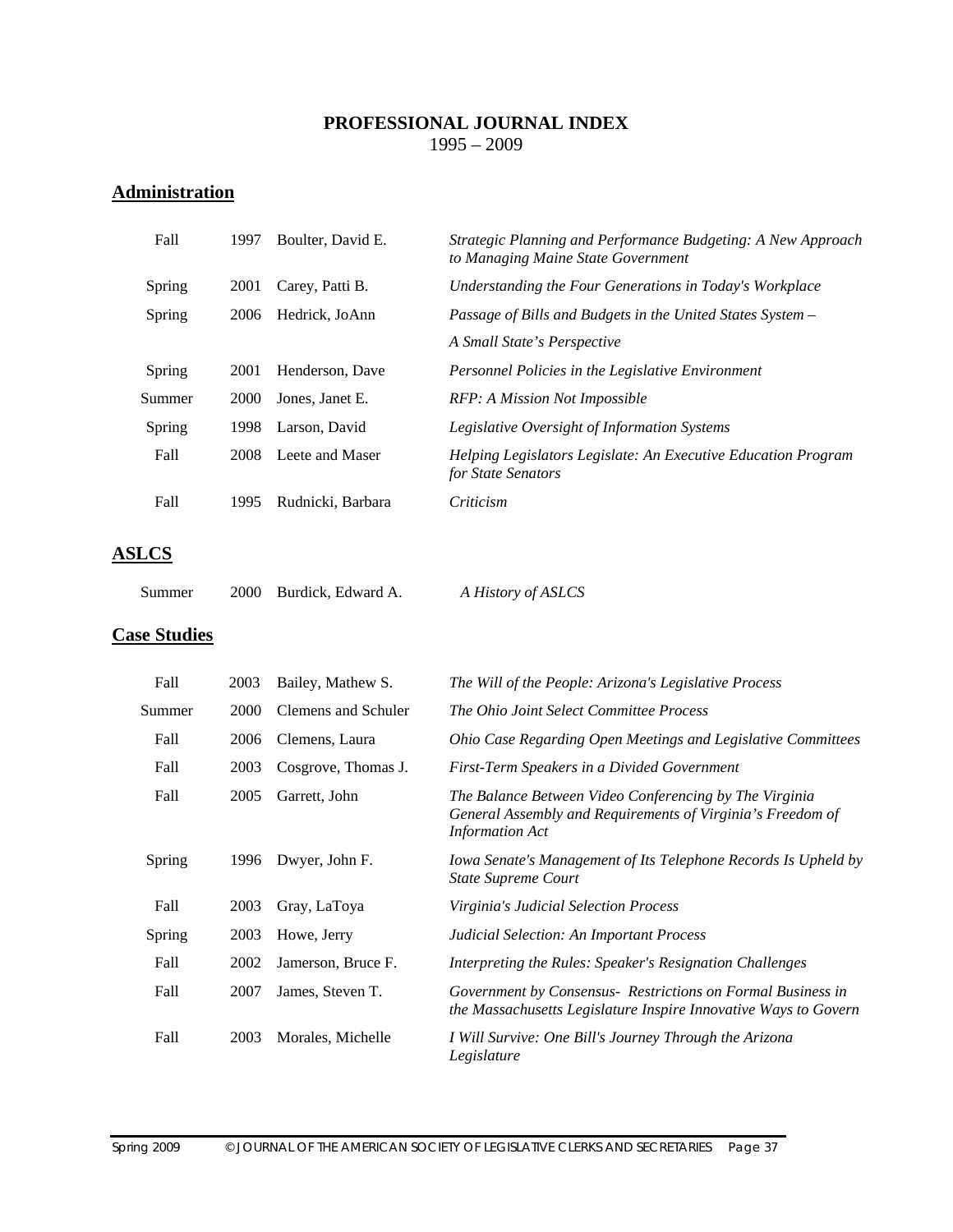# PROFESSIONAL JOURNAL INDEX

1995 – 2009

## Administration

| | | | |
|---|---|---|---|
| Fall | 1997 | Boulter, David E. | *Strategic Planning and Performance Budgeting: A New Approach to Managing Maine State Government* |
| Spring | 2001 | Carey, Patti B. | *Understanding the Four Generations in Today's Workplace* |
| Spring | 2006 | Hedrick, JoAnn | *Passage of Bills and Budgets in the United States System – A Small State's Perspective* |
| Spring | 2001 | Henderson, Dave | *Personnel Policies in the Legislative Environment* |
| Summer | 2000 | Jones, Janet E. | *RFP: A Mission Not Impossible* |
| Spring | 1998 | Larson, David | *Legislative Oversight of Information Systems* |
| Fall | 2008 | Leete and Maser | *Helping Legislators Legislate: An Executive Education Program for State Senators* |
| Fall | 1995 | Rudnicki, Barbara | *Criticism* |

## ASLCS

| | | | |
|---|---|---|---|
| Summer | 2000 | Burdick, Edward A. | *A History of ASLCS* |

## Case Studies

| | | | |
|---|---|---|---|
| Fall | 2003 | Bailey, Mathew S. | *The Will of the People: Arizona's Legislative Process* |
| Summer | 2000 | Clemens and Schuler | *The Ohio Joint Select Committee Process* |
| Fall | 2006 | Clemens, Laura | *Ohio Case Regarding Open Meetings and Legislative Committees* |
| Fall | 2003 | Cosgrove, Thomas J. | *First-Term Speakers in a Divided Government* |
| Fall | 2005 | Garrett, John | *The Balance Between Video Conferencing by The Virginia General Assembly and Requirements of Virginia's Freedom of Information Act* |
| Spring | 1996 | Dwyer, John F. | *Iowa Senate's Management of Its Telephone Records Is Upheld by State Supreme Court* |
| Fall | 2003 | Gray, LaToya | *Virginia's Judicial Selection Process* |
| Spring | 2003 | Howe, Jerry | *Judicial Selection: An Important Process* |
| Fall | 2002 | Jamerson, Bruce F. | *Interpreting the Rules: Speaker's Resignation Challenges* |
| Fall | 2007 | James, Steven T. | *Government by Consensus- Restrictions on Formal Business in the Massachusetts Legislature Inspire Innovative Ways to Govern* |
| Fall | 2003 | Morales, Michelle | *I Will Survive: One Bill's Journey Through the Arizona Legislature* |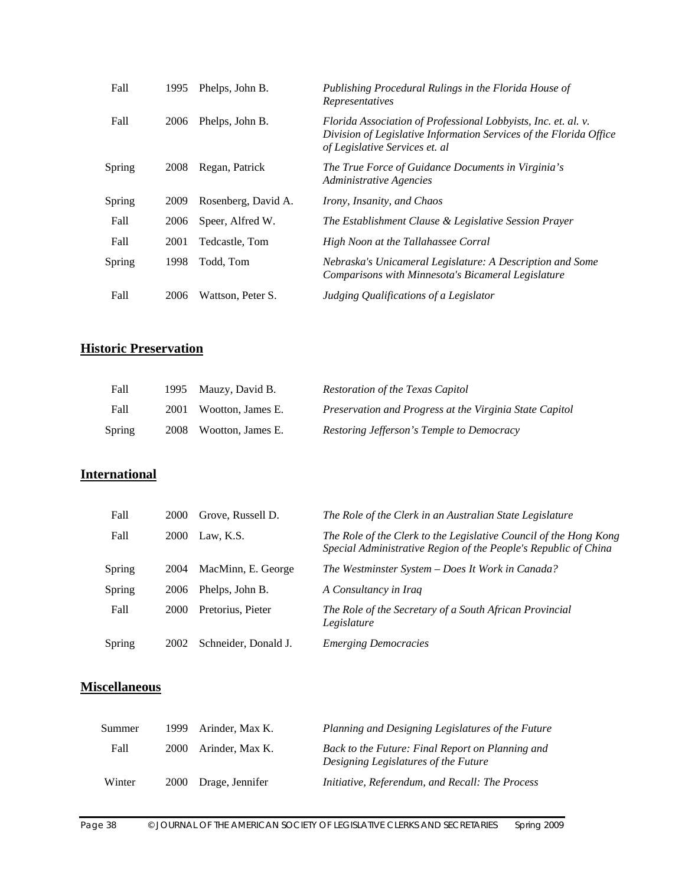| | | | |
|---|---|---|---|
| Fall | 1995 | Phelps, John B. | *Publishing Procedural Rulings in the Florida House of Representatives* |
| Fall | 2006 | Phelps, John B. | *Florida Association of Professional Lobbyists, Inc. et. al. v. Division of Legislative Information Services of the Florida Office of Legislative Services et. al* |
| Spring | 2008 | Regan, Patrick | *The True Force of Guidance Documents in Virginia's Administrative Agencies* |
| Spring | 2009 | Rosenberg, David A. | *Irony, Insanity, and Chaos* |
| Fall | 2006 | Speer, Alfred W. | *The Establishment Clause & Legislative Session Prayer* |
| Fall | 2001 | Tedcastle, Tom | *High Noon at the Tallahassee Corral* |
| Spring | 1998 | Todd, Tom | *Nebraska's Unicameral Legislature: A Description and Some Comparisons with Minnesota's Bicameral Legislature* |
| Fall | 2006 | Wattson, Peter S. | *Judging Qualifications of a Legislator* |

## Historic Preservation

| | | | |
|---|---|---|---|
| Fall | 1995 | Mauzy, David B. | *Restoration of the Texas Capitol* |
| Fall | 2001 | Wootton, James E. | *Preservation and Progress at the Virginia State Capitol* |
| Spring | 2008 | Wootton, James E. | *Restoring Jefferson's Temple to Democracy* |

## International

| | | | |
|---|---|---|---|
| Fall | 2000 | Grove, Russell D. | *The Role of the Clerk in an Australian State Legislature* |
| Fall | 2000 | Law, K.S. | *The Role of the Clerk to the Legislative Council of the Hong Kong Special Administrative Region of the People's Republic of China* |
| Spring | 2004 | MacMinn, E. George | *The Westminster System – Does It Work in Canada?* |
| Spring | 2006 | Phelps, John B. | *A Consultancy in Iraq* |
| Fall | 2000 | Pretorius, Pieter | *The Role of the Secretary of a South African Provincial Legislature* |
| Spring | 2002 | Schneider, Donald J. | *Emerging Democracies* |

## Miscellaneous

| | | | |
|---|---|---|---|
| Summer | 1999 | Arinder, Max K. | *Planning and Designing Legislatures of the Future* |
| Fall | 2000 | Arinder, Max K. | *Back to the Future: Final Report on Planning and Designing Legislatures of the Future* |
| Winter | 2000 | Drage, Jennifer | *Initiative, Referendum, and Recall: The Process* |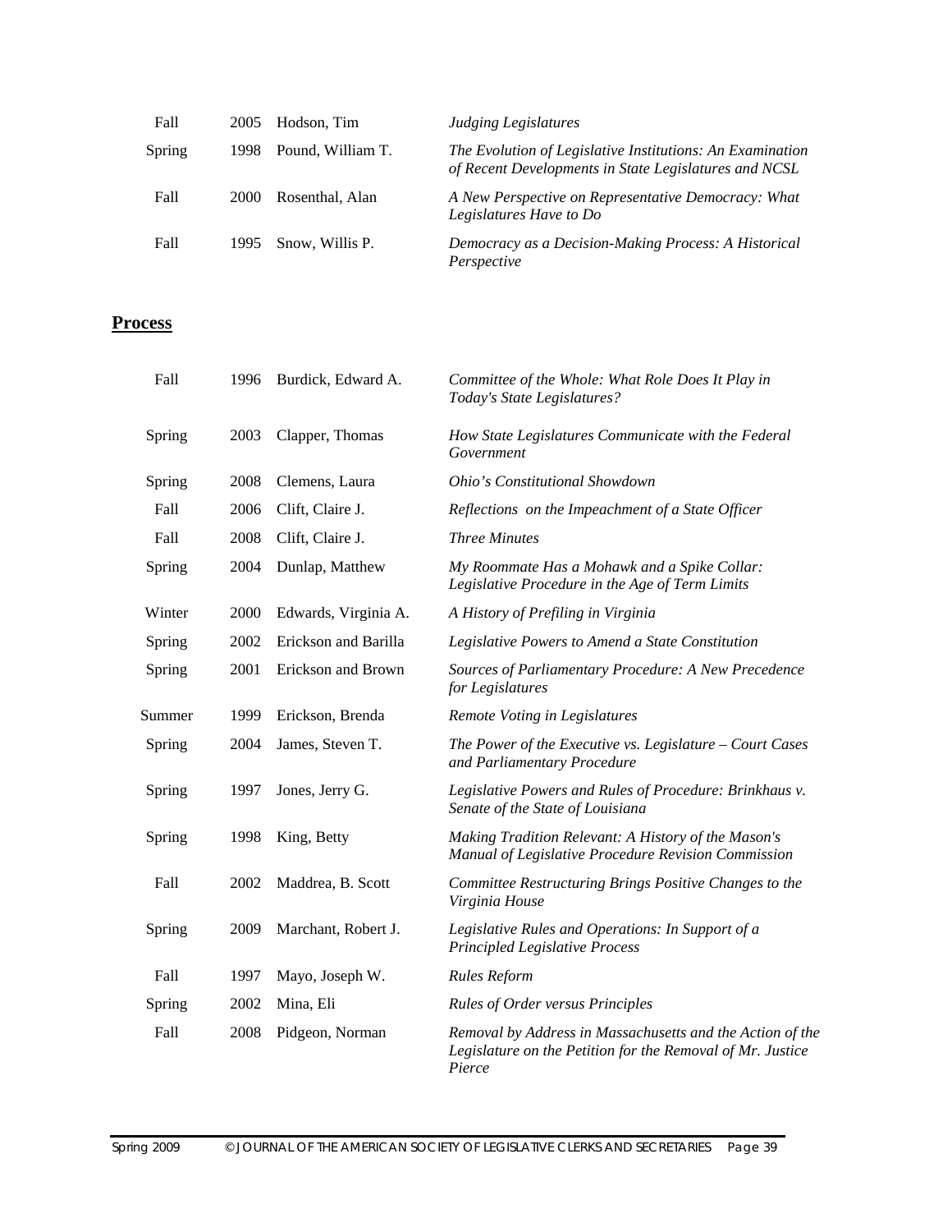| | | | |
|---|---|---|---|
| Fall | 2005 | Hodson, Tim | *Judging Legislatures* |
| Spring | 1998 | Pound, William T. | *The Evolution of Legislative Institutions: An Examination of Recent Developments in State Legislatures and NCSL* |
| Fall | 2000 | Rosenthal, Alan | *A New Perspective on Representative Democracy: What Legislatures Have to Do* |
| Fall | 1995 | Snow, Willis P. | *Democracy as a Decision-Making Process: A Historical Perspective* |

## Process

| | | | |
|---|---|---|---|
| Fall | 1996 | Burdick, Edward A. | *Committee of the Whole: What Role Does It Play in Today's State Legislatures?* |
| Spring | 2003 | Clapper, Thomas | *How State Legislatures Communicate with the Federal Government* |
| Spring | 2008 | Clemens, Laura | *Ohio's Constitutional Showdown* |
| Fall | 2006 | Clift, Claire J. | *Reflections on the Impeachment of a State Officer* |
| Fall | 2008 | Clift, Claire J. | *Three Minutes* |
| Spring | 2004 | Dunlap, Matthew | *My Roommate Has a Mohawk and a Spike Collar: Legislative Procedure in the Age of Term Limits* |
| Winter | 2000 | Edwards, Virginia A. | *A History of Prefiling in Virginia* |
| Spring | 2002 | Erickson and Barilla | *Legislative Powers to Amend a State Constitution* |
| Spring | 2001 | Erickson and Brown | *Sources of Parliamentary Procedure: A New Precedence for Legislatures* |
| Summer | 1999 | Erickson, Brenda | *Remote Voting in Legislatures* |
| Spring | 2004 | James, Steven T. | *The Power of the Executive vs. Legislature – Court Cases and Parliamentary Procedure* |
| Spring | 1997 | Jones, Jerry G. | *Legislative Powers and Rules of Procedure: Brinkhaus v. Senate of the State of Louisiana* |
| Spring | 1998 | King, Betty | *Making Tradition Relevant: A History of the Mason's Manual of Legislative Procedure Revision Commission* |
| Fall | 2002 | Maddrea, B. Scott | *Committee Restructuring Brings Positive Changes to the Virginia House* |
| Spring | 2009 | Marchant, Robert J. | *Legislative Rules and Operations: In Support of a Principled Legislative Process* |
| Fall | 1997 | Mayo, Joseph W. | *Rules Reform* |
| Spring | 2002 | Mina, Eli | *Rules of Order versus Principles* |
| Fall | 2008 | Pidgeon, Norman | *Removal by Address in Massachusetts and the Action of the Legislature on the Petition for the Removal of Mr. Justice Pierce* |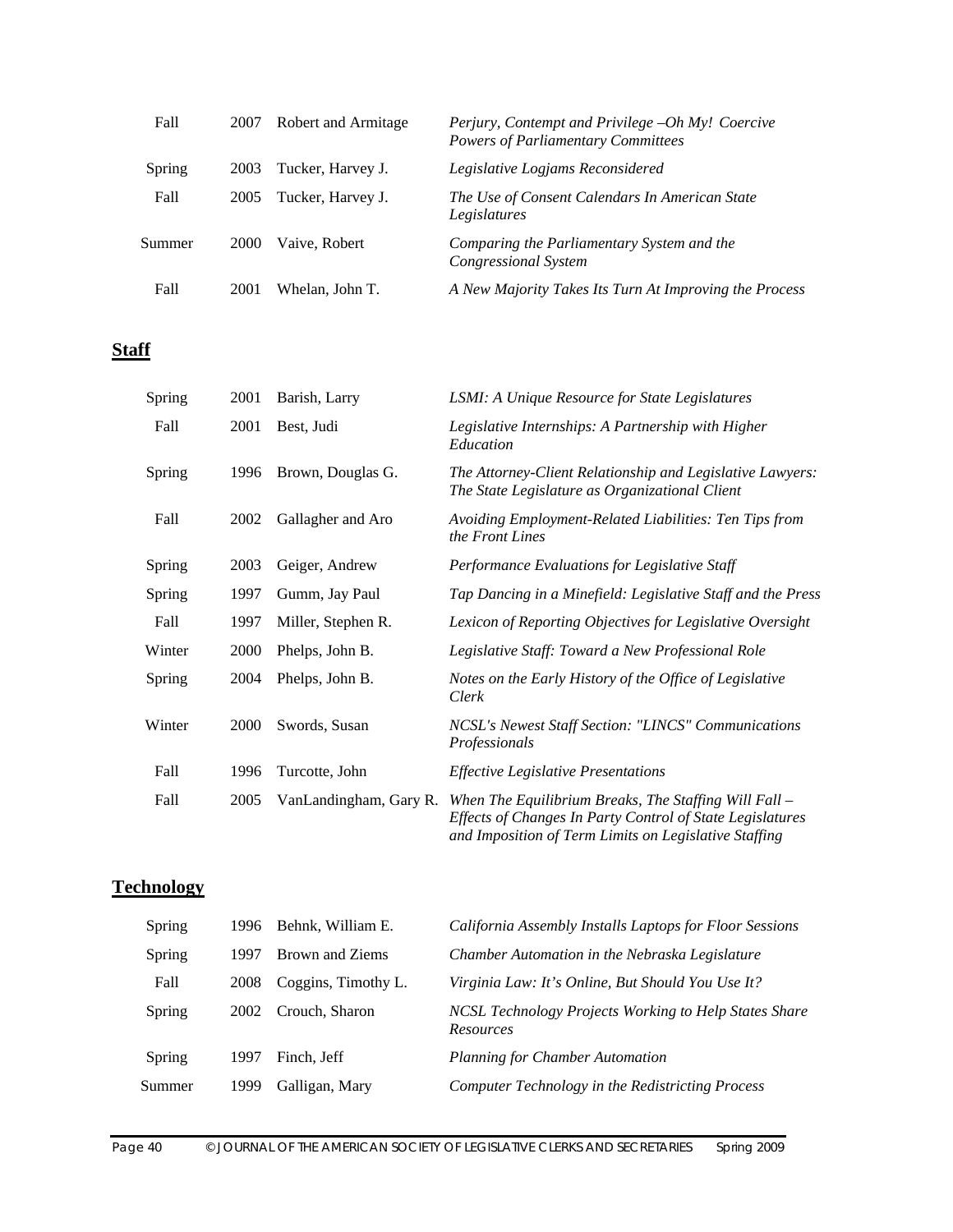| | | | |
|---|---|---|---|
| Fall | 2007 | Robert and Armitage | *Perjury, Contempt and Privilege –Oh My! Coercive Powers of Parliamentary Committees* |
| Spring | 2003 | Tucker, Harvey J. | *Legislative Logjams Reconsidered* |
| Fall | 2005 | Tucker, Harvey J. | *The Use of Consent Calendars In American State Legislatures* |
| Summer | 2000 | Vaive, Robert | *Comparing the Parliamentary System and the Congressional System* |
| Fall | 2001 | Whelan, John T. | *A New Majority Takes Its Turn At Improving the Process* |

## Staff

| | | | |
|---|---|---|---|
| Spring | 2001 | Barish, Larry | *LSMI: A Unique Resource for State Legislatures* |
| Fall | 2001 | Best, Judi | *Legislative Internships: A Partnership with Higher Education* |
| Spring | 1996 | Brown, Douglas G. | *The Attorney-Client Relationship and Legislative Lawyers: The State Legislature as Organizational Client* |
| Fall | 2002 | Gallagher and Aro | *Avoiding Employment-Related Liabilities: Ten Tips from the Front Lines* |
| Spring | 2003 | Geiger, Andrew | *Performance Evaluations for Legislative Staff* |
| Spring | 1997 | Gumm, Jay Paul | *Tap Dancing in a Minefield: Legislative Staff and the Press* |
| Fall | 1997 | Miller, Stephen R. | *Lexicon of Reporting Objectives for Legislative Oversight* |
| Winter | 2000 | Phelps, John B. | *Legislative Staff: Toward a New Professional Role* |
| Spring | 2004 | Phelps, John B. | *Notes on the Early History of the Office of Legislative Clerk* |
| Winter | 2000 | Swords, Susan | *NCSL's Newest Staff Section: "LINCS" Communications Professionals* |
| Fall | 1996 | Turcotte, John | *Effective Legislative Presentations* |
| Fall | 2005 | VanLandingham, Gary R. | *When The Equilibrium Breaks, The Staffing Will Fall – Effects of Changes In Party Control of State Legislatures and Imposition of Term Limits on Legislative Staffing* |

## Technology

| | | | |
|---|---|---|---|
| Spring | 1996 | Behnk, William E. | *California Assembly Installs Laptops for Floor Sessions* |
| Spring | 1997 | Brown and Ziems | *Chamber Automation in the Nebraska Legislature* |
| Fall | 2008 | Coggins, Timothy L. | *Virginia Law: It's Online, But Should You Use It?* |
| Spring | 2002 | Crouch, Sharon | *NCSL Technology Projects Working to Help States Share Resources* |
| Spring | 1997 | Finch, Jeff | *Planning for Chamber Automation* |
| Summer | 1999 | Galligan, Mary | *Computer Technology in the Redistricting Process* |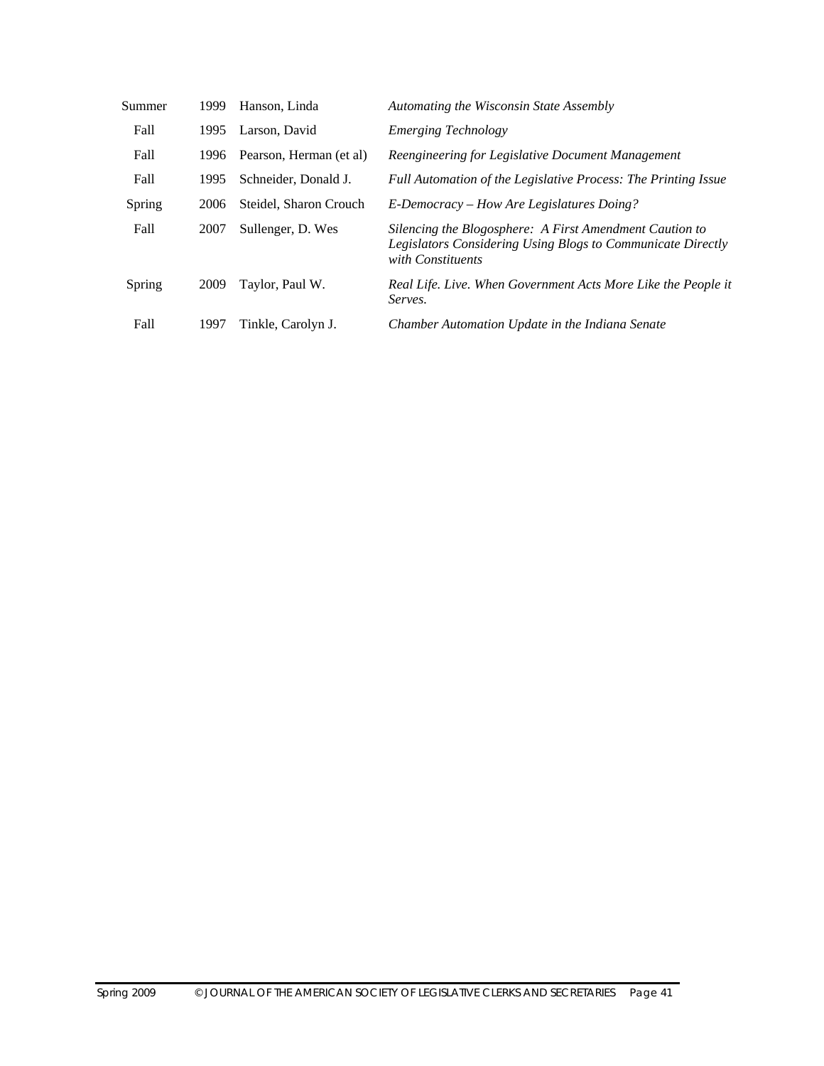| | | | |
|---|---|---|---|
| Summer | 1999 | Hanson, Linda | *Automating the Wisconsin State Assembly* |
| Fall | 1995 | Larson, David | *Emerging Technology* |
| Fall | 1996 | Pearson, Herman (et al) | *Reengineering for Legislative Document Management* |
| Fall | 1995 | Schneider, Donald J. | *Full Automation of the Legislative Process: The Printing Issue* |
| Spring | 2006 | Steidel, Sharon Crouch | *E-Democracy – How Are Legislatures Doing?* |
| Fall | 2007 | Sullenger, D. Wes | *Silencing the Blogosphere: A First Amendment Caution to Legislators Considering Using Blogs to Communicate Directly with Constituents* |
| Spring | 2009 | Taylor, Paul W. | *Real Life. Live. When Government Acts More Like the People it Serves.* |
| Fall | 1997 | Tinkle, Carolyn J. | *Chamber Automation Update in the Indiana Senate* |